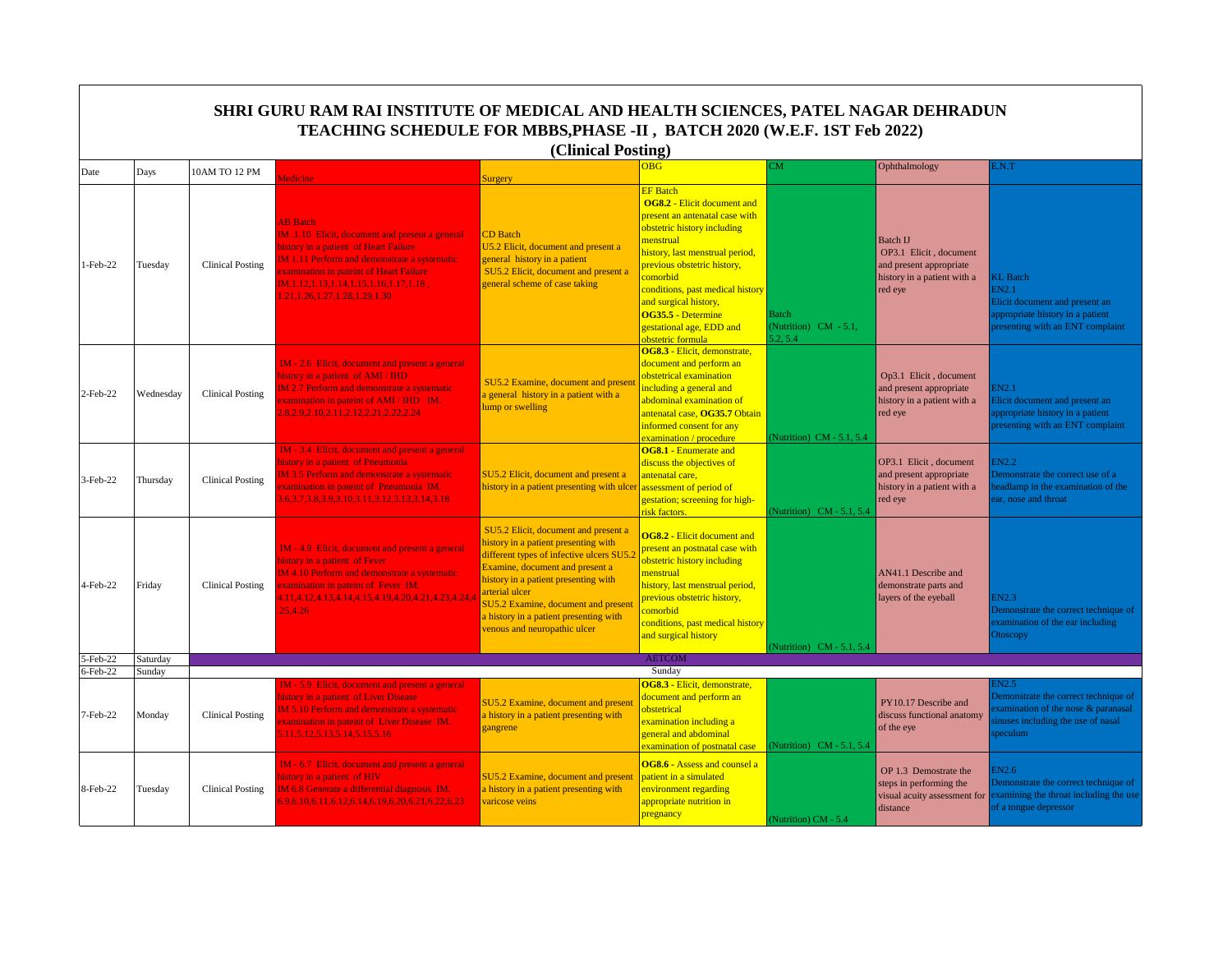# SHRI GURU RAM RAI INSTITUTE OF MEDICAL AND HEALTH SCIENCES, PATEL NAGAR DEHRADUN
## TEACHING SCHEDULE FOR MBBS,PHASE -II , BATCH 2020 (W.E.F. 1ST Feb 2022)
### (Clinical Posting)

| Date | Days | 10AM TO 12 PM | Medicine | Surgery | OBG | CM | Ophthalmology | E.N.T |
|---|---|---|---|---|---|---|---|---|
| 1-Feb-22 | Tuesday | Clinical Posting | AB Batch IM .1.10 Elicit, document and present a general history in a patient of Heart Failure IM 1.11 Perform and demonstrate a systematic examination in pateint of Heart Failure IM.1.12,1.13,1.14,1.15,1.16,1.17,1.18 , 1.21,1.26,1.27,1.28,1.29,1.30 | CD Batch U5.2 Elicit, document and present a general history in a patient SU5.2 Elicit, document and present a general scheme of case taking | EF Batch **OG8.2** - Elicit document and present an antenatal case with obstetric history including menstrual history, last menstrual period, previous obstetric history, comorbid conditions, past medical history and surgical history, **OG35.5** - Determine gestational age, EDD and obstetric formula | Batch (Nutrition) CM - 5.1, 5.2, 5.4 | Batch IJ OP3.1 Elicit , document and present appropriate history in a patient with a red eye | KL Batch EN2.1 Elicit document and present an appropriate history in a patient presenting with an ENT complaint |
| 2-Feb-22 | Wednesday | Clinical Posting | IM - 2.6 Elicit, document and present a general history in a patient of AMI / IHD IM 2.7 Perform and demonstrate a systematic examination in pateint of AMI / IHD IM. 2.8,2.9,2.10,2.11,2.12,2.21,2.22,2.24 | SU5.2 Examine, document and present a general history in a patient with a lump or swelling | **OG8.3** - Elicit, demonstrate, document and perform an obstetrical examination including a general and abdominal examination of antenatal case, **OG35.7** Obtain informed consent for any examination / procedure | (Nutrition) CM - 5.1, 5.4 | Op3.1 Elicit , document and present appropriate history in a patient with a red eye | EN2.1 Elicit document and present an appropriate history in a patient presenting with an ENT complaint |
| 3-Feb-22 | Thursday | Clinical Posting | IM - 3.4 Elicit, document and present a general history in a patient of Pneumonia IM 3.5 Perform and demonstrate a systematic examination in pateint of Pneumonia IM. 3.6,3.7,3.8,3.9,3.10,3.11,3.12,3.13,3.14,3.18 | SU5.2 Elicit, document and present a history in a patient presenting with ulcer | **OG8.1** - Enumerate and discuss the objectives of antenatal care, assessment of period of gestation; screening for high-risk factors. | (Nutrition) CM - 5.1, 5.4 | OP3.1 Elicit , document and present appropriate history in a patient with a red eye | EN2.2 Demonstrate the correct use of a headlamp in the examination of the ear, nose and throat |
| 4-Feb-22 | Friday | Clinical Posting | IM - 4.9 Elicit, document and present a general history in a patient of Fever IM 4.10 Perform and demonstrate a systematic examination in pateint of Fever IM. 4.11,4.12,4.13,4.14,4.15,4.19,4.20,4.21,4.23,4.24,4.25,4.26 | SU5.2 Elicit, document and present a history in a patient presenting with different types of infective ulcers SU5.2 Examine, document and present a history in a patient presenting with arterial ulcer SU5.2 Examine, document and present a history in a patient presenting with venous and neuropathic ulcer | **OG8.2** - Elicit document and present an postnatal case with obstetric history including menstrual history, last menstrual period, previous obstetric history, comorbid conditions, past medical history and surgical history | (Nutrition) CM - 5.1, 5.4 | AN41.1 Describe and demonstrate parts and layers of the eyeball | EN2.3 Demonstrate the correct technique of examination of the ear including Otoscopy |
| 5-Feb-22 | Saturday | AETCOM | | | | | | |
| 6-Feb-22 | Sunday | Sunday | | | | | | |
| 7-Feb-22 | Monday | Clinical Posting | IM - 5.9 Elicit, document and present a general history in a patient of Liver Disease IM 5.10 Perform and demonstrate a systematic examination in pateint of Liver Disease IM. 5.11,5.12,5.13,5.14,5.15,5.16 | SU5.2 Examine, document and present a history in a patient presenting with gangrene | **OG8.3** - Elicit, demonstrate, document and perform an obstetrical examination including a general and abdominal examination of postnatal case | (Nutrition) CM - 5.1, 5.4 | PY10.17 Describe and discuss functional anatomy of the eye | EN2.5 Demonstrate the correct technique of examination of the nose & paranasal sinuses including the use of nasal speculum |
| 8-Feb-22 | Tuesday | Clinical Posting | IM - 6.7 Elicit, document and present a general history in a patient of HIV IM 6.8 Generate a differential diagnosis IM. 6.9,6.10,6.11,6.12,6.14,6.19,6.20,6.21,6.22,6.23 | SU5.2 Examine, document and present a history in a patient presenting with varicose veins | **OG8.6** - Assess and counsel a patient in a simulated environment regarding appropriate nutrition in pregnancy | (Nutrition) CM - 5.4 | OP 1.3 Demostrate the steps in performing the visual acuity assessment for distance | EN2.6 Demonstrate the correct technique of examining the throat including the use of a tongue depressor |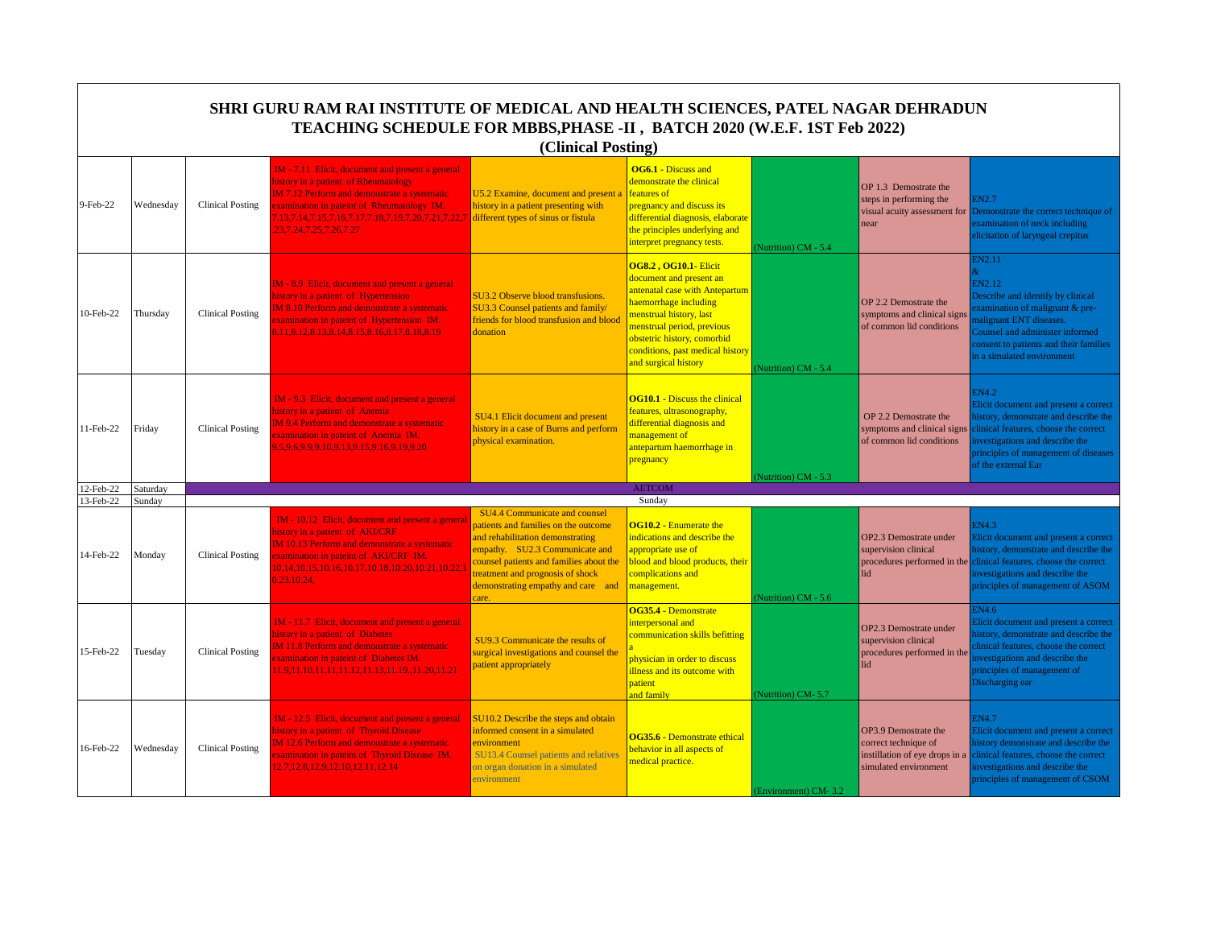# SHRI GURU RAM RAI INSTITUTE OF MEDICAL AND HEALTH SCIENCES, PATEL NAGAR DEHRADUN

## TEACHING SCHEDULE FOR MBBS,PHASE -II , BATCH 2020 (W.E.F. 1ST Feb 2022)

### (Clinical Posting)

| | | | | | | | | |
|---|---|---|---|---|---|---|---|---|
| 9-Feb-22 | Wednesday | Clinical Posting | IM - 7.11 Elicit, document and present a general history in a patient of Rheumatology IM 7.12 Perform and demonstrate a systematic examination in pateint of Rheumatology IM. 7.13,7.14,7.15,7.16,7.17,7.18,7.19,7.20,7.21,7.22,7.23,7.24,7.25,7.26,7.27 | U5.2 Examine, document and present a history in a patient presenting with different types of sinus or fistula | **OG6.1** - Discuss and demonstrate the clinical features of pregnancy and discuss its differential diagnosis, elaborate the principles underlying and interpret pregnancy tests. | (Nutrition) CM - 5.4 | OP 1.3 Demostrate the steps in performing the visual acuity assessment for near | EN2.7 Demonstrate the correct technique of examination of neck including elicitation of laryngeal crepitus |
| 10-Feb-22 | Thursday | Clinical Posting | IM - 8.9 Elicit, document and present a general history in a patient of Hypertension IM 8.10 Perform and demonstrate a systematic examination in pateint of Hypertension IM. 8.11,8.12,8.13,8.14,8.15,8.16,8.17,8.18,8.19 | SU3.2 Observe blood transfusions. SU3.3 Counsel patients and family/ friends for blood transfusion and blood donation | **OG8.2 , OG10.1**- Elicit document and present an antenatal case with Antepartum haemorrhage including menstrual history, last menstrual period, previous obstetric history, comorbid conditions, past medical history and surgical history | (Nutrition) CM - 5.4 | OP 2.2 Demostrate the symptoms and clinical signs of common lid conditions | EN2.11 & EN2.12 Describe and identify by clinical examination of malignant & pre-malignant ENT diseases. Counsel and administer informed consent to patients and their families in a simulated environment |
| 11-Feb-22 | Friday | Clinical Posting | IM - 9.3 Elicit, document and present a general history in a patient of Anemia IM 9.4 Perform and demonstrate a systematic examination in pateint of Anemia IM. 9.5,9.6,9.9,9.10,9.13,9.15,9.16,9.19,9.20 | SU4.1 Elicit document and present history in a case of Burns and perform physical examination. | **OG10.1** - Discuss the clinical features, ultrasonography, differential diagnosis and management of antepartum haemorrhage in pregnancy | (Nutrition) CM - 5.3 | OP 2.2 Demostrate the symptoms and clinical signs of common lid conditions | EN4.2 Elicit document and present a correct history, demonstrate and describe the clinical features, choose the correct investigations and describe the principles of management of diseases of the external Ear |
| 12-Feb-22 | Saturday | AETCOM | | | | | | |
| 13-Feb-22 | Sunday | Sunday | | | | | | |
| 14-Feb-22 | Monday | Clinical Posting | IM - 10.12 Elicit, document and present a general history in a patient of AKI/CRF IM 10.13 Perform and demonstrate a systematic examination in pateint of AKI/CRF IM. 10.14,10.15,10.16,10.17,10.18,10.20,10.21,10.22,10.23,10.24. | SU4.4 Communicate and counsel patients and families on the outcome and rehabilitation demonstrating empathy. SU2.3 Communicate and counsel patients and families about the treatment and prognosis of shock demonstrating empathy and care and care. | **OG10.2** - Enumerate the indications and describe the appropriate use of blood and blood products, their complications and management. | (Nutrition) CM - 5.6 | OP2.3 Demostrate under supervision clinical procedures performed in the lid | EN4.3 Elicit document and present a correct history, demonstrate and describe the clinical features, choose the correct investigations and describe the principles of management of ASOM |
| 15-Feb-22 | Tuesday | Clinical Posting | IM - 11.7 Elicit, document and present a general history in a patient of Diabetes IM 11.8 Perform and demonstrate a systematic examination in pateint of Diabetes IM. 11.9,11.10,11.11,11.12,11.13,11.19,,11.20,11.21 | SU9.3 Communicate the results of surgical investigations and counsel the patient appropriately | **OG35.4** - Demonstrate interpersonal and communication skills befitting a physician in order to discuss illness and its outcome with patient and family | (Nutrition) CM- 5.7 | OP2.3 Demostrate under supervision clinical procedures performed in the lid | EN4.6 Elicit document and present a correct history, demonstrate and describe the clinical features, choose the correct investigations and describe the principles of management of Discharging ear |
| 16-Feb-22 | Wednesday | Clinical Posting | IM - 12.5 Elicit, document and present a general history in a patient of Thyroid Disease IM 12.6 Perform and demonstrate a systematic examination in pateint of Thyroid Disease IM. 12.7,12.8,12.9,12.10,12.11,12.14 | SU10.2 Describe the steps and obtain informed consent in a simulated environment SU13.4 Counsel patients and relatives on organ donation in a simulated environment | **OG35.6** - Demonstrate ethical behavior in all aspects of medical practice. | (Environment) CM- 3.2 | OP3.9 Demostrate the correct technique of instillation of eye drops in a simulated environment | EN4.7 Elicit document and present a correct history demonstrate and describe the clinical features, choose the correct investigations and describe the principles of management of CSOM |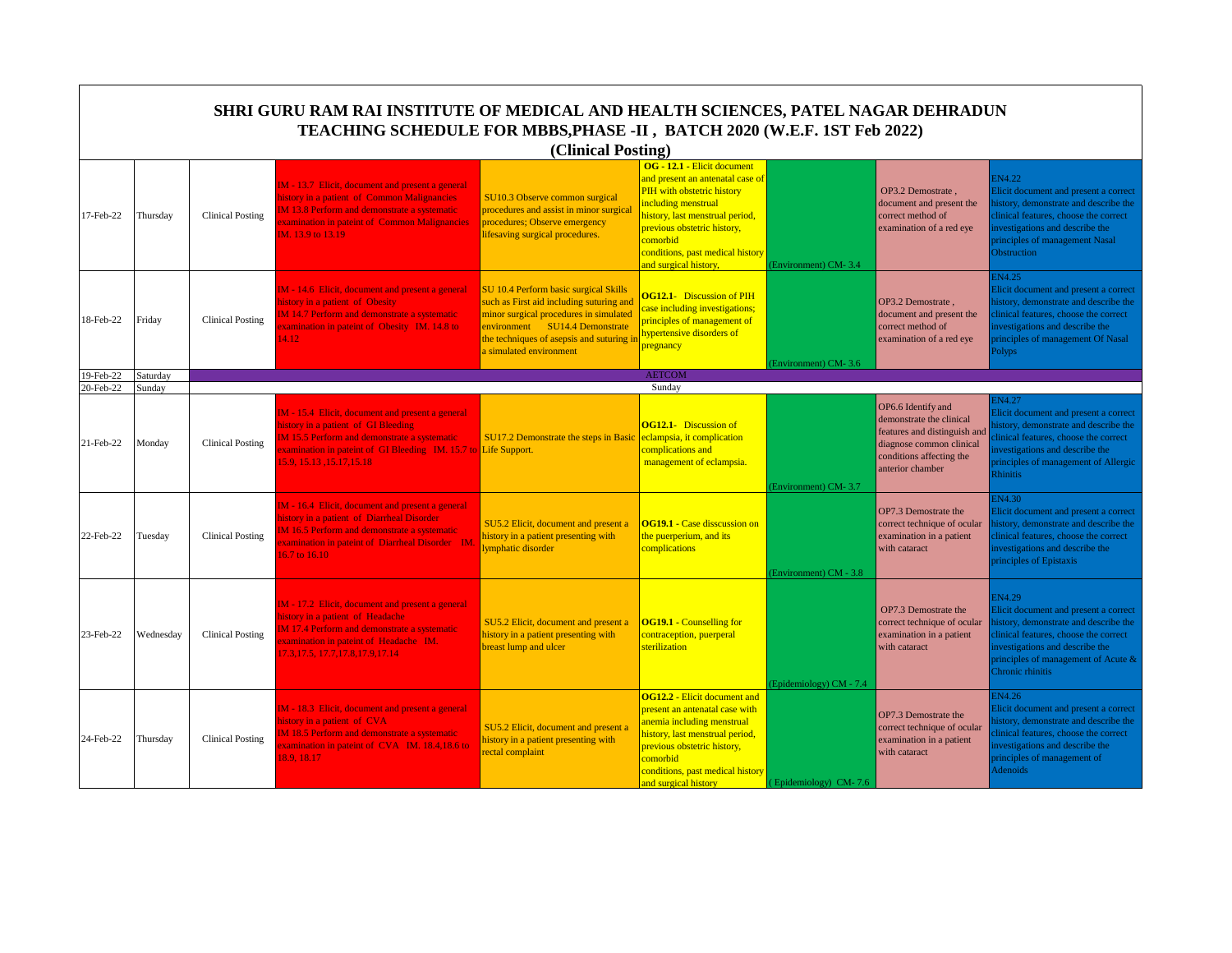# SHRI GURU RAM RAI INSTITUTE OF MEDICAL AND HEALTH SCIENCES, PATEL NAGAR DEHRADUN

## TEACHING SCHEDULE FOR MBBS,PHASE -II , BATCH 2020 (W.E.F. 1ST Feb 2022)

### (Clinical Posting)

| | | | | | | | | |
|---|---|---|---|---|---|---|---|---|
| 17-Feb-22 | Thursday | Clinical Posting | IM - 13.7 Elicit, document and present a general history in a patient of Common Malignancies IM 13.8 Perform and demonstrate a systematic examination in pateint of Common Malignancies IM. 13.9 to 13.19 | SU10.3 Observe common surgical procedures and assist in minor surgical procedures; Observe emergency lifesaving surgical procedures. | **OG - 12.1** - Elicit document and present an antenatal case of PIH with obstetric history including menstrual history, last menstrual period, previous obstetric history, comorbid conditions, past medical history and surgical history, | (Environment) CM- 3.4 | OP3.2 Demostrate , document and present the correct method of examination of a red eye | EN4.22 Elicit document and present a correct history, demonstrate and describe the clinical features, choose the correct investigations and describe the principles of management Nasal Obstruction |
| 18-Feb-22 | Friday | Clinical Posting | IM - 14.6 Elicit, document and present a general history in a patient of Obesity IM 14.7 Perform and demonstrate a systematic examination in pateint of Obesity IM. 14.8 to 14.12 | SU 10.4 Perform basic surgical Skills such as First aid including suturing and minor surgical procedures in simulated environment SU14.4 Demonstrate the techniques of asepsis and suturing in a simulated environment | **OG12.1**- Discussion of PIH case including investigations; principles of management of hypertensive disorders of pregnancy | (Environment) CM- 3.6 | OP3.2 Demostrate , document and present the correct method of examination of a red eye | EN4.25 Elicit document and present a correct history, demonstrate and describe the clinical features, choose the correct investigations and describe the principles of management Of Nasal Polyps |
| 19-Feb-22 | Saturday | AETCOM | | | | | | |
| 20-Feb-22 | Sunday | Sunday | | | | | | |
| 21-Feb-22 | Monday | Clinical Posting | IM - 15.4 Elicit, document and present a general history in a patient of GI Bleeding IM 15.5 Perform and demonstrate a systematic examination in pateint of GI Bleeding IM. 15.7 to 15.9, 15.13 ,15.17,15.18 | SU17.2 Demonstrate the steps in Basic Life Support. | **OG12.1**- Discussion of eclampsia, it complication complications and management of eclampsia. | (Environment) CM- 3.7 | OP6.6 Identify and demonstrate the clinical features and distinguish and diagnose common clinical conditions affecting the anterior chamber | EN4.27 Elicit document and present a correct history, demonstrate and describe the clinical features, choose the correct investigations and describe the principles of management of Allergic Rhinitis |
| 22-Feb-22 | Tuesday | Clinical Posting | IM - 16.4 Elicit, document and present a general history in a patient of Diarrheal Disorder IM 16.5 Perform and demonstrate a systematic examination in pateint of Diarrheal Disorder IM. 16.7 to 16.10 | SU5.2 Elicit, document and present a history in a patient presenting with lymphatic disorder | **OG19.1** - Case disscussion on the puerperium, and its complications | (Environment) CM - 3.8 | OP7.3 Demostrate the correct technique of ocular examination in a patient with cataract | EN4.30 Elicit document and present a correct history, demonstrate and describe the clinical features, choose the correct investigations and describe the principles of Epistaxis |
| 23-Feb-22 | Wednesday | Clinical Posting | IM - 17.2 Elicit, document and present a general history in a patient of Headache IM 17.4 Perform and demonstrate a systematic examination in pateint of Headache IM. 17.3,17.5, 17.7,17.8,17.9,17.14 | SU5.2 Elicit, document and present a history in a patient presenting with breast lump and ulcer | **OG19.1** - Counselling for contraception, puerperal sterilization | (Epidemiology) CM - 7.4 | OP7.3 Demostrate the correct technique of ocular examination in a patient with cataract | EN4.29 Elicit document and present a correct history, demonstrate and describe the clinical features, choose the correct investigations and describe the principles of management of Acute & Chronic rhinitis |
| 24-Feb-22 | Thursday | Clinical Posting | IM - 18.3 Elicit, document and present a general history in a patient of CVA IM 18.5 Perform and demonstrate a systematic examination in pateint of CVA IM. 18.4,18.6 to 18.9, 18.17 | SU5.2 Elicit, document and present a history in a patient presenting with rectal complaint | **OG12.2** - Elicit document and present an antenatal case with anemia including menstrual history, last menstrual period, previous obstetric history, comorbid conditions, past medical history and surgical history | ( Epidemiology) CM- 7.6 | OP7.3 Demostrate the correct technique of ocular examination in a patient with cataract | EN4.26 Elicit document and present a correct history, demonstrate and describe the clinical features, choose the correct investigations and describe the principles of management of Adenoids |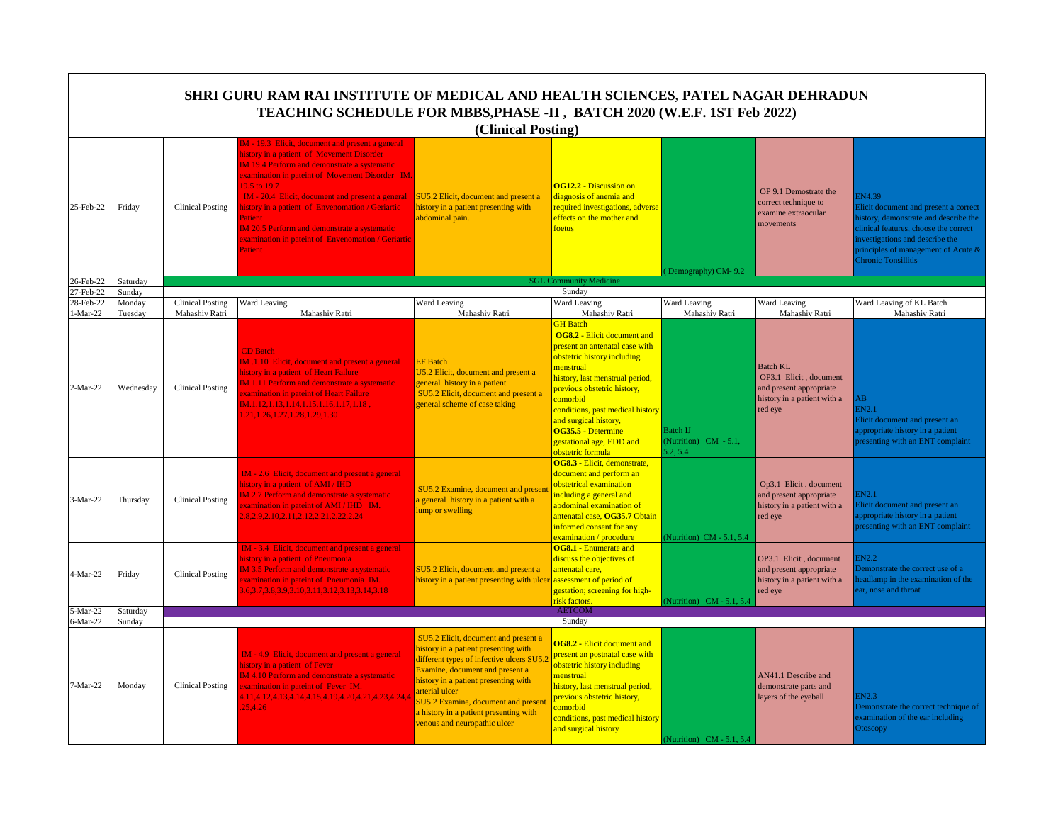# SHRI GURU RAM RAI INSTITUTE OF MEDICAL AND HEALTH SCIENCES, PATEL NAGAR DEHRADUN

## TEACHING SCHEDULE FOR MBBS,PHASE -II , BATCH 2020 (W.E.F. 1ST Feb 2022)

### (Clinical Posting)

| | | | | | | | | |
|---|---|---|---|---|---|---|---|---|
| 25-Feb-22 | Friday | Clinical Posting | IM - 19.3 Elicit, document and present a general history in a patient of Movement Disorder IM 19.4 Perform and demonstrate a systematic examination in pateint of Movement Disorder IM. 19.5 to 19.7 IM - 20.4 Elicit, document and present a general history in a patient of Envenomation / Geriatric Patient IM 20.5 Perform and demonstrate a systematic examination in pateint of Envenomation / Geriatric Patient | SU5.2 Elicit, document and present a history in a patient presenting with abdominal pain. | **OG12.2** - Discussion on diagnosis of anemia and required investigations, adverse effects on the mother and foetus | ( Demography) CM- 9.2 | OP 9.1 Demostrate the correct technique to examine extraocular movements | EN4.39 Elicit document and present a correct history, demonstrate and describe the clinical features, choose the correct investigations and describe the principles of management of Acute & Chronic Tonsillitis |
| 26-Feb-22 | Saturday | SGL Community Medicine | | | | | | |
| 27-Feb-22 | Sunday | Sunday | | | | | | |
| 28-Feb-22 | Monday | Clinical Posting | Ward Leaving | Ward Leaving | Ward Leaving | Ward Leaving | Ward Leaving | Ward Leaving of KL Batch |
| 1-Mar-22 | Tuesday | Mahashiv Ratri | Mahashiv Ratri | Mahashiv Ratri | Mahashiv Ratri | Mahashiv Ratri | Mahashiv Ratri | Mahashiv Ratri |
| 2-Mar-22 | Wednesday | Clinical Posting | CD Batch IM .1.10 Elicit, document and present a general history in a patient of Heart Failure IM 1.11 Perform and demonstrate a systematic examination in pateint of Heart Failure IM.1.12,1.13,1.14,1.15,1.16,1.17,1.18 , 1.21,1.26,1.27,1.28,1.29,1.30 | EF Batch U5.2 Elicit, document and present a general history in a patient SU5.2 Elicit, document and present a general scheme of case taking | GH Batch **OG8.2** - Elicit document and present an antenatal case with obstetric history including menstrual history, last menstrual period, previous obstetric history, comorbid conditions, past medical history and surgical history, **OG35.5** - Determine gestational age, EDD and obstetric formula | Batch IJ (Nutrition) CM - 5.1, 5.2, 5.4 | Batch KL OP3.1 Elicit , document and present appropriate history in a patient with a red eye | AB EN2.1 Elicit document and present an appropriate history in a patient presenting with an ENT complaint |
| 3-Mar-22 | Thursday | Clinical Posting | IM - 2.6 Elicit, document and present a general history in a patient of AMI / IHD IM 2.7 Perform and demonstrate a systematic examination in pateint of AMI / IHD IM. 2.8,2.9,2.10,2.11,2.12,2.21,2.22,2.24 | SU5.2 Examine, document and present a general history in a patient with a lump or swelling | **OG8.3** - Elicit, demonstrate, document and perform an obstetrical examination including a general and abdominal examination of antenatal case, **OG35.7** Obtain informed consent for any examination / procedure | (Nutrition) CM - 5.1, 5.4 | Op3.1 Elicit , document and present appropriate history in a patient with a red eye | EN2.1 Elicit document and present an appropriate history in a patient presenting with an ENT complaint |
| 4-Mar-22 | Friday | Clinical Posting | IM - 3.4 Elicit, document and present a general history in a patient of Pneumonia IM 3.5 Perform and demonstrate a systematic examination in pateint of Pneumonia IM. 3.6,3.7,3.8,3.9,3.10,3.11,3.12,3.13,3.14,3.18 | SU5.2 Elicit, document and present a history in a patient presenting with ulcer | **OG8.1** - Enumerate and discuss the objectives of antenatal care, assessment of period of gestation; screening for high-risk factors. | (Nutrition) CM - 5.1, 5.4 | OP3.1 Elicit , document and present appropriate history in a patient with a red eye | EN2.2 Demonstrate the correct use of a headlamp in the examination of the ear, nose and throat |
| 5-Mar-22 | Saturday | AETCOM | | | | | | |
| 6-Mar-22 | Sunday | Sunday | | | | | | |
| 7-Mar-22 | Monday | Clinical Posting | IM - 4.9 Elicit, document and present a general history in a patient of Fever IM 4.10 Perform and demonstrate a systematic examination in pateint of Fever IM. 4.11,4.12,4.13,4.14,4.15,4.19,4.20,4.21,4.23,4.24,4.25,4.26 | SU5.2 Elicit, document and present a history in a patient presenting with different types of infective ulcers SU5.2 Examine, document and present a history in a patient presenting with arterial ulcer SU5.2 Examine, document and present a history in a patient presenting with venous and neuropathic ulcer | **OG8.2** - Elicit document and present an postnatal case with obstetric history including menstrual history, last menstrual period, previous obstetric history, comorbid conditions, past medical history and surgical history | (Nutrition) CM - 5.1, 5.4 | AN41.1 Describe and demonstrate parts and layers of the eyeball | EN2.3 Demonstrate the correct technique of examination of the ear including Otoscopy |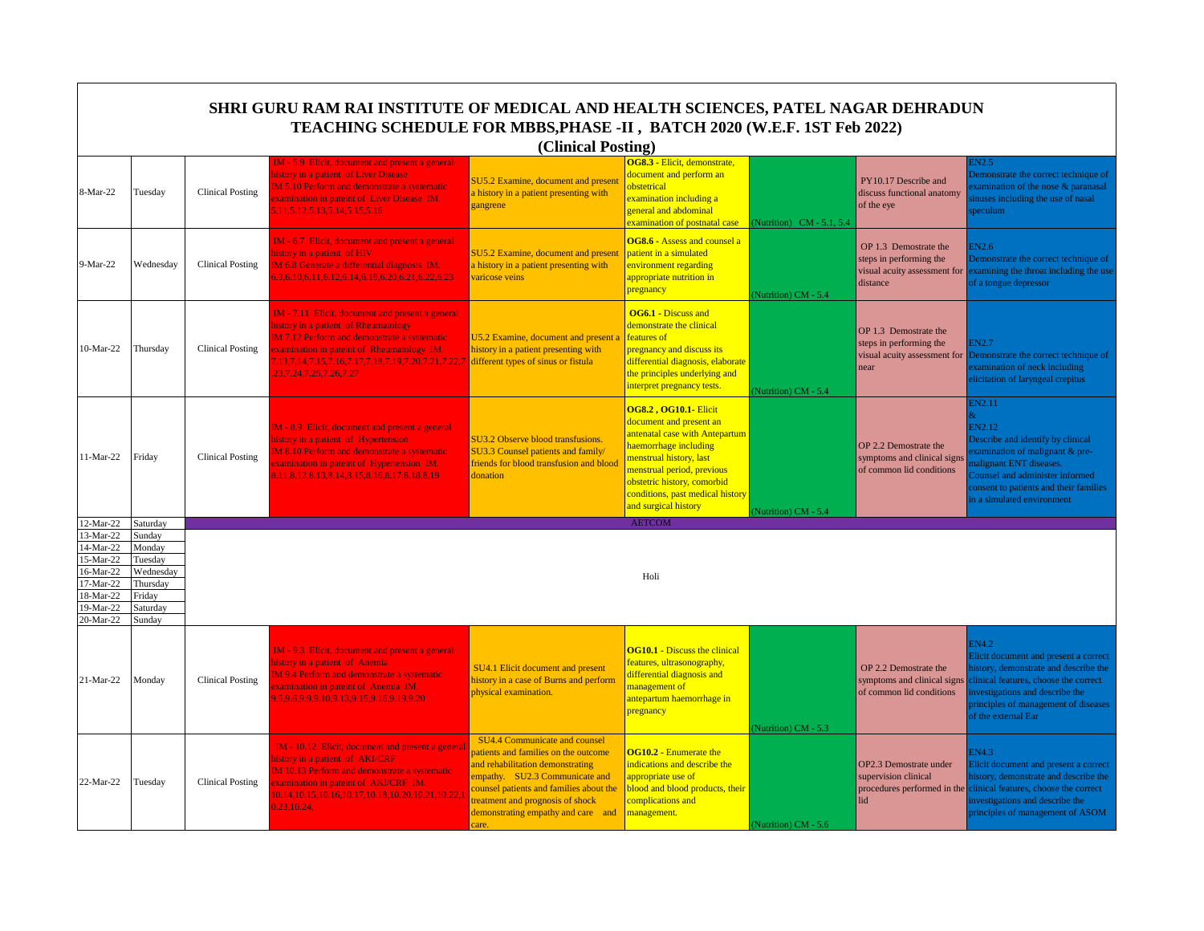# SHRI GURU RAM RAI INSTITUTE OF MEDICAL AND HEALTH SCIENCES, PATEL NAGAR DEHRADUN

## TEACHING SCHEDULE FOR MBBS,PHASE -II , BATCH 2020 (W.E.F. 1ST Feb 2022)

### (Clinical Posting)

| Date | Day | | | | | | | |
|---|---|---|---|---|---|---|---|---|
| 8-Mar-22 | Tuesday | Clinical Posting | IM - 5.9 Elicit, document and present a general history in a patient of Liver Disease IM 5.10 Perform and demonstrate a systematic examination in pateint of Liver Disease IM. 5.11,5.12,5.13,5.14,5.15,5.16 | SU5.2 Examine, document and present a history in a patient presenting with gangrene | **OG8.3** - Elicit, demonstrate, document and perform an obstetrical examination including a general and abdominal examination of postnatal case | (Nutrition) CM - 5.1, 5.4 | PY10.17 Describe and discuss functional anatomy of the eye | EN2.5 Demonstrate the correct technique of examination of the nose & paranasal sinuses including the use of nasal speculum |
| 9-Mar-22 | Wednesday | Clinical Posting | IM - 6.7 Elicit, document and present a general history in a patient of HIV IM 6.8 Generate a differential diagnosis IM. 6.9,6.10,6.11,6.12,6.14,6.19,6.20,6.21,6.22,6.23 | SU5.2 Examine, document and present a history in a patient presenting with varicose veins | **OG8.6** - Assess and counsel a patient in a simulated environment regarding appropriate nutrition in pregnancy | (Nutrition) CM - 5.4 | OP 1.3 Demostrate the steps in performing the visual acuity assessment for distance | EN2.6 Demonstrate the correct technique of examining the throat including the use of a tongue depressor |
| 10-Mar-22 | Thursday | Clinical Posting | IM - 7.11 Elicit, document and present a general history in a patient of Rheumatology IM 7.12 Perform and demonstrate a systematic examination in pateint of Rheumatology IM. 7.13,7.14,7.15,7.16,7.17,7.18,7.19,7.20,7.21,7.22,7.23,7.24,7.25,7.26,7.27 | U5.2 Examine, document and present a history in a patient presenting with different types of sinus or fistula | **OG6.1** - Discuss and demonstrate the clinical features of pregnancy and discuss its differential diagnosis, elaborate the principles underlying and interpret pregnancy tests. | (Nutrition) CM - 5.4 | OP 1.3 Demostrate the steps in performing the visual acuity assessment for near | EN2.7 Demonstrate the correct technique of examination of neck including elicitation of laryngeal crepitus |
| 11-Mar-22 | Friday | Clinical Posting | IM - 8.9 Elicit, document and present a general history in a patient of Hypertension IM 8.10 Perform and demonstrate a systematic examination in pateint of Hypertension IM. 8.11,8.12,8.13,8.14,8.15,8.16,8.17,8.18,8.19 | SU3.2 Observe blood transfusions. SU3.3 Counsel patients and family/ friends for blood transfusion and blood donation | **OG8.2 , OG10.1**- Elicit document and present an antenatal case with Antepartum haemorrhage including menstrual history, last menstrual period, previous obstetric history, comorbid conditions, past medical history and surgical history | (Nutrition) CM - 5.4 | OP 2.2 Demostrate the symptoms and clinical signs of common lid conditions | EN2.11 & EN2.12 Describe and identify by clinical examination of malignant & pre-malignant ENT diseases. Counsel and administer informed consent to patients and their families in a simulated environment |
| 12-Mar-22 | Saturday | AETCOM | | | | | | |
| 13-Mar-22 | Sunday | Holi | | | | | | |
| 14-Mar-22 | Monday | Holi | | | | | | |
| 15-Mar-22 | Tuesday | Holi | | | | | | |
| 16-Mar-22 | Wednesday | Holi | | | | | | |
| 17-Mar-22 | Thursday | Holi | | | | | | |
| 18-Mar-22 | Friday | Holi | | | | | | |
| 19-Mar-22 | Saturday | Holi | | | | | | |
| 20-Mar-22 | Sunday | Holi | | | | | | |
| 21-Mar-22 | Monday | Clinical Posting | IM - 9.3 Elicit, document and present a general history in a patient of Anemia IM 9.4 Perform and demonstrate a systematic examination in pateint of Anemia IM. 9.5,9.6,9.9,9.10,9.13,9.15,9.16,9.19,9.20 | SU4.1 Elicit document and present history in a case of Burns and perform physical examination. | **OG10.1** - Discuss the clinical features, ultrasonography, differential diagnosis and management of antepartum haemorrhage in pregnancy | (Nutrition) CM - 5.3 | OP 2.2 Demostrate the symptoms and clinical signs of common lid conditions | EN4.2 Elicit document and present a correct history, demonstrate and describe the clinical features, choose the correct investigations and describe the principles of management of diseases of the external Ear |
| 22-Mar-22 | Tuesday | Clinical Posting | IM - 10.12 Elicit, document and present a general history in a patient of AKI/CRF IM 10.13 Perform and demonstrate a systematic examination in pateint of AKI/CRF IM. 10.14,10.15,10.16,10.17,10.18,10.20,10.21,10.22,10.23,10.24, | SU4.4 Communicate and counsel patients and families on the outcome and rehabilitation demonstrating empathy. SU2.3 Communicate and counsel patients and families about the treatment and prognosis of shock demonstrating empathy and care and care. | **OG10.2** - Enumerate the indications and describe the appropriate use of blood and blood products, their complications and management. | (Nutrition) CM - 5.6 | OP2.3 Demostrate under supervision clinical procedures performed in the lid | EN4.3 Elicit document and present a correct history, demonstrate and describe the clinical features, choose the correct investigations and describe the principles of management of ASOM |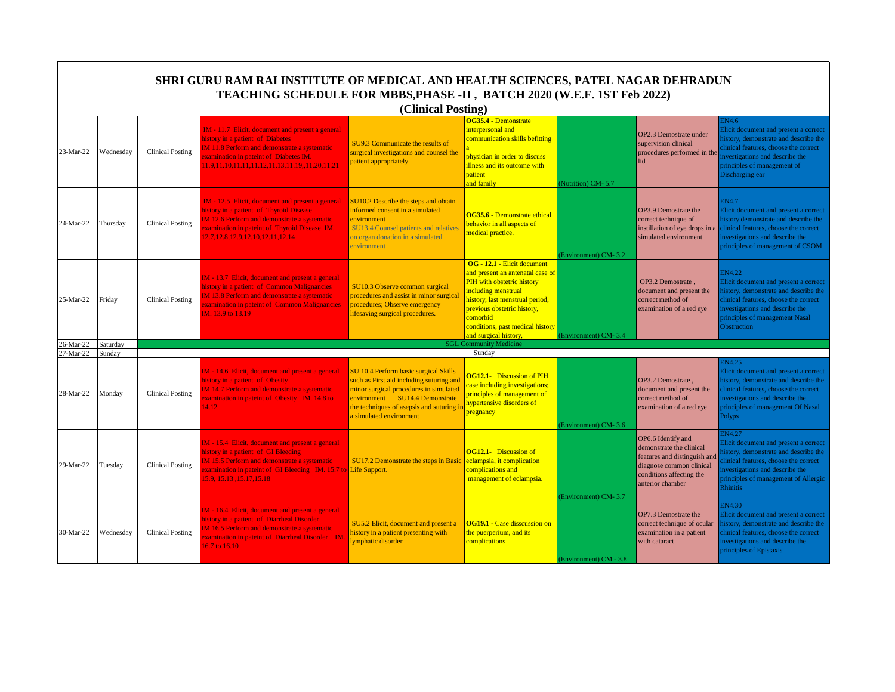# SHRI GURU RAM RAI INSTITUTE OF MEDICAL AND HEALTH SCIENCES, PATEL NAGAR DEHRADUN

## TEACHING SCHEDULE FOR MBBS,PHASE -II , BATCH 2020 (W.E.F. 1ST Feb 2022)

### (Clinical Posting)

| | | | | | | | | |
|---|---|---|---|---|---|---|---|---|
| 23-Mar-22 | Wednesday | Clinical Posting | IM - 11.7 Elicit, document and present a general history in a patient of Diabetes IM 11.8 Perform and demonstrate a systematic examination in pateint of Diabetes IM. 11.9,11.10,11.11,11.12,11.13,11.19,,11.20,11.21 | SU9.3 Communicate the results of surgical investigations and counsel the patient appropriately | **OG35.4** - Demonstrate interpersonal and communication skills befitting a physician in order to discuss illness and its outcome with patient and family | (Nutrition) CM- 5.7 | OP2.3 Demostrate under supervision clinical procedures performed in the lid | EN4.6 Elicit document and present a correct history, demonstrate and describe the clinical features, choose the correct investigations and describe the principles of management of Discharging ear |
| 24-Mar-22 | Thursday | Clinical Posting | IM - 12.5 Elicit, document and present a general history in a patient of Thyroid Disease IM 12.6 Perform and demonstrate a systematic examination in pateint of Thyroid Disease IM. 12.7,12.8,12.9,12.10,12.11,12.14 | SU10.2 Describe the steps and obtain informed consent in a simulated environment SU13.4 Counsel patients and relatives on organ donation in a simulated environment | **OG35.6** - Demonstrate ethical behavior in all aspects of medical practice. | (Environment) CM- 3.2 | OP3.9 Demostrate the correct technique of instillation of eye drops in a simulated environment | EN4.7 Elicit document and present a correct history demonstrate and describe the clinical features, choose the correct investigations and describe the principles of management of CSOM |
| 25-Mar-22 | Friday | Clinical Posting | IM - 13.7 Elicit, document and present a general history in a patient of Common Malignancies IM 13.8 Perform and demonstrate a systematic examination in pateint of Common Malignancies IM. 13.9 to 13.19 | SU10.3 Observe common surgical procedures and assist in minor surgical procedures; Observe emergency lifesaving surgical procedures. | **OG - 12.1** - Elicit document and present an antenatal case of PIH with obstetric history including menstrual history, last menstrual period, previous obstetric history, comorbid conditions, past medical history and surgical history, | (Environment) CM- 3.4 | OP3.2 Demostrate , document and present the correct method of examination of a red eye | EN4.22 Elicit document and present a correct history, demonstrate and describe the clinical features, choose the correct investigations and describe the principles of management Nasal Obstruction |
| 26-Mar-22 | Saturday | SGL Community Medicine | | | | | | |
| 27-Mar-22 | Sunday | Sunday | | | | | | |
| 28-Mar-22 | Monday | Clinical Posting | IM - 14.6 Elicit, document and present a general history in a patient of Obesity IM 14.7 Perform and demonstrate a systematic examination in pateint of Obesity IM. 14.8 to 14.12 | SU 10.4 Perform basic surgical Skills such as First aid including suturing and minor surgical procedures in simulated environment SU14.4 Demonstrate the techniques of asepsis and suturing in a simulated environment | **OG12.1**- Discussion of PIH case including investigations; principles of management of hypertensive disorders of pregnancy | (Environment) CM- 3.6 | OP3.2 Demostrate , document and present the correct method of examination of a red eye | EN4.25 Elicit document and present a correct history, demonstrate and describe the clinical features, choose the correct investigations and describe the principles of management Of Nasal Polyps |
| 29-Mar-22 | Tuesday | Clinical Posting | IM - 15.4 Elicit, document and present a general history in a patient of GI Bleeding IM 15.5 Perform and demonstrate a systematic examination in pateint of GI Bleeding IM. 15.7 to 15.9, 15.13 ,15.17,15.18 | SU17.2 Demonstrate the steps in Basic Life Support. | **OG12.1**- Discussion of eclampsia, it complication complications and management of eclampsia. | (Environment) CM- 3.7 | OP6.6 Identify and demonstrate the clinical features and distinguish and diagnose common clinical conditions affecting the anterior chamber | EN4.27 Elicit document and present a correct history, demonstrate and describe the clinical features, choose the correct investigations and describe the principles of management of Allergic Rhinitis |
| 30-Mar-22 | Wednesday | Clinical Posting | IM - 16.4 Elicit, document and present a general history in a patient of Diarrheal Disorder IM 16.5 Perform and demonstrate a systematic examination in pateint of Diarrheal Disorder IM. 16.7 to 16.10 | SU5.2 Elicit, document and present a history in a patient presenting with lymphatic disorder | **OG19.1** - Case disscussion on the puerperium, and its complications | (Environment) CM - 3.8 | OP7.3 Demostrate the correct technique of ocular examination in a patient with cataract | EN4.30 Elicit document and present a correct history, demonstrate and describe the clinical features, choose the correct investigations and describe the principles of Epistaxis |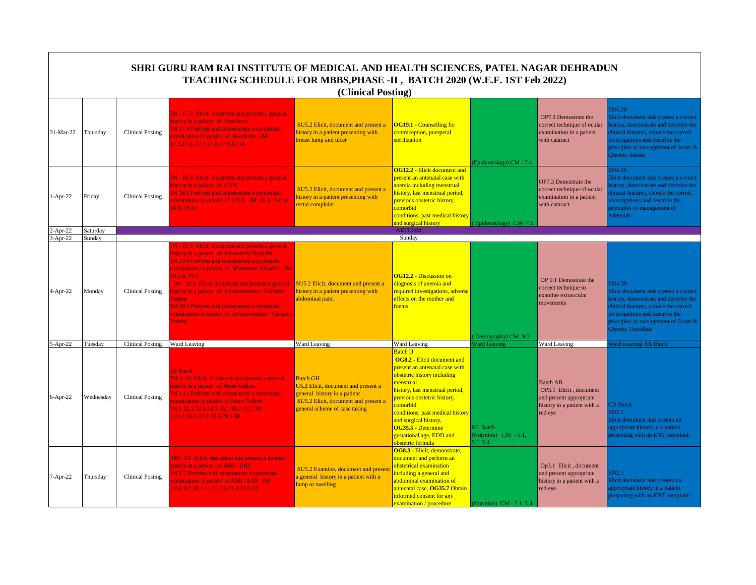# SHRI GURU RAM RAI INSTITUTE OF MEDICAL AND HEALTH SCIENCES, PATEL NAGAR DEHRADUN

## TEACHING SCHEDULE FOR MBBS,PHASE -II , BATCH 2020 (W.E.F. 1ST Feb 2022)

### (Clinical Posting)

| | | | | | | | | |
|---|---|---|---|---|---|---|---|---|
| 31-Mar-22 | Thursday | Clinical Posting | IM - 17.2 Elicit, document and present a general history in a patient of Headache IM 17.4 Perform and demonstrate a systematic examination in pateint of Headache IM. 17.3,17.5, 17.7,17.8,17.9,17.14 | SU5.2 Elicit, document and present a history in a patient presenting with breast lump and ulcer | **OG19.1** - Counselling for contraception, puerperal sterilization | (Epidemiology) CM - 7.4 | OP7.3 Demostrate the correct technique of ocular examination in a patient with cataract | EN4.29 Elicit document and present a correct history, demonstrate and describe the clinical features, choose the correct investigations and describe the principles of management of Acute & Chronic rhinitis |
| 1-Apr-22 | Friday | Clinical Posting | IM - 18.3 Elicit, document and present a general history in a patient of CVA IM 18.5 Perform and demonstrate a systematic examination in pateint of CVA IM. 18.4,18.6 to 18.9, 18.17 | SU5.2 Elicit, document and present a history in a patient presenting with rectal complaint | **OG12.2** - Elicit document and present an antenatal case with anemia including menstrual history, last menstrual period, previous obstetric history, comorbid conditions, past medical history and surgical history | ( Epidemiology) CM- 7.6 | OP7.3 Demostrate the correct technique of ocular examination in a patient with cataract | EN4.26 Elicit document and present a correct history, demonstrate and describe the clinical features, choose the correct investigations and describe the principles of management of Adenoids |
| 2-Apr-22 | Saturday | AETCOM | | | | | | |
| 3-Apr-22 | Sunday | Sunday | | | | | | |
| 4-Apr-22 | Monday | Clinical Posting | IM - 19.3 Elicit, document and present a general history in a patient of Movement Disorder IM 19.4 Perform and demonstrate a systematic examination in pateint of Movement Disorder IM. 19.5 to 19.7 IM - 20.4 Elicit, document and present a general history in a patient of Envenomation / Geriartic Patient IM 20.5 Perform and demonstrate a systematic examination in pateint of Envenomation / Geriartic Patient | SU5.2 Elicit, document and present a history in a patient presenting with abdominal pain. | **OG12.2** - Discussion on diagnosis of anemia and required investigations, adverse effects on the mother and foetus | ( Demography) CM- 9.2 | OP 9.1 Demostrate the correct technique to examine extraocular movements | EN4.39 Elicit document and present a correct history, demonstrate and describe the clinical features, choose the correct investigations and describe the principles of management of Acute & Chronic Tonsillitis |
| 5-Apr-22 | Tuesday | Clinical Posting | Ward Leaving | Ward Leaving | Ward Leaving | Ward Leaving | Ward Leaving | Ward Leaving AB Batch |
| 6-Apr-22 | Wednesday | Clinical Posting | EF Batch IM .1.10 Elicit, document and present a general history in a patient of Heart Failure IM 1.11 Perform and demonstrate a systematic examination in pateint of Heart Failure IM.1.12,1.13,1.14,1.15,1.16,1.17,1.18 , 1.21,1.26,1.27,1.28,1.29,1.30 | Batch GH U5.2 Elicit, document and present a general history in a patient SU5.2 Elicit, document and present a general scheme of case taking | Batch IJ **OG8.2** - Elicit document and present an antenatal case with obstetric history including menstrual history, last menstrual period, previous obstetric history, comorbid conditions, past medical history and surgical history, **OG35.5** - Determine gestational age, EDD and obstetric formula | KL Batch (Nutrition) CM - 5.1, 5.2, 5.4 | Batch AB OP3.1 Elicit , document and present appropriate history in a patient with a red eye | CD Batch EN2.1 Elicit document and present an appropriate history in a patient presenting with an ENT complaint |
| 7-Apr-22 | Thursday | Clinical Posting | IM - 2.6 Elicit, document and present a general history in a patient of AMI / IHD IM 2.7 Perform and demonstrate a systematic examination in pateint of AMI / IHD IM. 2.8,2.9,2.10,2.11,2.12,2.21,2.22,2.24 | SU5.2 Examine, document and present a general history in a patient with a lump or swelling | **OG8.3** - Elicit, demonstrate, document and perform an obstetrical examination including a general and abdominal examination of antenatal case, **OG35.7** Obtain informed consent for any examination / procedure | (Nutrition) CM - 5.1, 5.4 | Op3.1 Elicit , document and present appropriate history in a patient with a red eye | EN2.1 Elicit document and present an appropriate history in a patient presenting with an ENT complaint |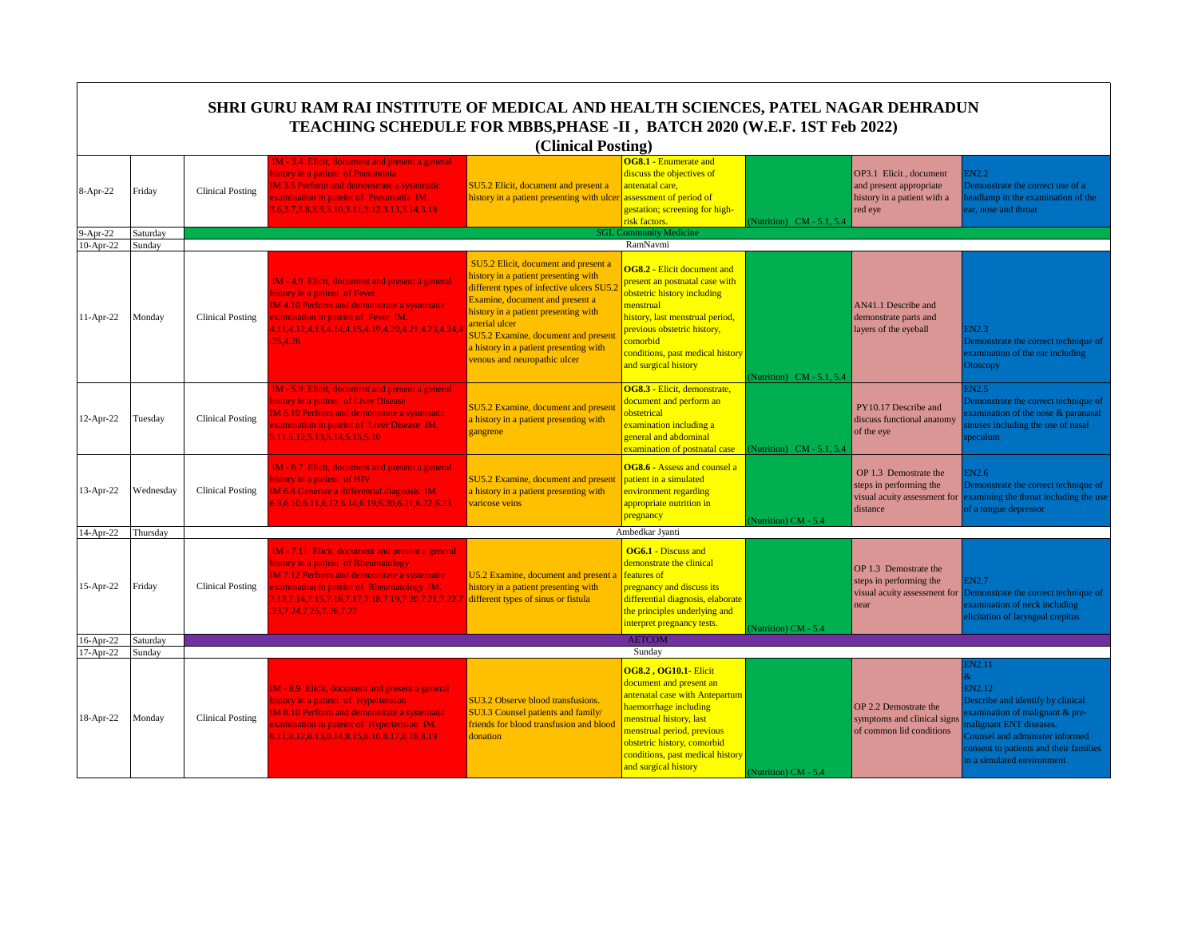# SHRI GURU RAM RAI INSTITUTE OF MEDICAL AND HEALTH SCIENCES, PATEL NAGAR DEHRADUN

## TEACHING SCHEDULE FOR MBBS,PHASE -II , BATCH 2020 (W.E.F. 1ST Feb 2022)

### (Clinical Posting)

| Date | Day | | | | | | | |
|---|---|---|---|---|---|---|---|---|
| 8-Apr-22 | Friday | Clinical Posting | IM - 3.4 Elicit, document and present a general history in a patient of Pneumonia IM 3.5 Perform and demonstrate a systematic examination in pateint of Pneumonia IM. 3.6,3.7,3.8,3.9,3.10,3.11,3.12,3.13,3.14,3.18 | SU5.2 Elicit, document and present a history in a patient presenting with ulcer | **OG8.1** - Enumerate and discuss the objectives of antenatal care, assessment of period of gestation; screening for high-risk factors. | (Nutrition) CM - 5.1, 5.4 | OP3.1 Elicit , document and present appropriate history in a patient with a red eye | EN2.2 Demonstrate the correct use of a headlamp in the examination of the ear, nose and throat |
| 9-Apr-22 | Saturday | SGL Community Medicine | | | | | | |
| 10-Apr-22 | Sunday | RamNavmi | | | | | | |
| 11-Apr-22 | Monday | Clinical Posting | IM - 4.9 Elicit, document and present a general history in a patient of Fever IM 4.10 Perform and demonstrate a systematic examination in pateint of Fever IM. 4.11,4.12,4.13,4.14,4.15,4.19,4.20,4.21,4.23,4.24,4.25,4.26 | SU5.2 Elicit, document and present a history in a patient presenting with different types of infective ulcers SU5.2 Examine, document and present a history in a patient presenting with arterial ulcer SU5.2 Examine, document and present a history in a patient presenting with venous and neuropathic ulcer | **OG8.2** - Elicit document and present an postnatal case with obstetric history including menstrual history, last menstrual period, previous obstetric history, comorbid conditions, past medical history and surgical history | (Nutrition) CM - 5.1, 5.4 | AN41.1 Describe and demonstrate parts and layers of the eyeball | EN2.3 Demonstrate the correct technique of examination of the ear including Otoscopy |
| 12-Apr-22 | Tuesday | Clinical Posting | IM - 5.9 Elicit, document and present a general history in a patient of Liver Disease IM 5.10 Perform and demonstrate a systematic examination in pateint of Liver Disease IM. 5.11,5.12,5.13,5.14,5.15,5.16 | SU5.2 Examine, document and present a history in a patient presenting with gangrene | **OG8.3** - Elicit, demonstrate, document and perform an obstetrical examination including a general and abdominal examination of postnatal case | (Nutrition) CM - 5.1, 5.4 | PY10.17 Describe and discuss functional anatomy of the eye | EN2.5 Demonstrate the correct technique of examination of the nose & paranasal sinuses including the use of nasal speculum |
| 13-Apr-22 | Wednesday | Clinical Posting | IM - 6.7 Elicit, document and present a general history in a patient of HIV IM 6.8 Generate a differential diagnosis IM. 6.9,6.10,6.11,6.12,6.14,6.19,6.20,6.21,6.22,6.23 | SU5.2 Examine, document and present a history in a patient presenting with varicose veins | **OG8.6** - Assess and counsel a patient in a simulated environment regarding appropriate nutrition in pregnancy | (Nutrition) CM - 5.4 | OP 1.3 Demostrate the steps in performing the visual acuity assessment for distance | EN2.6 Demonstrate the correct technique of examining the throat including the use of a tongue depressor |
| 14-Apr-22 | Thursday | Ambedkar Jyanti | | | | | | |
| 15-Apr-22 | Friday | Clinical Posting | IM - 7.11 Elicit, document and present a general history in a patient of Rheumatology IM 7.12 Perform and demonstrate a systematic examination in pateint of Rheumatology IM. 7.13,7.14,7.15,7.16,7.17,7.18,7.19,7.20,7.21,7.22,7.23,7.24,7.25,7.26,7.27 | U5.2 Examine, document and present a history in a patient presenting with different types of sinus or fistula | **OG6.1** - Discuss and demonstrate the clinical features of pregnancy and discuss its differential diagnosis, elaborate the principles underlying and interpret pregnancy tests. | (Nutrition) CM - 5.4 | OP 1.3 Demostrate the steps in performing the visual acuity assessment for near | EN2.7 Demonstrate the correct technique of examination of neck including elicitation of laryngeal crepitus |
| 16-Apr-22 | Saturday | AETCOM | | | | | | |
| 17-Apr-22 | Sunday | Sunday | | | | | | |
| 18-Apr-22 | Monday | Clinical Posting | IM - 8.9 Elicit, document and present a general history in a patient of Hypertension IM 8.10 Perform and demonstrate a systematic examination in pateint of Hypertension IM. 8.11,8.12,8.13,8.14,8.15,8.16,8.17,8.18,8.19 | SU3.2 Observe blood transfusions. SU3.3 Counsel patients and family/ friends for blood transfusion and blood donation | **OG8.2 , OG10.1**- Elicit document and present an antenatal case with Antepartum haemorrhage including menstrual history, last menstrual period, previous obstetric history, comorbid conditions, past medical history and surgical history | (Nutrition) CM - 5.4 | OP 2.2 Demostrate the symptoms and clinical signs of common lid conditions | EN2.11 & EN2.12 Describe and identify by clinical examination of malignant & pre-malignant ENT diseases. Counsel and administer informed consent to patients and their families in a simulated environment |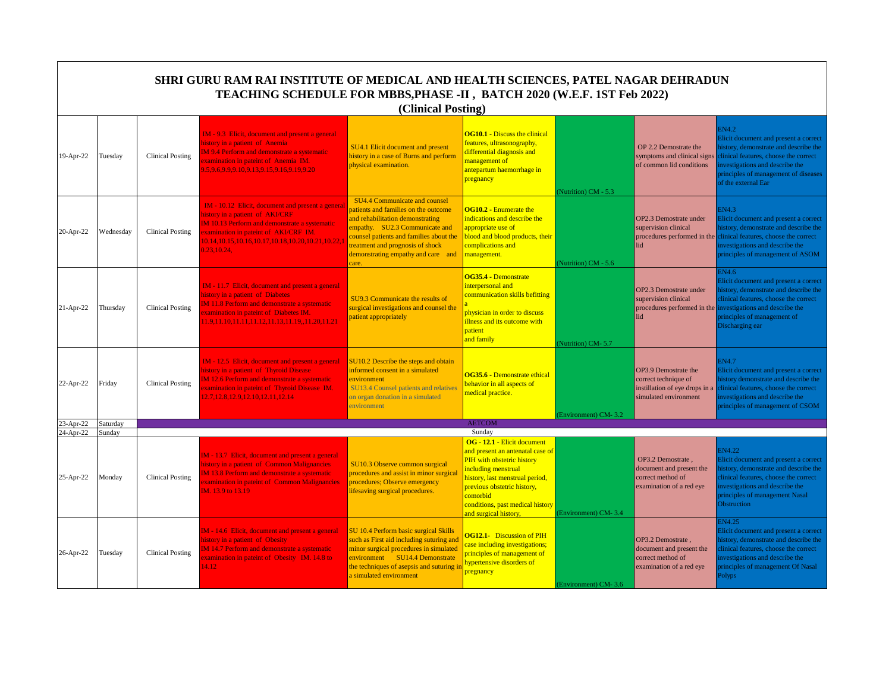# SHRI GURU RAM RAI INSTITUTE OF MEDICAL AND HEALTH SCIENCES, PATEL NAGAR DEHRADUN

## TEACHING SCHEDULE FOR MBBS,PHASE -II , BATCH 2020 (W.E.F. 1ST Feb 2022)

### (Clinical Posting)

| | | | | | | | | |
|---|---|---|---|---|---|---|---|---|
| 19-Apr-22 | Tuesday | Clinical Posting | IM - 9.3 Elicit, document and present a general history in a patient of Anemia IM 9.4 Perform and demonstrate a systematic examination in pateint of Anemia IM. 9.5,9.6,9.9,9.10,9.13,9.15,9.16,9.19,9.20 | SU4.1 Elicit document and present history in a case of Burns and perform physical examination. | **OG10.1** - Discuss the clinical features, ultrasonography, differential diagnosis and management of antepartum haemorrhage in pregnancy | (Nutrition) CM - 5.3 | OP 2.2 Demostrate the symptoms and clinical signs of common lid conditions | EN4.2 Elicit document and present a correct history, demonstrate and describe the clinical features, choose the correct investigations and describe the principles of management of diseases of the external Ear |
| 20-Apr-22 | Wednesday | Clinical Posting | IM - 10.12 Elicit, document and present a general history in a patient of AKI/CRF IM 10.13 Perform and demonstrate a systematic examination in pateint of AKI/CRF IM. 10.14,10.15,10.16,10.17,10.18,10.20,10.21,10.22,10.23,10.24, | SU4.4 Communicate and counsel patients and families on the outcome and rehabilitation demonstrating empathy. SU2.3 Communicate and counsel patients and families about the treatment and prognosis of shock demonstrating empathy and care and care. | **OG10.2** - Enumerate the indications and describe the appropriate use of blood and blood products, their complications and management. | (Nutrition) CM - 5.6 | OP2.3 Demostrate under supervision clinical procedures performed in the lid | EN4.3 Elicit document and present a correct history, demonstrate and describe the clinical features, choose the correct investigations and describe the principles of management of ASOM |
| 21-Apr-22 | Thursday | Clinical Posting | IM - 11.7 Elicit, document and present a general history in a patient of Diabetes IM 11.8 Perform and demonstrate a systematic examination in pateint of Diabetes IM. 11.9,11.10,11.11,11.12,11.13,11.19,,11.20,11.21 | SU9.3 Communicate the results of surgical investigations and counsel the patient appropriately | **OG35.4** - Demonstrate interpersonal and communication skills befitting a physician in order to discuss illness and its outcome with patient and family | (Nutrition) CM- 5.7 | OP2.3 Demostrate under supervision clinical procedures performed in the lid | EN4.6 Elicit document and present a correct history, demonstrate and describe the clinical features, choose the correct investigations and describe the principles of management of Discharging ear |
| 22-Apr-22 | Friday | Clinical Posting | IM - 12.5 Elicit, document and present a general history in a patient of Thyroid Disease IM 12.6 Perform and demonstrate a systematic examination in pateint of Thyroid Disease IM. 12.7,12.8,12.9,12.10,12.11,12.14 | SU10.2 Describe the steps and obtain informed consent in a simulated environment SU13.4 Counsel patients and relatives on organ donation in a simulated environment | **OG35.6** - Demonstrate ethical behavior in all aspects of medical practice. | (Environment) CM- 3.2 | OP3.9 Demostrate the correct technique of instillation of eye drops in a simulated environment | EN4.7 Elicit document and present a correct history demonstrate and describe the clinical features, choose the correct investigations and describe the principles of management of CSOM |
| 23-Apr-22 | Saturday | AETCOM | | | | | | |
| 24-Apr-22 | Sunday | Sunday | | | | | | |
| 25-Apr-22 | Monday | Clinical Posting | IM - 13.7 Elicit, document and present a general history in a patient of Common Malignancies IM 13.8 Perform and demonstrate a systematic examination in pateint of Common Malignancies IM. 13.9 to 13.19 | SU10.3 Observe common surgical procedures and assist in minor surgical procedures; Observe emergency lifesaving surgical procedures. | **OG - 12.1** - Elicit document and present an antenatal case of PIH with obstetric history including menstrual history, last menstrual period, previous obstetric history, comorbid conditions, past medical history and surgical history, | (Environment) CM- 3.4 | OP3.2 Demostrate , document and present the correct method of examination of a red eye | EN4.22 Elicit document and present a correct history, demonstrate and describe the clinical features, choose the correct investigations and describe the principles of management Nasal Obstruction |
| 26-Apr-22 | Tuesday | Clinical Posting | IM - 14.6 Elicit, document and present a general history in a patient of Obesity IM 14.7 Perform and demonstrate a systematic examination in pateint of Obesity IM. 14.8 to 14.12 | SU 10.4 Perform basic surgical Skills such as First aid including suturing and minor surgical procedures in simulated environment SU14.4 Demonstrate the techniques of asepsis and suturing in a simulated environment | **OG12.1**- Discussion of PIH case including investigations; principles of management of hypertensive disorders of pregnancy | (Environment) CM- 3.6 | OP3.2 Demostrate , document and present the correct method of examination of a red eye | EN4.25 Elicit document and present a correct history, demonstrate and describe the clinical features, choose the correct investigations and describe the principles of management Of Nasal Polyps |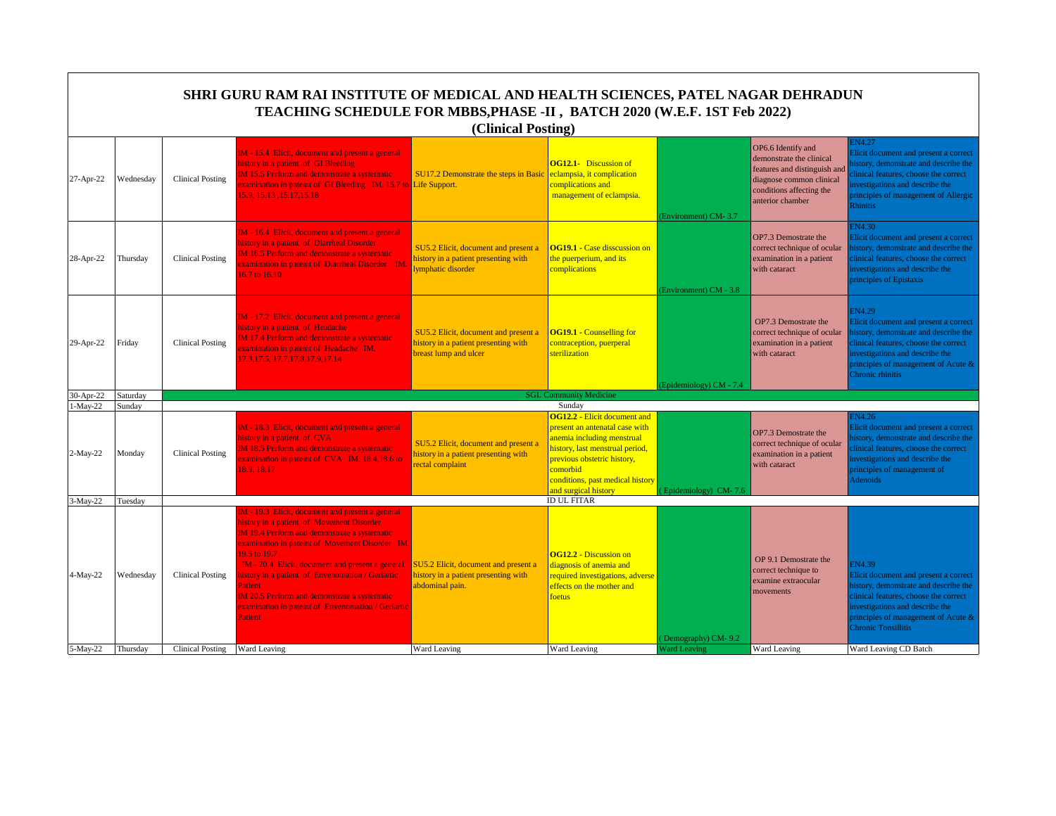# SHRI GURU RAM RAI INSTITUTE OF MEDICAL AND HEALTH SCIENCES, PATEL NAGAR DEHRADUN

## TEACHING SCHEDULE FOR MBBS,PHASE -II , BATCH 2020 (W.E.F. 1ST Feb 2022)

### (Clinical Posting)

| | | | | | | | | |
|---|---|---|---|---|---|---|---|---|
| 27-Apr-22 | Wednesday | Clinical Posting | IM - 15.4 Elicit, document and present a general history in a patient of GI Bleeding IM 15.5 Perform and demonstrate a systematic examination in pateint of GI Bleeding IM. 15.7 to 15.9, 15.13 ,15.17,15.18 | SU17.2 Demonstrate the steps in Basic Life Support. | **OG12.1-** Discussion of eclampsia, it complication complications and management of eclampsia. | (Environment) CM- 3.7 | OP6.6 Identify and demonstrate the clinical features and distinguish and diagnose common clinical conditions affecting the anterior chamber | EN4.27 Elicit document and present a correct history, demonstrate and describe the clinical features, choose the correct investigations and describe the principles of management of Allergic Rhinitis |
| 28-Apr-22 | Thursday | Clinical Posting | IM - 16.4 Elicit, document and present a general history in a patient of Diarrheal Disorder IM 16.5 Perform and demonstrate a systematic examination in pateint of Diarrheal Disorder IM. 16.7 to 16.10 | SU5.2 Elicit, document and present a history in a patient presenting with lymphatic disorder | **OG19.1** - Case disscussion on the puerperium, and its complications | (Environment) CM - 3.8 | OP7.3 Demostrate the correct technique of ocular examination in a patient with cataract | EN4.30 Elicit document and present a correct history, demonstrate and describe the clinical features, choose the correct investigations and describe the principles of Epistaxis |
| 29-Apr-22 | Friday | Clinical Posting | IM - 17.2 Elicit, document and present a general history in a patient of Headache IM 17.4 Perform and demonstrate a systematic examination in pateint of Headache IM. 17.3,17.5, 17.7,17.8,17.9,17.14 | SU5.2 Elicit, document and present a history in a patient presenting with breast lump and ulcer | **OG19.1** - Counselling for contraception, puerperal sterilization | (Epidemiology) CM - 7.4 | OP7.3 Demostrate the correct technique of ocular examination in a patient with cataract | EN4.29 Elicit document and present a correct history, demonstrate and describe the clinical features, choose the correct investigations and describe the principles of management of Acute & Chronic rhinitis |
| 30-Apr-22 | Saturday | SGL Community Medicine | | | | | | |
| 1-May-22 | Sunday | Sunday | | | | | | |
| 2-May-22 | Monday | Clinical Posting | IM - 18.3 Elicit, document and present a general history in a patient of CVA IM 18.5 Perform and demonstrate a systematic examination in pateint of CVA IM. 18.4,18.6 to 18.9, 18.17 | SU5.2 Elicit, document and present a history in a patient presenting with rectal complaint | **OG12.2** - Elicit document and present an antenatal case with anemia including menstrual history, last menstrual period, previous obstetric history, comorbid conditions, past medical history and surgical history | ( Epidemiology) CM- 7.6 | OP7.3 Demostrate the correct technique of ocular examination in a patient with cataract | EN4.26 Elicit document and present a correct history, demonstrate and describe the clinical features, choose the correct investigations and describe the principles of management of Adenoids |
| 3-May-22 | Tuesday | ID UL FITAR | | | | | | |
| 4-May-22 | Wednesday | Clinical Posting | IM - 19.3 Elicit, document and present a general history in a patient of Movement Disorder IM 19.4 Perform and demonstrate a systematic examination in pateint of Movement Disorder IM. 19.5 to 19.7 IM - 20.4 Elicit, document and present a general history in a patient of Envenomation / Geriartic Patient IM 20.5 Perform and demonstrate a systematic examination in pateint of Envenomation / Geriartic Patient | SU5.2 Elicit, document and present a history in a patient presenting with abdominal pain. | **OG12.2** - Discussion on diagnosis of anemia and required investigations, adverse effects on the mother and foetus | ( Demography) CM- 9.2 | OP 9.1 Demostrate the correct technique to examine extraocular movements | EN4.39 Elicit document and present a correct history, demonstrate and describe the clinical features, choose the correct investigations and describe the principles of management of Acute & Chronic Tonsillitis |
| 5-May-22 | Thursday | Clinical Posting | Ward Leaving | Ward Leaving | Ward Leaving | Ward Leaving | Ward Leaving | Ward Leaving CD Batch |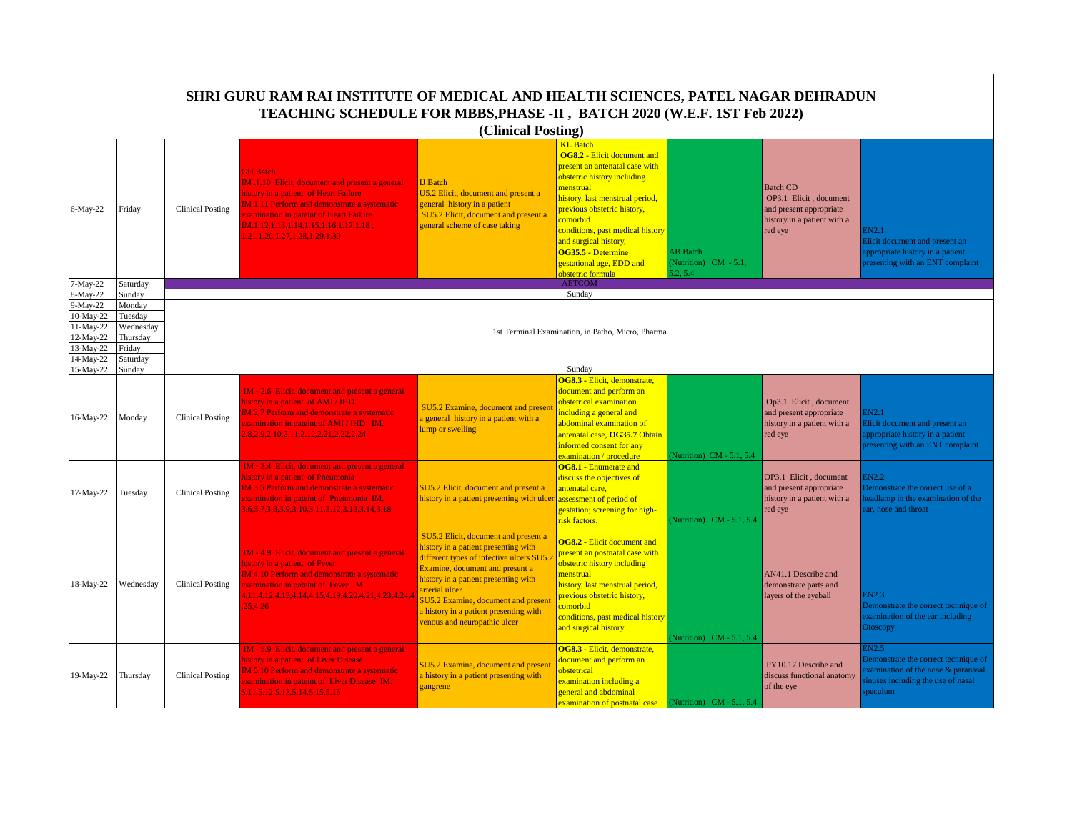# SHRI GURU RAM RAI INSTITUTE OF MEDICAL AND HEALTH SCIENCES, PATEL NAGAR DEHRADUN

## TEACHING SCHEDULE FOR MBBS,PHASE -II , BATCH 2020 (W.E.F. 1ST Feb 2022)

### (Clinical Posting)

| Date | Day | | | | | | | |
|---|---|---|---|---|---|---|---|---|
| 6-May-22 | Friday | Clinical Posting | GH Batch IM .1.10 Elicit, document and present a general history in a patient of Heart Failure IM 1.11 Perform and demonstrate a systematic examination in pateint of Heart Failure IM.1.12,1.13,1.14,1.15,1.16,1.17,1.18 , 1.21,1.26,1.27,1.28,1.29,1.30 | IJ Batch U5.2 Elicit, document and present a general history in a patient SU5.2 Elicit, document and present a general scheme of case taking | KL Batch **OG8.2** - Elicit document and present an antenatal case with obstetric history including menstrual history, last menstrual period, previous obstetric history, comorbid conditions, past medical history and surgical history, **OG35.5** - Determine gestational age, EDD and obstetric formula | AB Batch (Nutrition) CM - 5.1, 5.2, 5.4 | Batch CD OP3.1 Elicit , document and present appropriate history in a patient with a red eye | EN2.1 Elicit document and present an appropriate history in a patient presenting with an ENT complaint |
| 7-May-22 | Saturday | AETCOM | | | | | | |
| 8-May-22 | Sunday | Sunday | | | | | | |
| 9-May-22 | Monday | 1st Terminal Examination, in Patho, Micro, Pharma | | | | | | |
| 10-May-22 | Tuesday | | | | | | | |
| 11-May-22 | Wednesday | | | | | | | |
| 12-May-22 | Thursday | | | | | | | |
| 13-May-22 | Friday | | | | | | | |
| 14-May-22 | Saturday | | | | | | | |
| 15-May-22 | Sunday | Sunday | | | | | | |
| 16-May-22 | Monday | Clinical Posting | IM - 2.6 Elicit, document and present a general history in a patient of AMI / IHD IM 2.7 Perform and demonstrate a systematic examination in pateint of AMI / IHD IM. 2.8,2.9,2.10,2.11,2.12,2.21,2.22,2.24 | SU5.2 Examine, document and present a general history in a patient with a lump or swelling | **OG8.3** - Elicit, demonstrate, document and perform an obstetrical examination including a general and abdominal examination of antenatal case, **OG35.7** Obtain informed consent for any examination / procedure | (Nutrition) CM - 5.1, 5.4 | Op3.1 Elicit , document and present appropriate history in a patient with a red eye | EN2.1 Elicit document and present an appropriate history in a patient presenting with an ENT complaint |
| 17-May-22 | Tuesday | Clinical Posting | IM - 3.4 Elicit, document and present a general history in a patient of Pneumonia IM 3.5 Perform and demonstrate a systematic examination in pateint of Pneumonia IM. 3.6,3.7,3.8,3.9,3.10,3.11,3.12,3.13,3.14,3.18 | SU5.2 Elicit, document and present a history in a patient presenting with ulcer | **OG8.1** - Enumerate and discuss the objectives of antenatal care, assessment of period of gestation; screening for high-risk factors. | (Nutrition) CM - 5.1, 5.4 | OP3.1 Elicit , document and present appropriate history in a patient with a red eye | EN2.2 Demonstrate the correct use of a headlamp in the examination of the ear, nose and throat |
| 18-May-22 | Wednesday | Clinical Posting | IM - 4.9 Elicit, document and present a general history in a patient of Fever IM 4.10 Perform and demonstrate a systematic examination in pateint of Fever IM. 4.11,4.12,4.13,4.14,4.15,4.19,4.20,4.21,4.23,4.24,4.25,4.26 | SU5.2 Elicit, document and present a history in a patient presenting with different types of infective ulcers SU5.2 Examine, document and present a history in a patient presenting with arterial ulcer SU5.2 Examine, document and present a history in a patient presenting with venous and neuropathic ulcer | **OG8.2** - Elicit document and present an postnatal case with obstetric history including menstrual history, last menstrual period, previous obstetric history, comorbid conditions, past medical history and surgical history | (Nutrition) CM - 5.1, 5.4 | AN41.1 Describe and demonstrate parts and layers of the eyeball | EN2.3 Demonstrate the correct technique of examination of the ear including Otoscopy |
| 19-May-22 | Thursday | Clinical Posting | IM - 5.9 Elicit, document and present a general history in a patient of Liver Disease IM 5.10 Perform and demonstrate a systematic examination in pateint of Liver Disease IM. 5.11,5.12,5.13,5.14,5.15,5.16 | SU5.2 Examine, document and present a history in a patient presenting with gangrene | **OG8.3** - Elicit, demonstrate, document and perform an obstetrical examination including a general and abdominal examination of postnatal case | (Nutrition) CM - 5.1, 5.4 | PY10.17 Describe and discuss functional anatomy of the eye | EN2.5 Demonstrate the correct technique of examination of the nose & paranasal sinuses including the use of nasal speculum |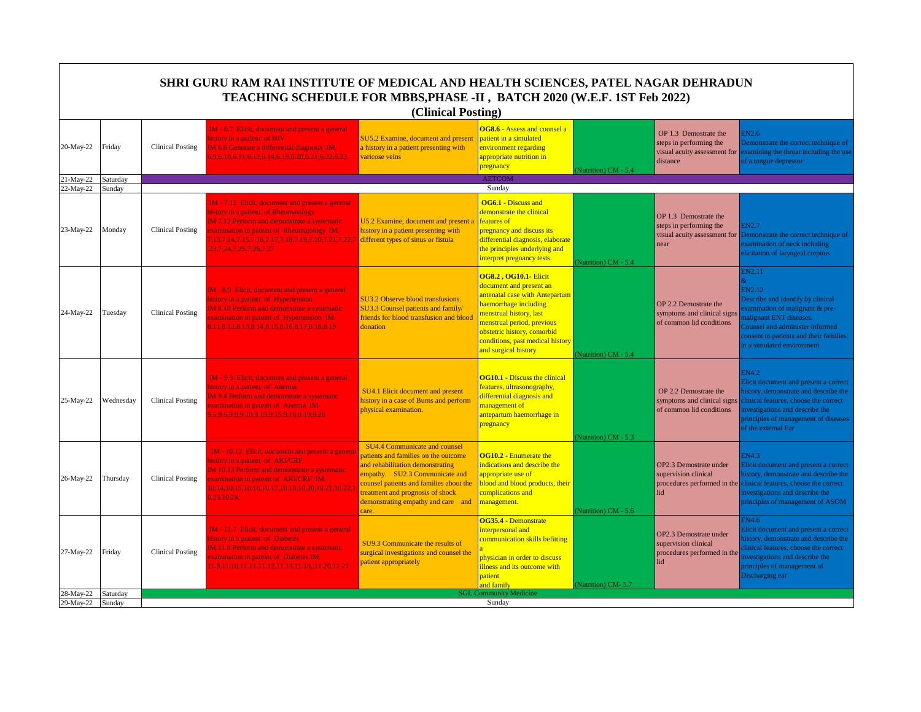# SHRI GURU RAM RAI INSTITUTE OF MEDICAL AND HEALTH SCIENCES, PATEL NAGAR DEHRADUN

## TEACHING SCHEDULE FOR MBBS,PHASE -II , BATCH 2020 (W.E.F. 1ST Feb 2022)

### (Clinical Posting)

| Date | Day | | | | | | | |
|---|---|---|---|---|---|---|---|---|
| 20-May-22 | Friday | Clinical Posting | IM - 6.7 Elicit, document and present a general history in a patient of HIV IM 6.8 Generate a differential diagnosis IM. 6.9,6.10,6.11,6.12,6.14,6.19,6.20,6.21,6.22,6.23 | SU5.2 Examine, document and present a history in a patient presenting with varicose veins | **OG8.6** - Assess and counsel a patient in a simulated environment regarding appropriate nutrition in pregnancy | (Nutrition) CM - 5.4 | OP 1.3 Demostrate the steps in performing the visual acuity assessment for distance | EN2.6 Demonstrate the correct technique of examining the throat including the use of a tongue depressor |
| 21-May-22 | Saturday | AETCOM | | | | | | |
| 22-May-22 | Sunday | Sunday | | | | | | |
| 23-May-22 | Monday | Clinical Posting | IM - 7.11 Elicit, document and present a general history in a patient of Rheumatology IM 7.12 Perform and demonstrate a systematic examination in pateint of Rheumatology IM. 7.13,7.14,7.15,7.16,7.17,7.18,7.19,7.20,7.21,7.22,7 ,23,7.24,7.25,7.26,7.27 | U5.2 Examine, document and present a history in a patient presenting with different types of sinus or fistula | **OG6.1** - Discuss and demonstrate the clinical features of pregnancy and discuss its differential diagnosis, elaborate the principles underlying and interpret pregnancy tests. | (Nutrition) CM - 5.4 | OP 1.3 Demostrate the steps in performing the visual acuity assessment for near | EN2.7 Demonstrate the correct technique of examination of neck including elicitation of laryngeal crepitus |
| 24-May-22 | Tuesday | Clinical Posting | IM - 8.9 Elicit, document and present a general history in a patient of Hypertension IM 8.10 Perform and demonstrate a systematic examination in pateint of Hypertension IM. 8.11,8.12,8.13,8.14,8.15,8.16,8.17,8.18,8.19 | SU3.2 Observe blood transfusions. SU3.3 Counsel patients and family/ friends for blood transfusion and blood donation | **OG8.2 , OG10.1**- Elicit document and present an antenatal case with Antepartum haemorrhage including menstrual history, last menstrual period, previous obstetric history, comorbid conditions, past medical history and surgical history | (Nutrition) CM - 5.4 | OP 2.2 Demostrate the symptoms and clinical signs of common lid conditions | EN2.11 & EN2.12 Describe and identify by clinical examination of malignant & pre-malignant ENT diseases. Counsel and administer informed consent to patients and their families in a simulated environment |
| 25-May-22 | Wednesday | Clinical Posting | IM - 9.3 Elicit, document and present a general history in a patient of Anemia IM 9.4 Perform and demonstrate a systematic examination in pateint of Anemia IM. 9.5,9.6,9.9,9.10,9.13,9.15,9.16,9.19,9.20 | SU4.1 Elicit document and present history in a case of Burns and perform physical examination. | **OG10.1** - Discuss the clinical features, ultrasonography, differential diagnosis and management of antepartum haemorrhage in pregnancy | (Nutrition) CM - 5.3 | OP 2.2 Demostrate the symptoms and clinical signs of common lid conditions | EN4.2 Elicit document and present a correct history, demonstrate and describe the clinical features, choose the correct investigations and describe the principles of management of diseases of the external Ear |
| 26-May-22 | Thursday | Clinical Posting | IM - 10.12 Elicit, document and present a general history in a patient of AKI/CRF IM 10.13 Perform and demonstrate a systematic examination in pateint of AKI/CRF IM. 10.14,10.15,10.16,10.17,10.18,10.20,10.21,10.22,1 0.23,10.24. | SU4.4 Communicate and counsel patients and families on the outcome and rehabilitation demonstrating empathy. SU2.3 Communicate and counsel patients and families about the treatment and prognosis of shock demonstrating empathy and care and care. | **OG10.2** - Enumerate the indications and describe the appropriate use of blood and blood products, their complications and management. | (Nutrition) CM - 5.6 | OP2.3 Demostrate under supervision clinical procedures performed in the lid | EN4.3 Elicit document and present a correct history, demonstrate and describe the clinical features, choose the correct investigations and describe the principles of management of ASOM |
| 27-May-22 | Friday | Clinical Posting | IM - 11.7 Elicit, document and present a general history in a patient of Diabetes IM 11.8 Perform and demonstrate a systematic examination in pateint of Diabetes IM. 11.9,11.10,11.11,11.12,11.13,11.19,,11.20,11.21 | SU9.3 Communicate the results of surgical investigations and counsel the patient appropriately | **OG35.4** - Demonstrate interpersonal and communication skills befitting a physician in order to discuss illness and its outcome with patient and family | (Nutrition) CM- 5.7 | OP2.3 Demostrate under supervision clinical procedures performed in the lid | EN4.6 Elicit document and present a correct history, demonstrate and describe the clinical features, choose the correct investigations and describe the principles of management of Discharging ear |
| 28-May-22 | Saturday | SGL Community Medicine | | | | | | |
| 29-May-22 | Sunday | Sunday | | | | | | |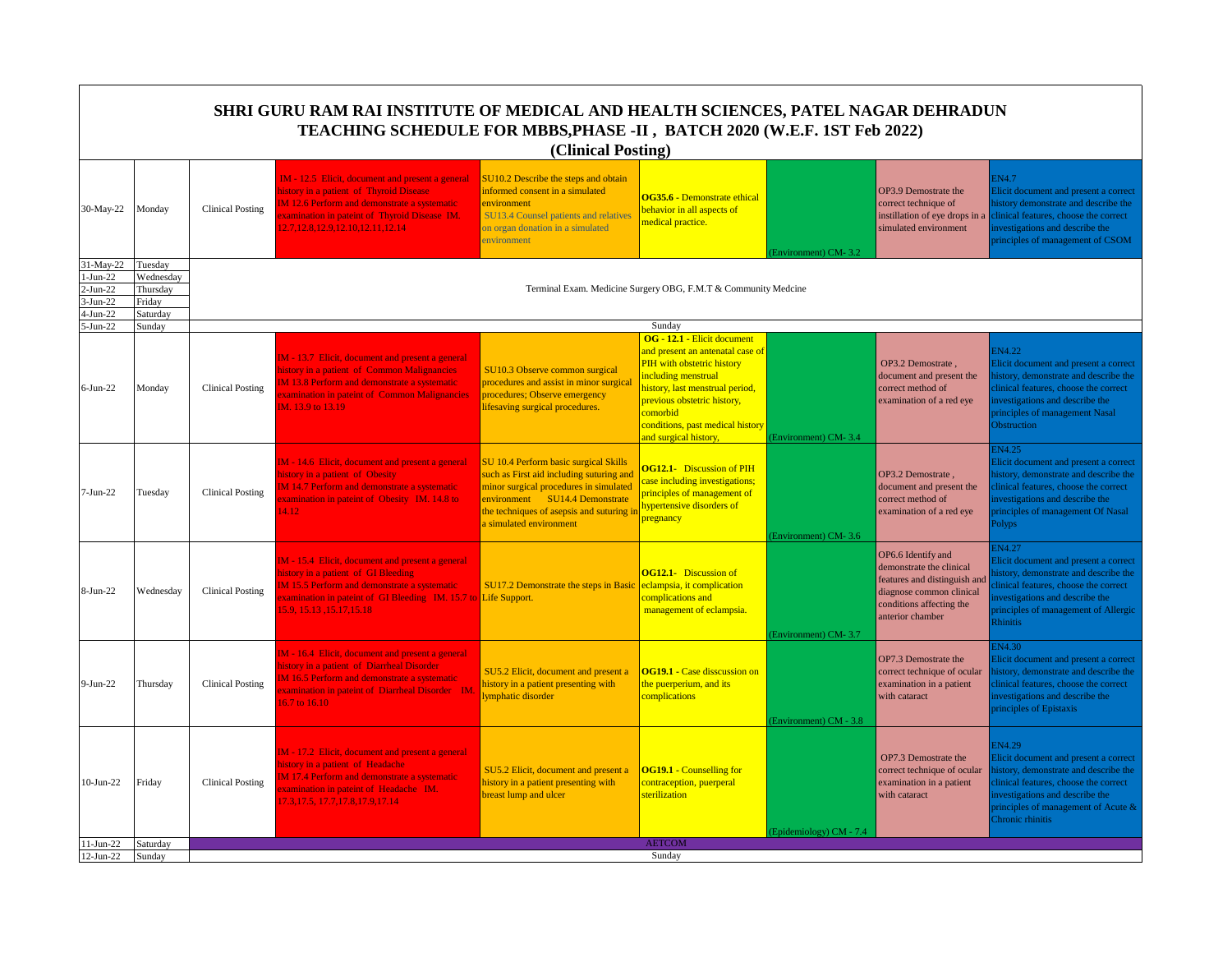# SHRI GURU RAM RAI INSTITUTE OF MEDICAL AND HEALTH SCIENCES, PATEL NAGAR DEHRADUN

## TEACHING SCHEDULE FOR MBBS,PHASE -II , BATCH 2020 (W.E.F. 1ST Feb 2022)

### (Clinical Posting)

| Date | Day | | | | | | | |
|---|---|---|---|---|---|---|---|---|
| 30-May-22 | Monday | Clinical Posting | IM - 12.5 Elicit, document and present a general history in a patient of Thyroid Disease IM 12.6 Perform and demonstrate a systematic examination in pateint of Thyroid Disease IM. 12.7,12.8,12.9,12.10,12.11,12.14 | SU10.2 Describe the steps and obtain informed consent in a simulated environment SU13.4 Counsel patients and relatives on organ donation in a simulated environment | **OG35.6** - Demonstrate ethical behavior in all aspects of medical practice. | (Environment) CM- 3.2 | OP3.9 Demostrate the correct technique of instillation of eye drops in a simulated environment | EN4.7 Elicit document and present a correct history demonstrate and describe the clinical features, choose the correct investigations and describe the principles of management of CSOM |
| 31-May-22 | Tuesday | Terminal Exam. Medicine Surgery OBG, F.M.T & Community Medcine | | | | | | |
| 1-Jun-22 | Wednesday | | | | | | | |
| 2-Jun-22 | Thursday | | | | | | | |
| 3-Jun-22 | Friday | | | | | | | |
| 4-Jun-22 | Saturday | | | | | | | |
| 5-Jun-22 | Sunday | Sunday | | | | | | |
| 6-Jun-22 | Monday | Clinical Posting | IM - 13.7 Elicit, document and present a general history in a patient of Common Malignancies IM 13.8 Perform and demonstrate a systematic examination in pateint of Common Malignancies IM. 13.9 to 13.19 | SU10.3 Observe common surgical procedures and assist in minor surgical procedures; Observe emergency lifesaving surgical procedures. | **OG - 12.1** - Elicit document and present an antenatal case of PIH with obstetric history including menstrual history, last menstrual period, previous obstetric history, comorbid conditions, past medical history and surgical history, | (Environment) CM- 3.4 | OP3.2 Demostrate , document and present the correct method of examination of a red eye | EN4.22 Elicit document and present a correct history, demonstrate and describe the clinical features, choose the correct investigations and describe the principles of management Nasal Obstruction |
| 7-Jun-22 | Tuesday | Clinical Posting | IM - 14.6 Elicit, document and present a general history in a patient of Obesity IM 14.7 Perform and demonstrate a systematic examination in pateint of Obesity IM. 14.8 to 14.12 | SU 10.4 Perform basic surgical Skills such as First aid including suturing and minor surgical procedures in simulated environment SU14.4 Demonstrate the techniques of asepsis and suturing in a simulated environment | **OG12.1**- Discussion of PIH case including investigations; principles of management of hypertensive disorders of pregnancy | (Environment) CM- 3.6 | OP3.2 Demostrate , document and present the correct method of examination of a red eye | EN4.25 Elicit document and present a correct history, demonstrate and describe the clinical features, choose the correct investigations and describe the principles of management Of Nasal Polyps |
| 8-Jun-22 | Wednesday | Clinical Posting | IM - 15.4 Elicit, document and present a general history in a patient of GI Bleeding IM 15.5 Perform and demonstrate a systematic examination in pateint of GI Bleeding IM. 15.7 to 15.9, 15.13 ,15.17,15.18 | SU17.2 Demonstrate the steps in Basic Life Support. | **OG12.1**- Discussion of eclampsia, it complication complications and management of eclampsia. | (Environment) CM- 3.7 | OP6.6 Identify and demonstrate the clinical features and distinguish and diagnose common clinical conditions affecting the anterior chamber | EN4.27 Elicit document and present a correct history, demonstrate and describe the clinical features, choose the correct investigations and describe the principles of management of Allergic Rhinitis |
| 9-Jun-22 | Thursday | Clinical Posting | IM - 16.4 Elicit, document and present a general history in a patient of Diarrheal Disorder IM 16.5 Perform and demonstrate a systematic examination in pateint of Diarrheal Disorder IM. 16.7 to 16.10 | SU5.2 Elicit, document and present a history in a patient presenting with lymphatic disorder | **OG19.1** - Case disscussion on the puerperium, and its complications | (Environment) CM - 3.8 | OP7.3 Demostrate the correct technique of ocular examination in a patient with cataract | EN4.30 Elicit document and present a correct history, demonstrate and describe the clinical features, choose the correct investigations and describe the principles of Epistaxis |
| 10-Jun-22 | Friday | Clinical Posting | IM - 17.2 Elicit, document and present a general history in a patient of Headache IM 17.4 Perform and demonstrate a systematic examination in pateint of Headache IM. 17.3,17.5, 17.7,17.8,17.9,17.14 | SU5.2 Elicit, document and present a history in a patient presenting with breast lump and ulcer | **OG19.1** - Counselling for contraception, puerperal sterilization | (Epidemiology) CM - 7.4 | OP7.3 Demostrate the correct technique of ocular examination in a patient with cataract | EN4.29 Elicit document and present a correct history, demonstrate and describe the clinical features, choose the correct investigations and describe the principles of management of Acute & Chronic rhinitis |
| 11-Jun-22 | Saturday | AETCOM | | | | | | |
| 12-Jun-22 | Sunday | Sunday | | | | | | |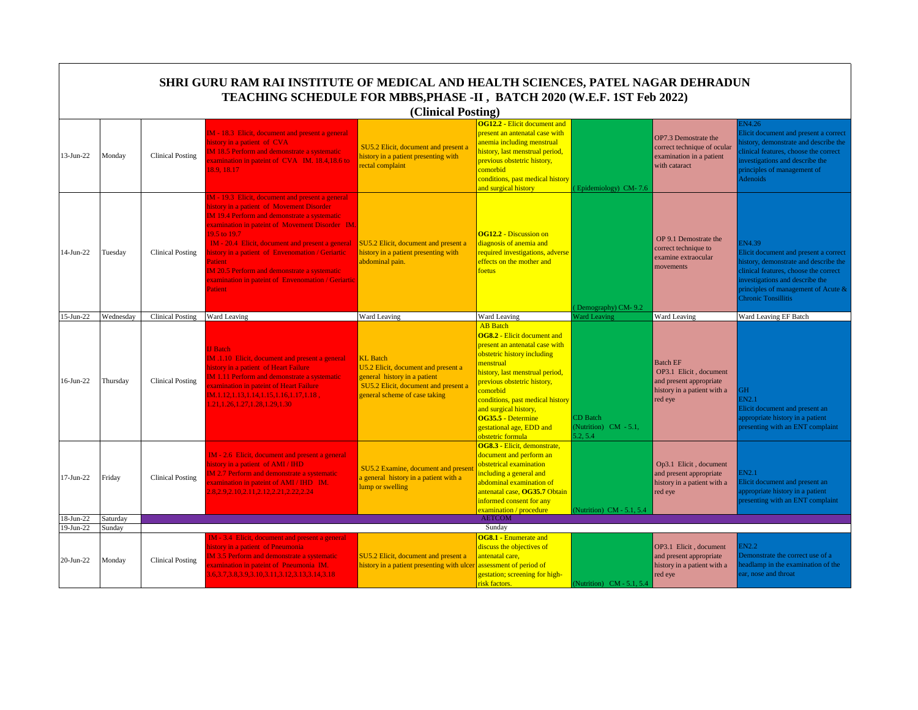# SHRI GURU RAM RAI INSTITUTE OF MEDICAL AND HEALTH SCIENCES, PATEL NAGAR DEHRADUN

## TEACHING SCHEDULE FOR MBBS,PHASE -II , BATCH 2020 (W.E.F. 1ST Feb 2022)

### (Clinical Posting)

| | | | | | | | | |
|---|---|---|---|---|---|---|---|---|
| 13-Jun-22 | Monday | Clinical Posting | IM - 18.3 Elicit, document and present a general history in a patient of CVA IM 18.5 Perform and demonstrate a systematic examination in pateint of CVA IM. 18.4,18.6 to 18.9, 18.17 | SU5.2 Elicit, document and present a history in a patient presenting with rectal complaint | **OG12.2** - Elicit document and present an antenatal case with anemia including menstrual history, last menstrual period, previous obstetric history, comorbid conditions, past medical history and surgical history | ( Epidemiology) CM- 7.6 | OP7.3 Demostrate the correct technique of ocular examination in a patient with cataract | EN4.26 Elicit document and present a correct history, demonstrate and describe the clinical features, choose the correct investigations and describe the principles of management of Adenoids |
| 14-Jun-22 | Tuesday | Clinical Posting | IM - 19.3 Elicit, document and present a general history in a patient of Movement Disorder IM 19.4 Perform and demonstrate a systematic examination in pateint of Movement Disorder IM. 19.5 to 19.7 IM - 20.4 Elicit, document and present a general history in a patient of Envenomation / Geriartic Patient IM 20.5 Perform and demonstrate a systematic examination in pateint of Envenomation / Geriartic Patient | SU5.2 Elicit, document and present a history in a patient presenting with abdominal pain. | **OG12.2** - Discussion on diagnosis of anemia and required investigations, adverse effects on the mother and foetus | ( Demography) CM- 9.2 | OP 9.1 Demostrate the correct technique to examine extraocular movements | EN4.39 Elicit document and present a correct history, demonstrate and describe the clinical features, choose the correct investigations and describe the principles of management of Acute & Chronic Tonsillitis |
| 15-Jun-22 | Wednesday | Clinical Posting | Ward Leaving | Ward Leaving | Ward Leaving | Ward Leaving | Ward Leaving | Ward Leaving EF Batch |
| 16-Jun-22 | Thursday | Clinical Posting | IJ Batch IM .1.10 Elicit, document and present a general history in a patient of Heart Failure IM 1.11 Perform and demonstrate a systematic examination in pateint of Heart Failure IM.1.12,1.13,1.14,1.15,1.16,1.17,1.18 , 1.21,1.26,1.27,1.28,1.29,1.30 | KL Batch U5.2 Elicit, document and present a general history in a patient SU5.2 Elicit, document and present a general scheme of case taking | AB Batch **OG8.2** - Elicit document and present an antenatal case with obstetric history including menstrual history, last menstrual period, previous obstetric history, comorbid conditions, past medical history and surgical history, **OG35.5** - Determine gestational age, EDD and obstetric formula | CD Batch (Nutrition) CM - 5.1, 5.2, 5.4 | Batch EF OP3.1 Elicit , document and present appropriate history in a patient with a red eye | GH EN2.1 Elicit document and present an appropriate history in a patient presenting with an ENT complaint |
| 17-Jun-22 | Friday | Clinical Posting | IM - 2.6 Elicit, document and present a general history in a patient of AMI / IHD IM 2.7 Perform and demonstrate a systematic examination in pateint of AMI / IHD IM. 2.8,2.9,2.10,2.11,2.12,2.21,2.22,2.24 | SU5.2 Examine, document and present a general history in a patient with a lump or swelling | **OG8.3** - Elicit, demonstrate, document and perform an obstetrical examination including a general and abdominal examination of antenatal case, **OG35.7** Obtain informed consent for any examination / procedure | (Nutrition) CM - 5.1, 5.4 | Op3.1 Elicit , document and present appropriate history in a patient with a red eye | EN2.1 Elicit document and present an appropriate history in a patient presenting with an ENT complaint |
| 18-Jun-22 | Saturday | AETCOM | | | | | | |
| 19-Jun-22 | Sunday | Sunday | | | | | | |
| 20-Jun-22 | Monday | Clinical Posting | IM - 3.4 Elicit, document and present a general history in a patient of Pneumonia IM 3.5 Perform and demonstrate a systematic examination in pateint of Pneumonia IM. 3.6,3.7,3.8,3.9,3.10,3.11,3.12,3.13,3.14,3.18 | SU5.2 Elicit, document and present a history in a patient presenting with ulcer | **OG8.1** - Enumerate and discuss the objectives of antenatal care, assessment of period of gestation; screening for high-risk factors. | (Nutrition) CM - 5.1, 5.4 | OP3.1 Elicit , document and present appropriate history in a patient with a red eye | EN2.2 Demonstrate the correct use of a headlamp in the examination of the ear, nose and throat |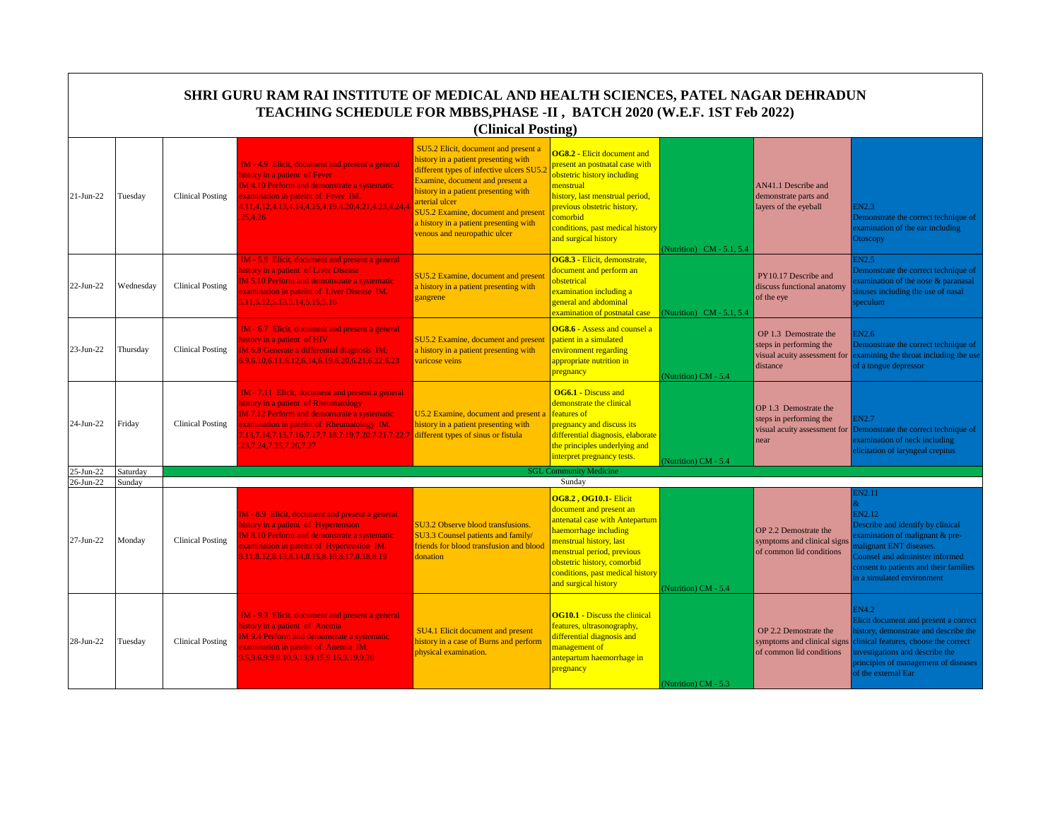# SHRI GURU RAM RAI INSTITUTE OF MEDICAL AND HEALTH SCIENCES, PATEL NAGAR DEHRADUN

## TEACHING SCHEDULE FOR MBBS,PHASE -II , BATCH 2020 (W.E.F. 1ST Feb 2022)

### (Clinical Posting)

| Date | Day | | | | | | | |
|---|---|---|---|---|---|---|---|---|
| 21-Jun-22 | Tuesday | Clinical Posting | IM - 4.9 Elicit, document and present a general history in a patient of Fever IM 4.10 Perform and demonstrate a systematic examination in pateint of Fever IM. 4.11,4.12,4.13,4.14,4.15,4.19,4.20,4.21,4.23,4.24,4.25,4.26 | SU5.2 Elicit, document and present a history in a patient presenting with different types of infective ulcers SU5.2 Examine, document and present a history in a patient presenting with arterial ulcer SU5.2 Examine, document and present a history in a patient presenting with venous and neuropathic ulcer | **OG8.2** - Elicit document and present an postnatal case with obstetric history including menstrual history, last menstrual period, previous obstetric history, comorbid conditions, past medical history and surgical history | (Nutrition) CM - 5.1, 5.4 | AN41.1 Describe and demonstrate parts and layers of the eyeball | EN2.3 Demonstrate the correct technique of examination of the ear including Otoscopy |
| 22-Jun-22 | Wednesday | Clinical Posting | IM - 5.9 Elicit, document and present a general history in a patient of Liver Disease IM 5.10 Perform and demonstrate a systematic examination in pateint of Liver Disease IM. 5.11,5.12,5.13,5.14,5.15,5.16 | SU5.2 Examine, document and present a history in a patient presenting with gangrene | **OG8.3** - Elicit, demonstrate, document and perform an obstetrical examination including a general and abdominal examination of postnatal case | (Nutrition) CM - 5.1, 5.4 | PY10.17 Describe and discuss functional anatomy of the eye | EN2.5 Demonstrate the correct technique of examination of the nose & paranasal sinuses including the use of nasal speculum |
| 23-Jun-22 | Thursday | Clinical Posting | IM - 6.7 Elicit, document and present a general history in a patient of HIV IM 6.8 Generate a differential diagnosis IM. 6.9,6.10,6.11,6.12,6.14,6.19,6.20,6.21,6.22,6.23 | SU5.2 Examine, document and present a history in a patient presenting with varicose veins | **OG8.6** - Assess and counsel a patient in a simulated environment regarding appropriate nutrition in pregnancy | (Nutrition) CM - 5.4 | OP 1.3 Demostrate the steps in performing the visual acuity assessment for distance | EN2.6 Demonstrate the correct technique of examining the throat including the use of a tongue depressor |
| 24-Jun-22 | Friday | Clinical Posting | IM - 7.11 Elicit, document and present a general history in a patient of Rheumatology IM 7.12 Perform and demonstrate a systematic examination in pateint of Rheumatology IM. 7.13,7.14,7.15,7.16,7.17,7.18,7.19,7.20,7.21,7.22,7.23,7.24,7.25,7.26,7.27 | U5.2 Examine, document and present a history in a patient presenting with different types of sinus or fistula | **OG6.1** - Discuss and demonstrate the clinical features of pregnancy and discuss its differential diagnosis, elaborate the principles underlying and interpret pregnancy tests. | (Nutrition) CM - 5.4 | OP 1.3 Demostrate the steps in performing the visual acuity assessment for near | EN2.7 Demonstrate the correct technique of examination of neck including elicitation of laryngeal crepitus |
| 25-Jun-22 | Saturday | SGL Community Medicine | | | | | | |
| 26-Jun-22 | Sunday | Sunday | | | | | | |
| 27-Jun-22 | Monday | Clinical Posting | IM - 8.9 Elicit, document and present a general history in a patient of Hypertension IM 8.10 Perform and demonstrate a systematic examination in pateint of Hypertension IM. 8.11,8.12,8.13,8.14,8.15,8.16,8.17,8.18,8.19 | SU3.2 Observe blood transfusions. SU3.3 Counsel patients and family/ friends for blood transfusion and blood donation | **OG8.2 , OG10.1**- Elicit document and present an antenatal case with Antepartum haemorrhage including menstrual history, last menstrual period, previous obstetric history, comorbid conditions, past medical history and surgical history | (Nutrition) CM - 5.4 | OP 2.2 Demostrate the symptoms and clinical signs of common lid conditions | EN2.11 & EN2.12 Describe and identify by clinical examination of malignant & pre-malignant ENT diseases. Counsel and administer informed consent to patients and their families in a simulated environment |
| 28-Jun-22 | Tuesday | Clinical Posting | IM - 9.3 Elicit, document and present a general history in a patient of Anemia IM 9.4 Perform and demonstrate a systematic examination in pateint of Anemia IM. 9.5,9.6,9.9,9.10,9.13,9.15,9.16,9.19,9.20 | SU4.1 Elicit document and present history in a case of Burns and perform physical examination. | **OG10.1** - Discuss the clinical features, ultrasonography, differential diagnosis and management of antepartum haemorrhage in pregnancy | (Nutrition) CM - 5.3 | OP 2.2 Demostrate the symptoms and clinical signs of common lid conditions | EN4.2 Elicit document and present a correct history, demonstrate and describe the clinical features, choose the correct investigations and describe the principles of management of diseases of the external Ear |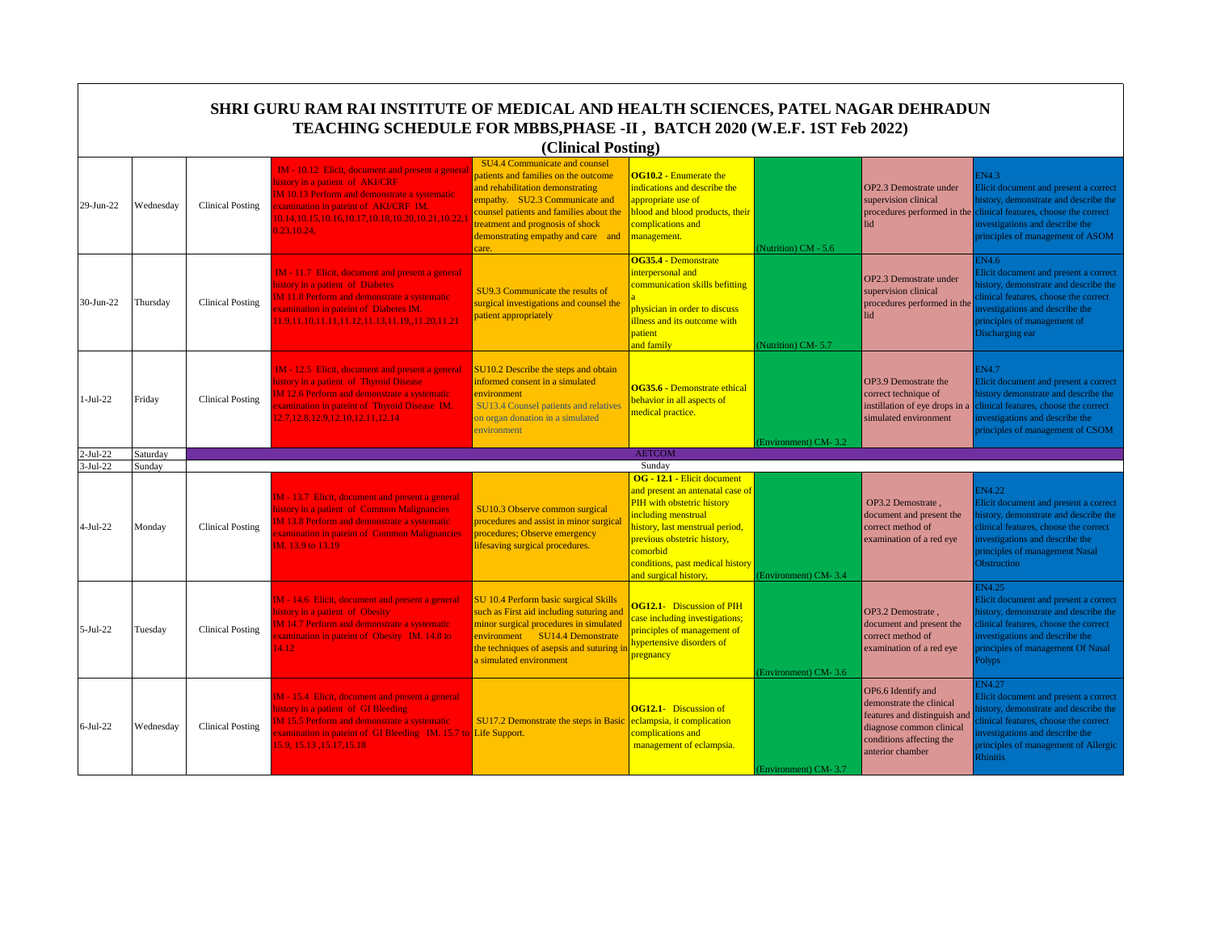# SHRI GURU RAM RAI INSTITUTE OF MEDICAL AND HEALTH SCIENCES, PATEL NAGAR DEHRADUN

## TEACHING SCHEDULE FOR MBBS,PHASE -II , BATCH 2020 (W.E.F. 1ST Feb 2022)

### (Clinical Posting)

| | | | | | | | | |
|---|---|---|---|---|---|---|---|---|
| 29-Jun-22 | Wednesday | Clinical Posting | IM - 10.12 Elicit, document and present a general history in a patient of AKI/CRF IM 10.13 Perform and demonstrate a systematic examination in pateint of AKI/CRF IM. 10.14,10.15,10.16,10.17,10.18,10.20,10.21,10.22,10.23,10.24, | SU4.4 Communicate and counsel patients and families on the outcome and rehabilitation demonstrating empathy. SU2.3 Communicate and counsel patients and families about the treatment and prognosis of shock demonstrating empathy and care and care. | **OG10.2** - Enumerate the indications and describe the appropriate use of blood and blood products, their complications and management. | (Nutrition) CM - 5.6 | OP2.3 Demostrate under supervision clinical procedures performed in the lid | EN4.3 Elicit document and present a correct history, demonstrate and describe the clinical features, choose the correct investigations and describe the principles of management of ASOM |
| 30-Jun-22 | Thursday | Clinical Posting | IM - 11.7 Elicit, document and present a general history in a patient of Diabetes IM 11.8 Perform and demonstrate a systematic examination in pateint of Diabetes IM. 11.9,11.10,11.11,11.12,11.13,11.19,,11.20,11.21 | SU9.3 Communicate the results of surgical investigations and counsel the patient appropriately | **OG35.4** - Demonstrate interpersonal and communication skills befitting a physician in order to discuss illness and its outcome with patient and family | (Nutrition) CM- 5.7 | OP2.3 Demostrate under supervision clinical procedures performed in the lid | EN4.6 Elicit document and present a correct history, demonstrate and describe the clinical features, choose the correct investigations and describe the principles of management of Discharging ear |
| 1-Jul-22 | Friday | Clinical Posting | IM - 12.5 Elicit, document and present a general history in a patient of Thyroid Disease IM 12.6 Perform and demonstrate a systematic examination in pateint of Thyroid Disease IM. 12.7,12.8,12.9,12.10,12.11,12.14 | SU10.2 Describe the steps and obtain informed consent in a simulated environment SU13.4 Counsel patients and relatives on organ donation in a simulated environment | **OG35.6** - Demonstrate ethical behavior in all aspects of medical practice. | (Environment) CM- 3.2 | OP3.9 Demostrate the correct technique of instillation of eye drops in a simulated environment | EN4.7 Elicit document and present a correct history demonstrate and describe the clinical features, choose the correct investigations and describe the principles of management of CSOM |
| 2-Jul-22 | Saturday | AETCOM | | | | | | |
| 3-Jul-22 | Sunday | Sunday | | | | | | |
| 4-Jul-22 | Monday | Clinical Posting | IM - 13.7 Elicit, document and present a general history in a patient of Common Malignancies IM 13.8 Perform and demonstrate a systematic examination in pateint of Common Malignancies IM. 13.9 to 13.19 | SU10.3 Observe common surgical procedures and assist in minor surgical procedures; Observe emergency lifesaving surgical procedures. | **OG - 12.1** - Elicit document and present an antenatal case of PIH with obstetric history including menstrual history, last menstrual period, previous obstetric history, comorbid conditions, past medical history and surgical history, | (Environment) CM- 3.4 | OP3.2 Demostrate , document and present the correct method of examination of a red eye | EN4.22 Elicit document and present a correct history, demonstrate and describe the clinical features, choose the correct investigations and describe the principles of management Nasal Obstruction |
| 5-Jul-22 | Tuesday | Clinical Posting | IM - 14.6 Elicit, document and present a general history in a patient of Obesity IM 14.7 Perform and demonstrate a systematic examination in pateint of Obesity IM. 14.8 to 14.12 | SU 10.4 Perform basic surgical Skills such as First aid including suturing and minor surgical procedures in simulated environment SU14.4 Demonstrate the techniques of asepsis and suturing in a simulated environment | **OG12.1**- Discussion of PIH case including investigations; principles of management of hypertensive disorders of pregnancy | (Environment) CM- 3.6 | OP3.2 Demostrate , document and present the correct method of examination of a red eye | EN4.25 Elicit document and present a correct history, demonstrate and describe the clinical features, choose the correct investigations and describe the principles of management Of Nasal Polyps |
| 6-Jul-22 | Wednesday | Clinical Posting | IM - 15.4 Elicit, document and present a general history in a patient of GI Bleeding IM 15.5 Perform and demonstrate a systematic examination in pateint of GI Bleeding IM. 15.7 to 15.9, 15.13 ,15.17,15.18 | SU17.2 Demonstrate the steps in Basic Life Support. | **OG12.1**- Discussion of eclampsia, it complication complications and management of eclampsia. | (Environment) CM- 3.7 | OP6.6 Identify and demonstrate the clinical features and distinguish and diagnose common clinical conditions affecting the anterior chamber | EN4.27 Elicit document and present a correct history, demonstrate and describe the clinical features, choose the correct investigations and describe the principles of management of Allergic Rhinitis |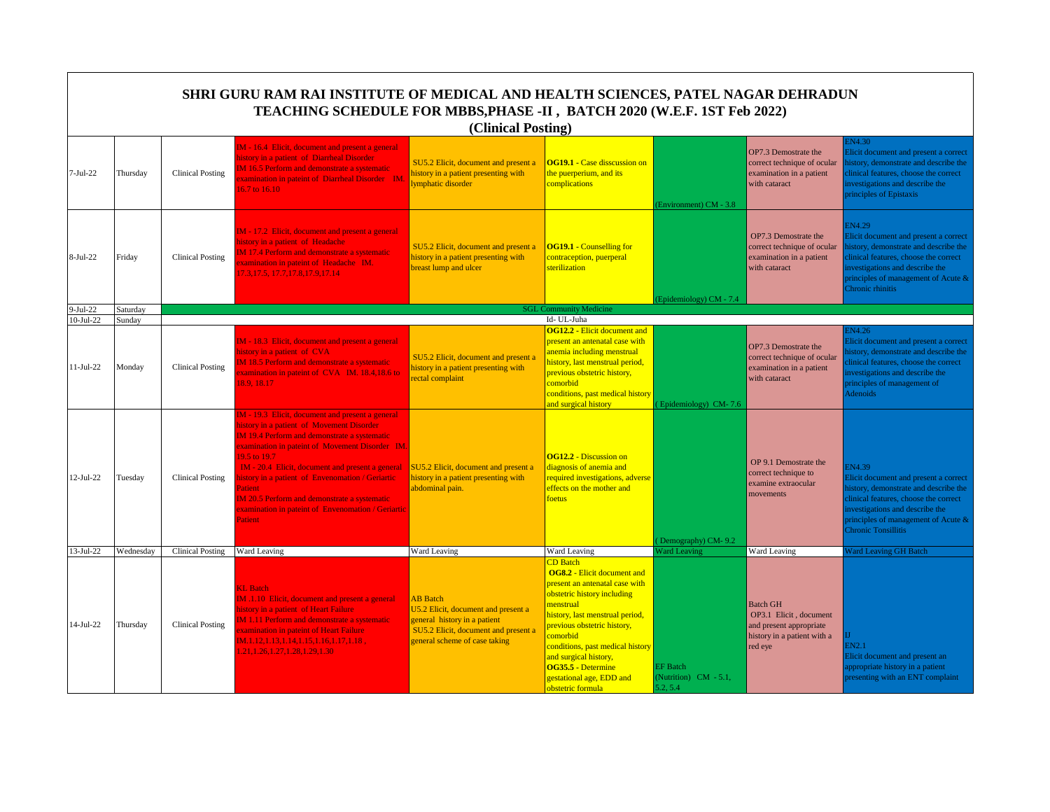# SHRI GURU RAM RAI INSTITUTE OF MEDICAL AND HEALTH SCIENCES, PATEL NAGAR DEHRADUN

## TEACHING SCHEDULE FOR MBBS,PHASE -II , BATCH 2020 (W.E.F. 1ST Feb 2022)

### (Clinical Posting)

| Date | Day | | | | | | | |
|---|---|---|---|---|---|---|---|---|
| 7-Jul-22 | Thursday | Clinical Posting | IM - 16.4 Elicit, document and present a general history in a patient of Diarrheal Disorder IM 16.5 Perform and demonstrate a systematic examination in pateint of Diarrheal Disorder IM. 16.7 to 16.10 | SU5.2 Elicit, document and present a history in a patient presenting with lymphatic disorder | **OG19.1** - Case disscussion on the puerperium, and its complications | (Environment) CM - 3.8 | OP7.3 Demostrate the correct technique of ocular examination in a patient with cataract | EN4.30 Elicit document and present a correct history, demonstrate and describe the clinical features, choose the correct investigations and describe the principles of Epistaxis |
| 8-Jul-22 | Friday | Clinical Posting | IM - 17.2 Elicit, document and present a general history in a patient of Headache IM 17.4 Perform and demonstrate a systematic examination in pateint of Headache IM. 17.3,17.5, 17.7,17.8,17.9,17.14 | SU5.2 Elicit, document and present a history in a patient presenting with breast lump and ulcer | **OG19.1** - Counselling for contraception, puerperal sterilization | (Epidemiology) CM - 7.4 | OP7.3 Demostrate the correct technique of ocular examination in a patient with cataract | EN4.29 Elicit document and present a correct history, demonstrate and describe the clinical features, choose the correct investigations and describe the principles of management of Acute & Chronic rhinitis |
| 9-Jul-22 | Saturday | SGL Community Medicine | | | | | | |
| 10-Jul-22 | Sunday | Id- UL-Juha | | | | | | |
| 11-Jul-22 | Monday | Clinical Posting | IM - 18.3 Elicit, document and present a general history in a patient of CVA IM 18.5 Perform and demonstrate a systematic examination in pateint of CVA IM. 18.4,18.6 to 18.9, 18.17 | SU5.2 Elicit, document and present a history in a patient presenting with rectal complaint | **OG12.2** - Elicit document and present an antenatal case with anemia including menstrual history, last menstrual period, previous obstetric history, comorbid conditions, past medical history and surgical history | ( Epidemiology) CM- 7.6 | OP7.3 Demostrate the correct technique of ocular examination in a patient with cataract | EN4.26 Elicit document and present a correct history, demonstrate and describe the clinical features, choose the correct investigations and describe the principles of management of Adenoids |
| 12-Jul-22 | Tuesday | Clinical Posting | IM - 19.3 Elicit, document and present a general history in a patient of Movement Disorder IM 19.4 Perform and demonstrate a systematic examination in pateint of Movement Disorder IM. 19.5 to 19.7 IM - 20.4 Elicit, document and present a general history in a patient of Envenomation / Geriartic Patient IM 20.5 Perform and demonstrate a systematic examination in pateint of Envenomation / Geriartic Patient | SU5.2 Elicit, document and present a history in a patient presenting with abdominal pain. | **OG12.2** - Discussion on diagnosis of anemia and required investigations, adverse effects on the mother and foetus | ( Demography) CM- 9.2 | OP 9.1 Demostrate the correct technique to examine extraocular movements | EN4.39 Elicit document and present a correct history, demonstrate and describe the clinical features, choose the correct investigations and describe the principles of management of Acute & Chronic Tonsillitis |
| 13-Jul-22 | Wednesday | Clinical Posting | Ward Leaving | Ward Leaving | Ward Leaving | Ward Leaving | Ward Leaving | Ward Leaving GH Batch |
| 14-Jul-22 | Thursday | Clinical Posting | KL Batch IM .1.10 Elicit, document and present a general history in a patient of Heart Failure IM 1.11 Perform and demonstrate a systematic examination in pateint of Heart Failure IM.1.12,1.13,1.14,1.15,1.16,1.17,1.18 , 1.21,1.26,1.27,1.28,1.29,1.30 | AB Batch U5.2 Elicit, document and present a general history in a patient SU5.2 Elicit, document and present a general scheme of case taking | CD Batch **OG8.2** - Elicit document and present an antenatal case with obstetric history including menstrual history, last menstrual period, previous obstetric history, comorbid conditions, past medical history and surgical history, **OG35.5** - Determine gestational age, EDD and obstetric formula | EF Batch (Nutrition) CM - 5.1, 5.2, 5.4 | Batch GH OP3.1 Elicit , document and present appropriate history in a patient with a red eye | IJ EN2.1 Elicit document and present an appropriate history in a patient presenting with an ENT complaint |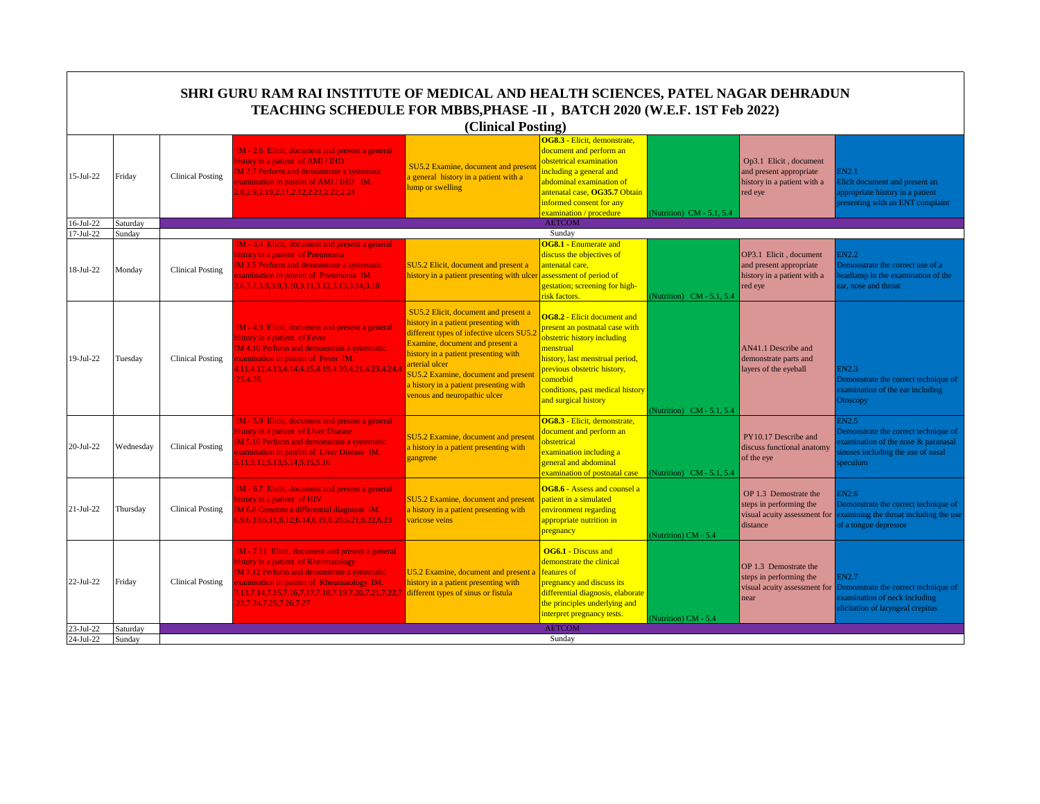# SHRI GURU RAM RAI INSTITUTE OF MEDICAL AND HEALTH SCIENCES, PATEL NAGAR DEHRADUN

## TEACHING SCHEDULE FOR MBBS,PHASE -II , BATCH 2020 (W.E.F. 1ST Feb 2022)

### (Clinical Posting)

| Date | Day | | | | | | | |
|---|---|---|---|---|---|---|---|---|
| 15-Jul-22 | Friday | Clinical Posting | IM - 2.6 Elicit, document and present a general history in a patient of AMI / IHD IM 2.7 Perform and demonstrate a systematic examination in pateint of AMI / IHD IM. 2.8,2.9,2.10,2.11,2.12,2.21,2.22,2.24 | SU5.2 Examine, document and present a general history in a patient with a lump or swelling | **OG8.3** - Elicit, demonstrate, document and perform an obstetrical examination including a general and abdominal examination of antenatal case, **OG35.7** Obtain informed consent for any examination / procedure | (Nutrition) CM - 5.1, 5.4 | Op3.1 Elicit , document and present appropriate history in a patient with a red eye | EN2.1 Elicit document and present an appropriate history in a patient presenting with an ENT complaint |
| 16-Jul-22 | Saturday | AETCOM | | | | | | |
| 17-Jul-22 | Sunday | Sunday | | | | | | |
| 18-Jul-22 | Monday | Clinical Posting | IM - 3.4 Elicit, document and present a general history in a patient of Pneumonia IM 3.5 Perform and demonstrate a systematic examination in pateint of Pneumonia IM. 3.6,3.7,3.8,3.9,3.10,3.11,3.12,3.13,3.14,3.18 | SU5.2 Elicit, document and present a history in a patient presenting with ulcer | **OG8.1** - Enumerate and discuss the objectives of antenatal care, assessment of period of gestation; screening for high-risk factors. | (Nutrition) CM - 5.1, 5.4 | OP3.1 Elicit , document and present appropriate history in a patient with a red eye | EN2.2 Demonstrate the correct use of a headlamp in the examination of the ear, nose and throat |
| 19-Jul-22 | Tuesday | Clinical Posting | IM - 4.9 Elicit, document and present a general history in a patient of Fever IM 4.10 Perform and demonstrate a systematic examination in pateint of Fever IM. 4.11,4.12,4.13,4.14,4.15,4.19,4.20,4.21,4.23,4.24,4.25,4.26 | SU5.2 Elicit, document and present a history in a patient presenting with different types of infective ulcers SU5.2 Examine, document and present a history in a patient presenting with arterial ulcer SU5.2 Examine, document and present a history in a patient presenting with venous and neuropathic ulcer | **OG8.2** - Elicit document and present an postnatal case with obstetric history including menstrual history, last menstrual period, previous obstetric history, comorbid conditions, past medical history and surgical history | (Nutrition) CM - 5.1, 5.4 | AN41.1 Describe and demonstrate parts and layers of the eyeball | EN2.3 Demonstrate the correct technique of examination of the ear including Otoscopy |
| 20-Jul-22 | Wednesday | Clinical Posting | IM - 5.9 Elicit, document and present a general history in a patient of Liver Disease IM 5.10 Perform and demonstrate a systematic examination in pateint of Liver Disease IM. 5.11,5.12,5.13,5.14,5.15,5.16 | SU5.2 Examine, document and present a history in a patient presenting with gangrene | **OG8.3** - Elicit, demonstrate, document and perform an obstetrical examination including a general and abdominal examination of postnatal case | (Nutrition) CM - 5.1, 5.4 | PY10.17 Describe and discuss functional anatomy of the eye | EN2.5 Demonstrate the correct technique of examination of the nose & paranasal sinuses including the use of nasal speculum |
| 21-Jul-22 | Thursday | Clinical Posting | IM - 6.7 Elicit, document and present a general history in a patient of HIV IM 6.8 Generate a differential diagnosis IM. 6.9,6.10,6.11,6.12,6.14,6.19,6.20,6.21,6.22,6.23 | SU5.2 Examine, document and present a history in a patient presenting with varicose veins | **OG8.6** - Assess and counsel a patient in a simulated environment regarding appropriate nutrition in pregnancy | (Nutrition) CM - 5.4 | OP 1.3 Demostrate the steps in performing the visual acuity assessment for distance | EN2.6 Demonstrate the correct technique of examining the throat including the use of a tongue depressor |
| 22-Jul-22 | Friday | Clinical Posting | IM - 7.11 Elicit, document and present a general history in a patient of Rheumatology IM 7.12 Perform and demonstrate a systematic examination in pateint of Rheumatology IM. 7.13,7.14,7.15,7.16,7.17,7.18,7.19,7.20,7.21,7.22,7.23,7.24,7.25,7.26,7.27 | U5.2 Examine, document and present a history in a patient presenting with different types of sinus or fistula | **OG6.1** - Discuss and demonstrate the clinical features of pregnancy and discuss its differential diagnosis, elaborate the principles underlying and interpret pregnancy tests. | (Nutrition) CM - 5.4 | OP 1.3 Demostrate the steps in performing the visual acuity assessment for near | EN2.7 Demonstrate the correct technique of examination of neck including elicitation of laryngeal crepitus |
| 23-Jul-22 | Saturday | AETCOM | | | | | | |
| 24-Jul-22 | Sunday | Sunday | | | | | | |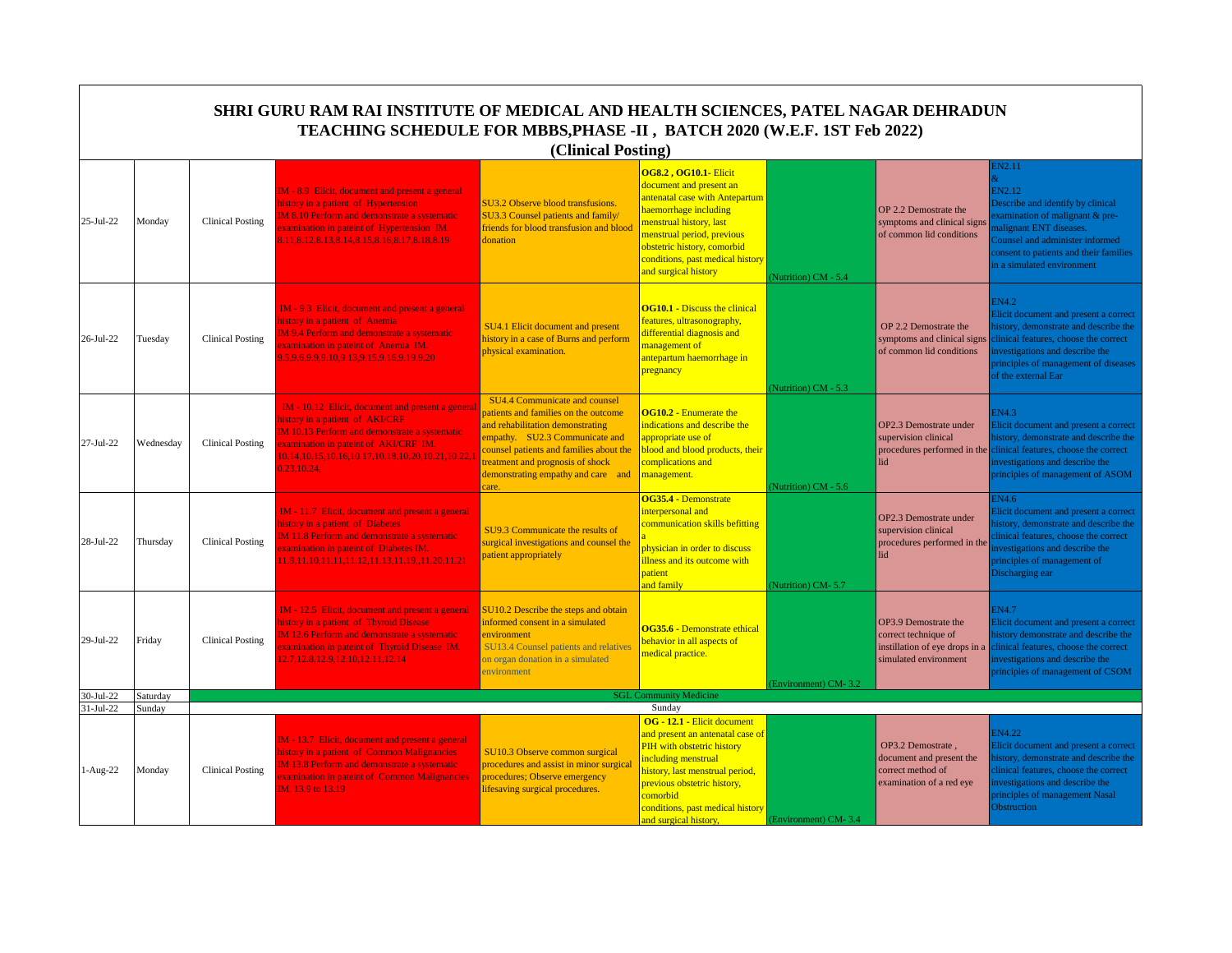# SHRI GURU RAM RAI INSTITUTE OF MEDICAL AND HEALTH SCIENCES, PATEL NAGAR DEHRADUN

## TEACHING SCHEDULE FOR MBBS,PHASE -II , BATCH 2020 (W.E.F. 1ST Feb 2022)

### (Clinical Posting)

| Date | Day | | | | | | | |
|---|---|---|---|---|---|---|---|---|
| 25-Jul-22 | Monday | Clinical Posting | IM - 8.9 Elicit, document and present a general history in a patient of Hypertension IM 8.10 Perform and demonstrate a systematic examination in pateint of Hypertension IM. 8.11,8.12,8.13,8.14,8.15,8.16,8.17,8.18,8.19 | SU3.2 Observe blood transfusions. SU3.3 Counsel patients and family/ friends for blood transfusion and blood donation | **OG8.2 , OG10.1**- Elicit document and present an antenatal case with Antepartum haemorrhage including menstrual history, last menstrual period, previous obstetric history, comorbid conditions, past medical history and surgical history | (Nutrition) CM - 5.4 | OP 2.2 Demostrate the symptoms and clinical signs of common lid conditions | EN2.11 & EN2.12 Describe and identify by clinical examination of malignant & pre-malignant ENT diseases. Counsel and administer informed consent to patients and their families in a simulated environment |
| 26-Jul-22 | Tuesday | Clinical Posting | IM - 9.3 Elicit, document and present a general history in a patient of Anemia IM 9.4 Perform and demonstrate a systematic examination in pateint of Anemia IM. 9.5,9.6,9.9,9.10,9.13,9.15,9.16,9.19,9.20 | SU4.1 Elicit document and present history in a case of Burns and perform physical examination. | **OG10.1** - Discuss the clinical features, ultrasonography, differential diagnosis and management of antepartum haemorrhage in pregnancy | (Nutrition) CM - 5.3 | OP 2.2 Demostrate the symptoms and clinical signs of common lid conditions | EN4.2 Elicit document and present a correct history, demonstrate and describe the clinical features, choose the correct investigations and describe the principles of management of diseases of the external Ear |
| 27-Jul-22 | Wednesday | Clinical Posting | IM - 10.12 Elicit, document and present a general history in a patient of AKI/CRF IM 10.13 Perform and demonstrate a systematic examination in pateint of AKI/CRF IM. 10.14,10.15,10.16,10.17,10.18,10.20,10.21,10.22,10.23,10.24. | SU4.4 Communicate and counsel patients and families on the outcome and rehabilitation demonstrating empathy. SU2.3 Communicate and counsel patients and families about the treatment and prognosis of shock demonstrating empathy and care and care. | **OG10.2** - Enumerate the indications and describe the appropriate use of blood and blood products, their complications and management. | (Nutrition) CM - 5.6 | OP2.3 Demostrate under supervision clinical procedures performed in the lid | EN4.3 Elicit document and present a correct history, demonstrate and describe the clinical features, choose the correct investigations and describe the principles of management of ASOM |
| 28-Jul-22 | Thursday | Clinical Posting | IM - 11.7 Elicit, document and present a general history in a patient of Diabetes IM 11.8 Perform and demonstrate a systematic examination in pateint of Diabetes IM. 11.9,11.10,11.11,11.12,11.13,11.19,,11.20,11.21 | SU9.3 Communicate the results of surgical investigations and counsel the patient appropriately | **OG35.4** - Demonstrate interpersonal and communication skills befitting a physician in order to discuss illness and its outcome with patient and family | (Nutrition) CM- 5.7 | OP2.3 Demostrate under supervision clinical procedures performed in the lid | EN4.6 Elicit document and present a correct history, demonstrate and describe the clinical features, choose the correct investigations and describe the principles of management of Discharging ear |
| 29-Jul-22 | Friday | Clinical Posting | IM - 12.5 Elicit, document and present a general history in a patient of Thyroid Disease IM 12.6 Perform and demonstrate a systematic examination in pateint of Thyroid Disease IM. 12.7,12.8,12.9,12.10,12.11,12.14 | SU10.2 Describe the steps and obtain informed consent in a simulated environment SU13.4 Counsel patients and relatives on organ donation in a simulated environment | **OG35.6** - Demonstrate ethical behavior in all aspects of medical practice. | (Environment) CM- 3.2 | OP3.9 Demostrate the correct technique of instillation of eye drops in a simulated environment | EN4.7 Elicit document and present a correct history demonstrate and describe the clinical features, choose the correct investigations and describe the principles of management of CSOM |
| 30-Jul-22 | Saturday | SGL Community Medicine | | | | | | |
| 31-Jul-22 | Sunday | Sunday | | | | | | |
| 1-Aug-22 | Monday | Clinical Posting | IM - 13.7 Elicit, document and present a general history in a patient of Common Malignancies IM 13.8 Perform and demonstrate a systematic examination in pateint of Common Malignancies IM. 13.9 to 13.19 | SU10.3 Observe common surgical procedures and assist in minor surgical procedures; Observe emergency lifesaving surgical procedures. | **OG - 12.1** - Elicit document and present an antenatal case of PIH with obstetric history including menstrual history, last menstrual period, previous obstetric history, comorbid conditions, past medical history and surgical history, | (Environment) CM- 3.4 | OP3.2 Demostrate , document and present the correct method of examination of a red eye | EN4.22 Elicit document and present a correct history, demonstrate and describe the clinical features, choose the correct investigations and describe the principles of management Nasal Obstruction |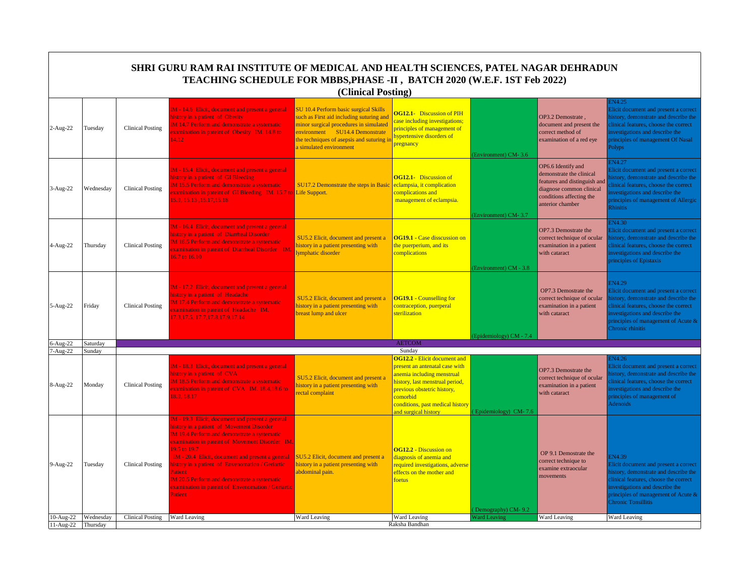# SHRI GURU RAM RAI INSTITUTE OF MEDICAL AND HEALTH SCIENCES, PATEL NAGAR DEHRADUN
## TEACHING SCHEDULE FOR MBBS,PHASE -II , BATCH 2020 (W.E.F. 1ST Feb 2022)
### (Clinical Posting)

| | | | | | | | | |
|---|---|---|---|---|---|---|---|---|
| 2-Aug-22 | Tuesday | Clinical Posting | IM - 14.6 Elicit, document and present a general history in a patient of Obesity IM 14.7 Perform and demonstrate a systematic examination in pateint of Obesity IM. 14.8 to 14.12 | SU 10.4 Perform basic surgical Skills such as First aid including suturing and minor surgical procedures in simulated environment SU14.4 Demonstrate the techniques of asepsis and suturing in a simulated environment | **OG12.1**- Discussion of PIH case including investigations; principles of management of hypertensive disorders of pregnancy | (Environment) CM- 3.6 | OP3.2 Demostrate , document and present the correct method of examination of a red eye | EN4.25 Elicit document and present a correct history, demonstrate and describe the clinical features, choose the correct investigations and describe the principles of management Of Nasal Polyps |
| 3-Aug-22 | Wednesday | Clinical Posting | IM - 15.4 Elicit, document and present a general history in a patient of GI Bleeding IM 15.5 Perform and demonstrate a systematic examination in pateint of GI Bleeding IM. 15.7 to 15.9, 15.13 ,15.17,15.18 | SU17.2 Demonstrate the steps in Basic Life Support. | **OG12.1**- Discussion of eclampsia, it complication complications and management of eclampsia. | (Environment) CM- 3.7 | OP6.6 Identify and demonstrate the clinical features and distinguish and diagnose common clinical conditions affecting the anterior chamber | EN4.27 Elicit document and present a correct history, demonstrate and describe the clinical features, choose the correct investigations and describe the principles of management of Allergic Rhinitis |
| 4-Aug-22 | Thursday | Clinical Posting | IM - 16.4 Elicit, document and present a general history in a patient of Diarrheal Disorder IM 16.5 Perform and demonstrate a systematic examination in pateint of Diarrheal Disorder IM. 16.7 to 16.10 | SU5.2 Elicit, document and present a history in a patient presenting with lymphatic disorder | **OG19.1** - Case disscussion on the puerperium, and its complications | (Environment) CM - 3.8 | OP7.3 Demostrate the correct technique of ocular examination in a patient with cataract | EN4.30 Elicit document and present a correct history, demonstrate and describe the clinical features, choose the correct investigations and describe the principles of Epistaxis |
| 5-Aug-22 | Friday | Clinical Posting | IM - 17.2 Elicit, document and present a general history in a patient of Headache IM 17.4 Perform and demonstrate a systematic examination in pateint of Headache IM. 17.3,17.5, 17.7,17.8,17.9,17.14 | SU5.2 Elicit, document and present a history in a patient presenting with breast lump and ulcer | **OG19.1** - Counselling for contraception, puerperal sterilization | (Epidemiology) CM - 7.4 | OP7.3 Demostrate the correct technique of ocular examination in a patient with cataract | EN4.29 Elicit document and present a correct history, demonstrate and describe the clinical features, choose the correct investigations and describe the principles of management of Acute & Chronic rhinitis |
| 6-Aug-22 | Saturday | AETCOM | | | | | | |
| 7-Aug-22 | Sunday | Sunday | | | | | | |
| 8-Aug-22 | Monday | Clinical Posting | IM - 18.3 Elicit, document and present a general history in a patient of CVA IM 18.5 Perform and demonstrate a systematic examination in pateint of CVA IM. 18.4,18.6 to 18.9, 18.17 | SU5.2 Elicit, document and present a history in a patient presenting with rectal complaint | **OG12.2** - Elicit document and present an antenatal case with anemia including menstrual history, last menstrual period, previous obstetric history, comorbid conditions, past medical history and surgical history | ( Epidemiology) CM- 7.6 | OP7.3 Demostrate the correct technique of ocular examination in a patient with cataract | EN4.26 Elicit document and present a correct history, demonstrate and describe the clinical features, choose the correct investigations and describe the principles of management of Adenoids |
| 9-Aug-22 | Tuesday | Clinical Posting | IM - 19.3 Elicit, document and present a general history in a patient of Movement Disorder IM 19.4 Perform and demonstrate a systematic examination in pateint of Movement Disorder IM. 19.5 to 19.7 IM - 20.4 Elicit, document and present a general history in a patient of Envenomation / Geriartic Patient IM 20.5 Perform and demonstrate a systematic examination in pateint of Envenomation / Geriartic Patient | SU5.2 Elicit, document and present a history in a patient presenting with abdominal pain. | **OG12.2** - Discussion on diagnosis of anemia and required investigations, adverse effects on the mother and foetus | ( Demography) CM- 9.2 | OP 9.1 Demostrate the correct technique to examine extraocular movements | EN4.39 Elicit document and present a correct history, demonstrate and describe the clinical features, choose the correct investigations and describe the principles of management of Acute & Chronic Tonsillitis |
| 10-Aug-22 | Wednesday | Clinical Posting | Ward Leaving | Ward Leaving | Ward Leaving | Ward Leaving | Ward Leaving | Ward Leaving |
| 11-Aug-22 | Thursday | Raksha Bandhan | | | | | | |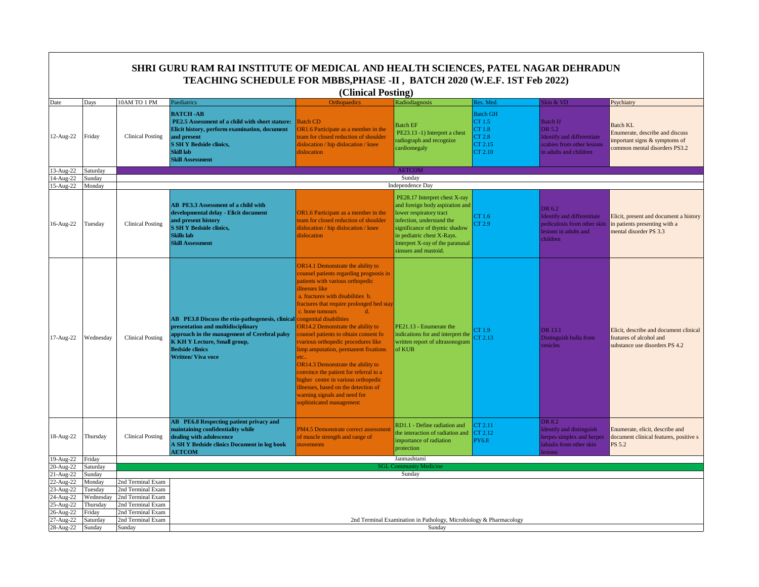# SHRI GURU RAM RAI INSTITUTE OF MEDICAL AND HEALTH SCIENCES, PATEL NAGAR DEHRADUN

## TEACHING SCHEDULE FOR MBBS,PHASE -II , BATCH 2020 (W.E.F. 1ST Feb 2022)

### (Clinical Posting)

| Date | Days | 10AM TO 1 PM | Paediatrics | Orthopaedics | Radiodiagnosis | Res. Med. | Skin & VD | Psychiatry |
|---|---|---|---|---|---|---|---|---|
| 12-Aug-22 | Friday | Clinical Posting | **BATCH -AB** **PE2.5 Assessment of a child with short stature: Elicit history, perform examination, document and present** **S SH Y Bedside clinics,** **Skill lab** **Skill Assessment** | Batch CD OR1.6 Participate as a member in the team for closed reduction of shoulder dislocation / hip dislocation / knee dislocation | Batch EF PE23.13 -1) Interpret a chest radiograph and recognize cardiomegaly | Batch GH CT 1.5 CT 1.8 CT 2.8 CT 2.15 CT 2.10 | Batch IJ DR 5.2 Identify and differentiate scabies from other lesions in adults and children | Batch KL Enumerate, describe and discuss important signs & symptoms of common mental disorders PS3.2 |
| 13-Aug-22 | Saturday | AETCOM | | | | | | |
| 14-Aug-22 | Sunday | Sunday | | | | | | |
| 15-Aug-22 | Monday | Independence Day | | | | | | |
| 16-Aug-22 | Tuesday | Clinical Posting | **AB PE3.3 Assessment of a child with developmental delay - Elicit document and present history** **S SH Y Bedside clinics,** **Skills lab** **Skill Assessment** | OR1.6 Participate as a member in the team for closed reduction of shoulder dislocation / hip dislocation / knee dislocation | PE28.17 Interpret chest X-ray and foreign body aspiration and lower respiratory tract infection, understand the significance of thymic shadow in pediatric chest X-Rays. Interpret X-ray of the paranasal sinuses and mastoid. | CT 1.6 CT 2.9 | DR 6.2 Identify and differentiate pediculosis from other skin lesions in adults and children | Elicit, present and document a history in patients presenting with a mental disorder PS 3.3 |
| 17-Aug-22 | Wednesday | Clinical Posting | **AB PE3.8 Discuss the etio-pathogenesis, clinical presentation and multidisciplinary approach in the management of Cerebral palsy** **K KH Y Lecture, Small group,** **Bedside clinics** **Written/ Viva voce** | OR14.1 Demonstrate the ability to counsel patients regarding prognosis in patients with various orthopedic illnesses like a. fractures with disabilities b. fractures that require prolonged bed stay c. bone tumours d. congenital disabilities OR14.2 Demonstrate the ability to counsel patients to obtain consent fo rvarious orthopedic procedures like limp amputation, permanent fixations etc.. OR14.3 Demonstrate the ability to convince the patient for referral to a higher centre in various orthopedic illnesses, based on the detection of warning signals and need for sophisticated management | PE21.13 - Enumerate the indications for and interpret the written report of ultrasonogram of KUB | CT 1.9 CT 2.13 | DR 13.1 Distinguish bulla from vesicles | Elicit, describe and document clinical features of alcohol and substance use disorders PS 4.2 |
| 18-Aug-22 | Thursday | Clinical Posting | **AB PE6.8 Respecting patient privacy and maintaining confidentiality while dealing with adolescence** **A SH Y Bedside clinics Document in log book** **AETCOM** | PM4.5 Demonstrate correct assessment of muscle strength and range of movements | RD1.1 - Define radiation and the interaction of radiation and importance of radiation protection | CT 2.11 CT 2.12 PY6.8 | DR 8.2 Identify and distinguish herpes simplex and herpes labialis from other skin lesions | Enumerate, elicit, describe and document clinical features, positive s PS 5.2 |
| 19-Aug-22 | Friday | Janmashtami | | | | | | |
| 20-Aug-22 | Saturday | SGL Community Medicine | | | | | | |
| 21-Aug-22 | Sunday | Sunday | | | | | | |
| 22-Aug-22 | Monday | 2nd Terminal Exam | 2nd Terminal Examination in Pathology, Microbiology & Pharmacology | | | | | |
| 23-Aug-22 | Tuesday | 2nd Terminal Exam | | | | | | |
| 24-Aug-22 | Wednesday | 2nd Terminal Exam | | | | | | |
| 25-Aug-22 | Thursday | 2nd Terminal Exam | | | | | | |
| 26-Aug-22 | Friday | 2nd Terminal Exam | | | | | | |
| 27-Aug-22 | Saturday | 2nd Terminal Exam | | | | | | |
| 28-Aug-22 | Sunday | Sunday | Sunday | | | | | |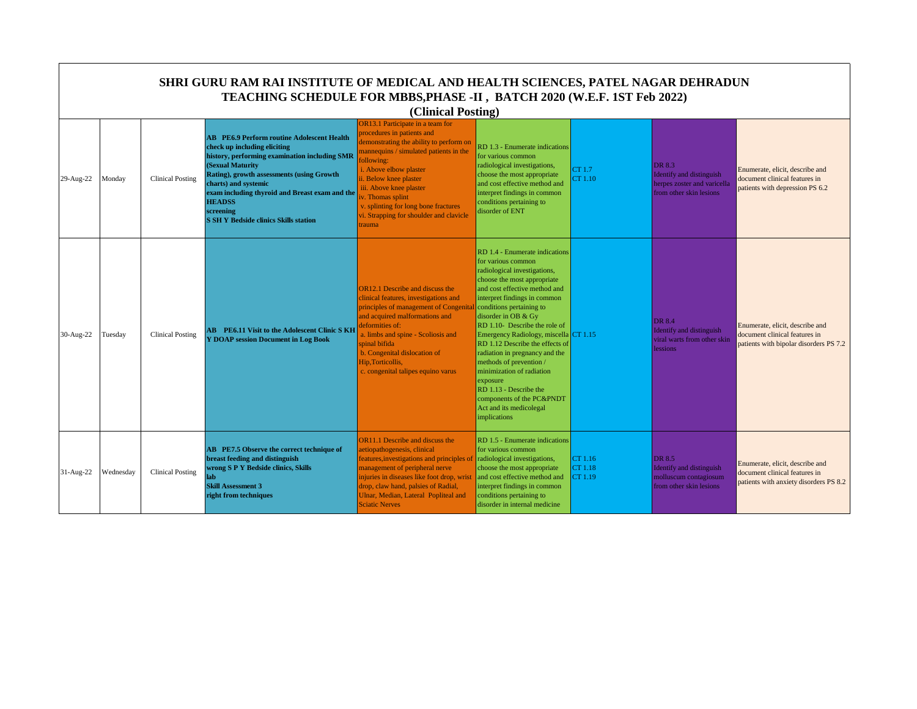# SHRI GURU RAM RAI INSTITUTE OF MEDICAL AND HEALTH SCIENCES, PATEL NAGAR DEHRADUN

## TEACHING SCHEDULE FOR MBBS,PHASE -II , BATCH 2020 (W.E.F. 1ST Feb 2022)

### (Clinical Posting)

| | | | | | | | | |
|---|---|---|---|---|---|---|---|---|
| 29-Aug-22 | Monday | Clinical Posting | **AB PE6.9 Perform routine Adolescent Health check up including eliciting history, performing examination including SMR (Sexual Maturity Rating), growth assessments (using Growth charts) and systemic exam including thyroid and Breast exam and the HEADSS screening S SH Y Bedside clinics Skills station** | OR13.1 Participate in a team for procedures in patients and demonstrating the ability to perform on mannequins / simulated patients in the following: i. Above elbow plaster ii. Below knee plaster iii. Above knee plaster iv. Thomas splint v. splinting for long bone fractures vi. Strapping for shoulder and clavicle trauma | RD 1.3 - Enumerate indications for various common radiological investigations, choose the most appropriate and cost effective method and interpret findings in common conditions pertaining to disorder of ENT | CT 1.7 CT 1.10 | DR 8.3 Identify and distinguish herpes zoster and varicella from other skin lesions | Enumerate, elicit, describe and document clinical features in patients with depression PS 6.2 |
| 30-Aug-22 | Tuesday | Clinical Posting | **AB PE6.11 Visit to the Adolescent Clinic S KH Y DOAP session Document in Log Book** | OR12.1 Describe and discuss the clinical features, investigations and principles of management of Congenital and acquired malformations and deformities of: a. limbs and spine - Scoliosis and spinal bifida b. Congenital dislocation of Hip,Torticollis, c. congenital talipes equino varus | RD 1.4 - Enumerate indications for various common radiological investigations, choose the most appropriate and cost effective method and interpret findings in common conditions pertaining to disorder in OB & Gy RD 1.10- Describe the role of Emergency Radiology, miscella RD 1.12 Describe the effects of radiation in pregnancy and the methods of prevention / minimization of radiation exposure RD 1.13 - Describe the components of the PC&PNDT Act and its medicolegal implications | CT 1.15 | DR 8.4 Identify and distinguish viral warts from other skin lessions | Enumerate, elicit, describe and document clinical features in patients with bipolar disorders PS 7.2 |
| 31-Aug-22 | Wednesday | Clinical Posting | **AB PE7.5 Observe the correct technique of breast feeding and distinguish wrong S P Y Bedside clinics, Skills lab Skill Assessment 3 right from techniques** | OR11.1 Describe and discuss the aetiopathogenesis, clinical features,investigations and principles of management of peripheral nerve injuries in diseases like foot drop, wrist drop, claw hand, palsies of Radial, Ulnar, Median, Lateral Popliteal and Sciatic Nerves | RD 1.5 - Enumerate indications for various common radiological investigations, choose the most appropriate and cost effective method and interpret findings in common conditions pertaining to disorder in internal medicine | CT 1.16 CT 1.18 CT 1.19 | DR 8.5 Identify and distinguish molluscum contagiosum from other skin lesions | Enumerate, elicit, describe and document clinical features in patients with anxiety disorders PS 8.2 |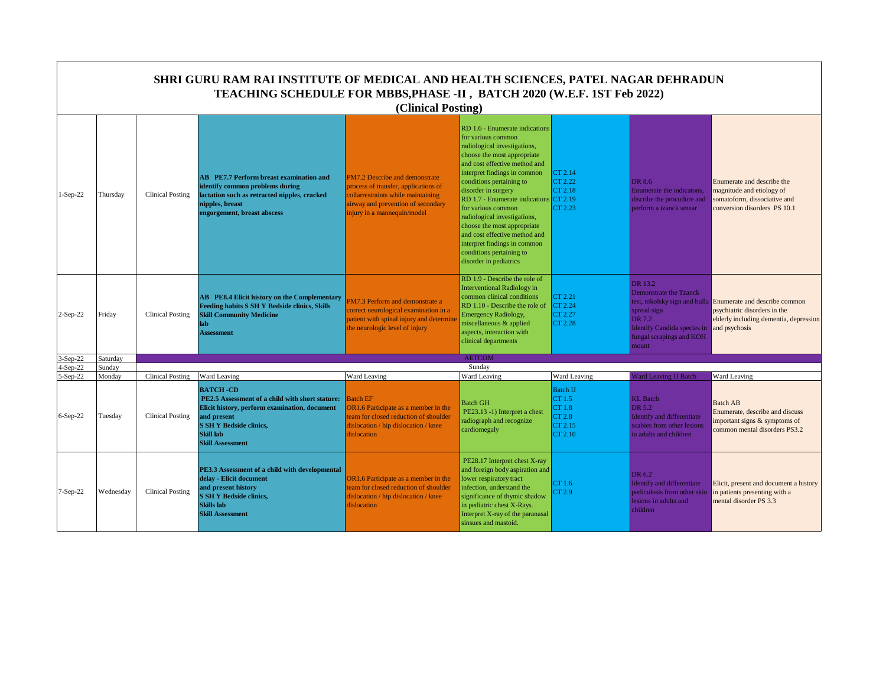# SHRI GURU RAM RAI INSTITUTE OF MEDICAL AND HEALTH SCIENCES, PATEL NAGAR DEHRADUN
## TEACHING SCHEDULE FOR MBBS,PHASE -II , BATCH 2020 (W.E.F. 1ST Feb 2022)
### (Clinical Posting)

| | | | | | | | | |
|---|---|---|---|---|---|---|---|---|
| 1-Sep-22 | Thursday | Clinical Posting | **AB PE7.7 Perform breast examination and identify common problems during lactation such as retracted nipples, cracked nipples, breast engorgement, breast abscess** | PM7.2 Describe and demonstrate process of transfer, applications of collarrestraints while maintaining airway and prevention of secondary injury in a mannequin/model | RD 1.6 - Enumerate indications for various common radiological investigations, choose the most appropriate and cost effective method and interpret findings in common conditions pertaining to disorder in surgery RD 1.7 - Enumerate indications for various common radiological investigations, choose the most appropriate and cost effective method and interpret findings in common conditions pertaining to disorder in pediatrics | CT 2.14 CT 2.22 CT 2.18 CT 2.19 CT 2.23 | DR 8.6 Enumerate the indicatons, discribe the procudure and perform a tzanck smear | Enumerate and describe the magnitude and etiology of somatoform, dissociative and conversion disorders PS 10.1 |
| 2-Sep-22 | Friday | Clinical Posting | **AB PE8.4 Elicit history on the Complementary Feeding habits S SH Y Bedside clinics, Skills Skill Community Medicine lab Assessment** | PM7.3 Perform and demonstrate a correct neurological examination in a patient with spinal injury and determine the neurologic level of injury | RD 1.9 - Describe the role of Interventional Radiology in common clinical conditions RD 1.10 - Describe the role of Emergency Radiology, miscellaneous & applied aspects, interaction with clinical departments | CT 2.21 CT 2.24 CT 2.27 CT 2.28 | DR 13.2 Demonstrate the Tzanck test, nikolsky sign and bulla spread sign DR 7.2 Identify Candida species in fungal scrapings and KOH mount | Enumerate and describe common psychiatric disorders in the elderly including dementia, depression and psychosis |
| 3-Sep-22 | Saturday | AETCOM | | | | | | |
| 4-Sep-22 | Sunday | Sunday | | | | | | |
| 5-Sep-22 | Monday | Clinical Posting | Ward Leaving | Ward Leaving | Ward Leaving | Ward Leaving | Ward Leaving IJ Batch | Ward Leaving |
| 6-Sep-22 | Tuesday | Clinical Posting | **BATCH -CD PE2.5 Assessment of a child with short stature: Elicit history, perform examination, document and present S SH Y Bedside clinics, Skill lab Skill Assessment** | Batch EF OR1.6 Participate as a member in the team for closed reduction of shoulder dislocation / hip dislocation / knee dislocation | Batch GH PE23.13 -1) Interpret a chest radiograph and recognize cardiomegaly | Batch IJ CT 1.5 CT 1.8 CT 2.8 CT 2.15 CT 2.10 | KL Batch DR 5.2 Identify and differentiate scabies from other lesions in adults and children | Batch AB Enumerate, describe and discuss important signs & symptoms of common mental disorders PS3.2 |
| 7-Sep-22 | Wednesday | Clinical Posting | **PE3.3 Assessment of a child with developmental delay - Elicit document and present history S SH Y Bedside clinics, Skills lab Skill Assessment** | OR1.6 Participate as a member in the team for closed reduction of shoulder dislocation / hip dislocation / knee dislocation | PE28.17 Interpret chest X-ray and foreign body aspiration and lower respiratory tract infection, understand the significance of thymic shadow in pediatric chest X-Rays. Interpret X-ray of the paranasal sinsues and mastoid. | CT 1.6 CT 2.9 | DR 6.2 Identify and differentiate pediculosis from other skin lesions in adults and children | Elicit, present and document a history in patients presenting with a mental disorder PS 3.3 |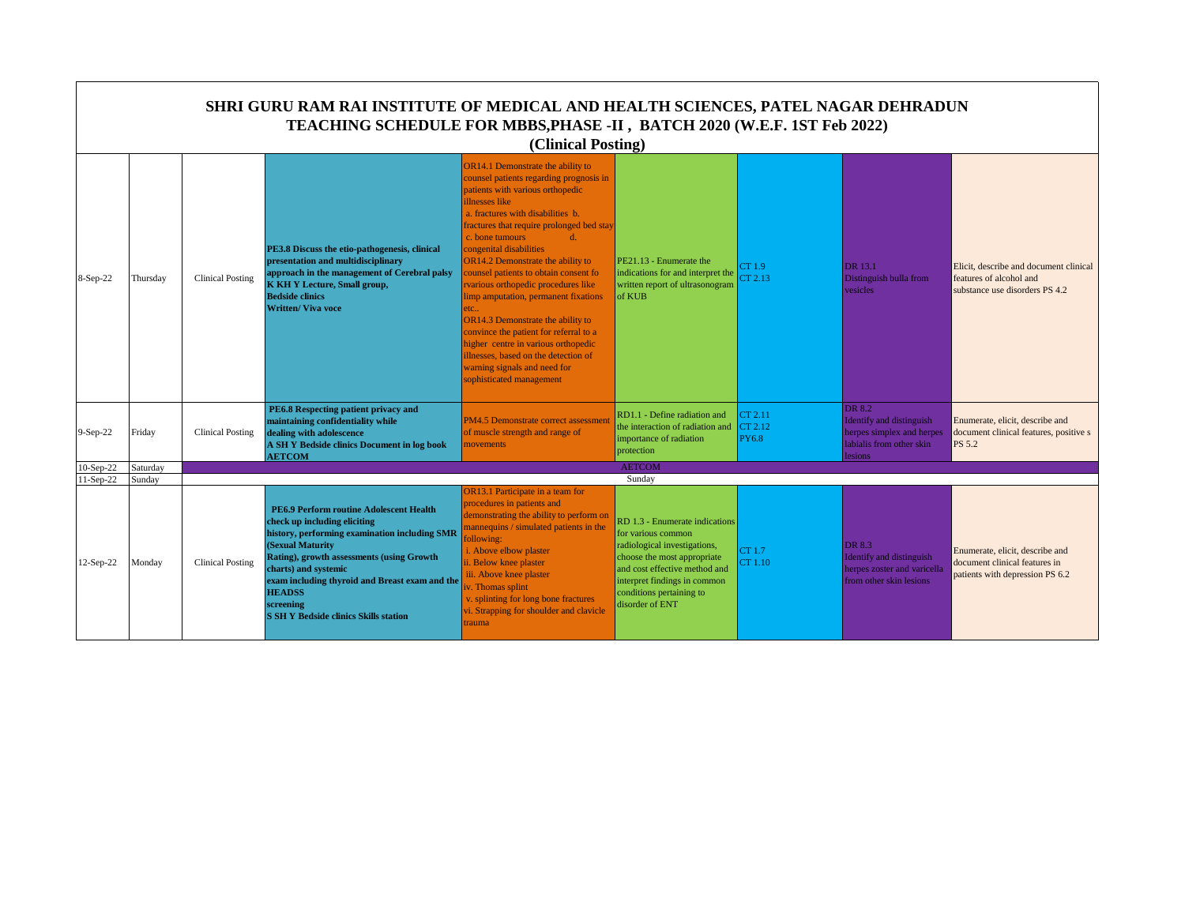# SHRI GURU RAM RAI INSTITUTE OF MEDICAL AND HEALTH SCIENCES, PATEL NAGAR DEHRADUN
## TEACHING SCHEDULE FOR MBBS,PHASE -II , BATCH 2020 (W.E.F. 1ST Feb 2022)
### (Clinical Posting)

| | | | | | | | | |
|---|---|---|---|---|---|---|---|---|
| 8-Sep-22 | Thursday | Clinical Posting | **PE3.8 Discuss the etio-pathogenesis, clinical presentation and multidisciplinary approach in the management of Cerebral palsy K KH Y Lecture, Small group, Bedside clinics Written/ Viva voce** | OR14.1 Demonstrate the ability to counsel patients regarding prognosis in patients with various orthopedic illnesses like a. fractures with disabilities b. fractures that require prolonged bed stay c. bone tumours d. congenital disabilities OR14.2 Demonstrate the ability to counsel patients to obtain consent fo rvarious orthopedic procedures like limp amputation, permanent fixations etc.. OR14.3 Demonstrate the ability to convince the patient for referral to a higher centre in various orthopedic illnesses, based on the detection of warning signals and need for sophisticated management | PE21.13 - Enumerate the indications for and interpret the written report of ultrasonogram of KUB | CT 1.9 CT 2.13 | DR 13.1 Distinguish bulla from vesicles | Elicit, describe and document clinical features of alcohol and substance use disorders PS 4.2 |
| 9-Sep-22 | Friday | Clinical Posting | **PE6.8 Respecting patient privacy and maintaining confidentiality while dealing with adolescence A SH Y Bedside clinics Document in log book AETCOM** | PM4.5 Demonstrate correct assessment of muscle strength and range of movements | RD1.1 - Define radiation and the interaction of radiation and importance of radiation protection | CT 2.11 CT 2.12 PY6.8 | DR 8.2 Identify and distinguish herpes simplex and herpes labialis from other skin lesions | Enumerate, elicit, describe and document clinical features, positive s PS 5.2 |
| 10-Sep-22 | Saturday | AETCOM | | | | | | |
| 11-Sep-22 | Sunday | Sunday | | | | | | |
| 12-Sep-22 | Monday | Clinical Posting | **PE6.9 Perform routine Adolescent Health check up including eliciting history, performing examination including SMR (Sexual Maturity Rating), growth assessments (using Growth charts) and systemic exam including thyroid and Breast exam and the HEADSS screening S SH Y Bedside clinics Skills station** | OR13.1 Participate in a team for procedures in patients and demonstrating the ability to perform on mannequins / simulated patients in the following: i. Above elbow plaster ii. Below knee plaster iii. Above knee plaster iv. Thomas splint v. splinting for long bone fractures vi. Strapping for shoulder and clavicle trauma | RD 1.3 - Enumerate indications for various common radiological investigations, choose the most appropriate and cost effective method and interpret findings in common conditions pertaining to disorder of ENT | CT 1.7 CT 1.10 | DR 8.3 Identify and distinguish herpes zoster and varicella from other skin lesions | Enumerate, elicit, describe and document clinical features in patients with depression PS 6.2 |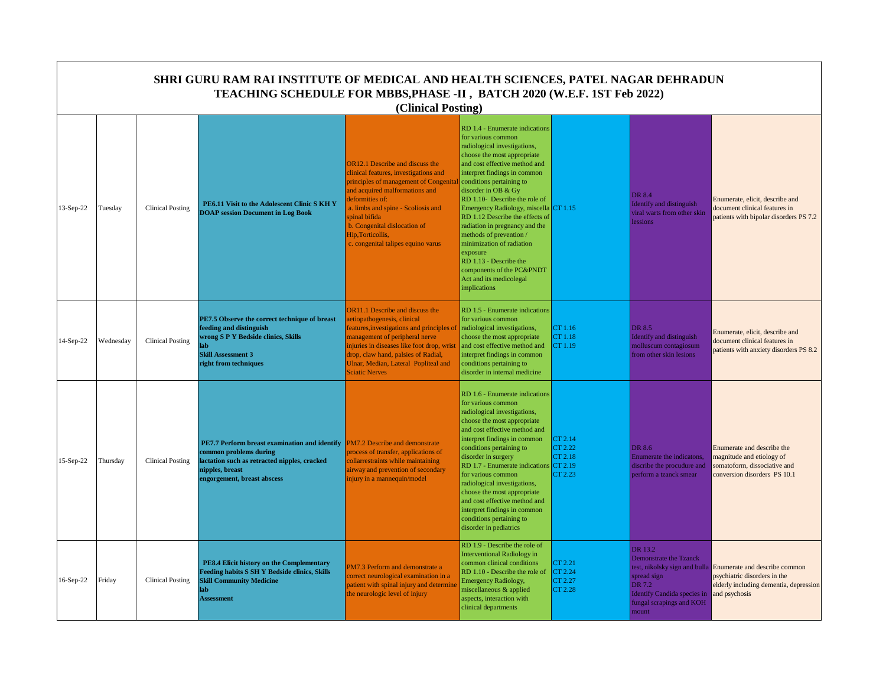# SHRI GURU RAM RAI INSTITUTE OF MEDICAL AND HEALTH SCIENCES, PATEL NAGAR DEHRADUN

## TEACHING SCHEDULE FOR MBBS,PHASE -II , BATCH 2020 (W.E.F. 1ST Feb 2022)

### (Clinical Posting)

| | | | | | | | | |
|---|---|---|---|---|---|---|---|---|
| 13-Sep-22 | Tuesday | Clinical Posting | **PE6.11 Visit to the Adolescent Clinic S KH Y DOAP session Document in Log Book** | OR12.1 Describe and discuss the clinical features, investigations and principles of management of Congenital and acquired malformations and deformities of: a. limbs and spine - Scoliosis and spinal bifida b. Congenital dislocation of Hip,Torticollis, c. congenital talipes equino varus | RD 1.4 - Enumerate indications for various common radiological investigations, choose the most appropriate and cost effective method and interpret findings in common conditions pertaining to disorder in OB & Gy RD 1.10- Describe the role of Emergency Radiology, miscella RD 1.12 Describe the effects of radiation in pregnancy and the methods of prevention / minimization of radiation exposure RD 1.13 - Describe the components of the PC&PNDT Act and its medicolegal implications | CT 1.15 | DR 8.4 Identify and distinguish viral warts from other skin lessions | Enumerate, elicit, describe and document clinical features in patients with bipolar disorders PS 7.2 |
| 14-Sep-22 | Wednesday | Clinical Posting | **PE7.5 Observe the correct technique of breast feeding and distinguish wrong S P Y Bedside clinics, Skills lab Skill Assessment 3 right from techniques** | OR11.1 Describe and discuss the aetiopathogenesis, clinical features,investigations and principles of management of peripheral nerve injuries in diseases like foot drop, wrist drop, claw hand, palsies of Radial, Ulnar, Median, Lateral Popliteal and Sciatic Nerves | RD 1.5 - Enumerate indications for various common radiological investigations, choose the most appropriate and cost effective method and interpret findings in common conditions pertaining to disorder in internal medicine | CT 1.16 CT 1.18 CT 1.19 | DR 8.5 Identify and distinguish molluscum contagiosum from other skin lesions | Enumerate, elicit, describe and document clinical features in patients with anxiety disorders PS 8.2 |
| 15-Sep-22 | Thursday | Clinical Posting | **PE7.7 Perform breast examination and identify common problems during lactation such as retracted nipples, cracked nipples, breast engorgement, breast abscess** | PM7.2 Describe and demonstrate process of transfer, applications of collarrestraints while maintaining airway and prevention of secondary injury in a mannequin/model | RD 1.6 - Enumerate indications for various common radiological investigations, choose the most appropriate and cost effective method and interpret findings in common conditions pertaining to disorder in surgery RD 1.7 - Enumerate indications for various common radiological investigations, choose the most appropriate and cost effective method and interpret findings in common conditions pertaining to disorder in pediatrics | CT 2.14 CT 2.22 CT 2.18 CT 2.19 CT 2.23 | DR 8.6 Enumerate the indicatons, discribe the procudure and perform a tzanck smear | Enumerate and describe the magnitude and etiology of somatoform, dissociative and conversion disorders PS 10.1 |
| 16-Sep-22 | Friday | Clinical Posting | **PE8.4 Elicit history on the Complementary Feeding habits S SH Y Bedside clinics, Skills Skill Community Medicine lab Assessment** | PM7.3 Perform and demonstrate a correct neurological examination in a patient with spinal injury and determine the neurologic level of injury | RD 1.9 - Describe the role of Interventional Radiology in common clinical conditions RD 1.10 - Describe the role of Emergency Radiology, miscellaneous & applied aspects, interaction with clinical departments | CT 2.21 CT 2.24 CT 2.27 CT 2.28 | DR 13.2 Demonstrate the Tzanck test, nikolsky sign and bulla spread sign DR 7.2 Identify Candida species in fungal scrapings and KOH mount | Enumerate and describe common psychiatric disorders in the elderly including dementia, depression and psychosis |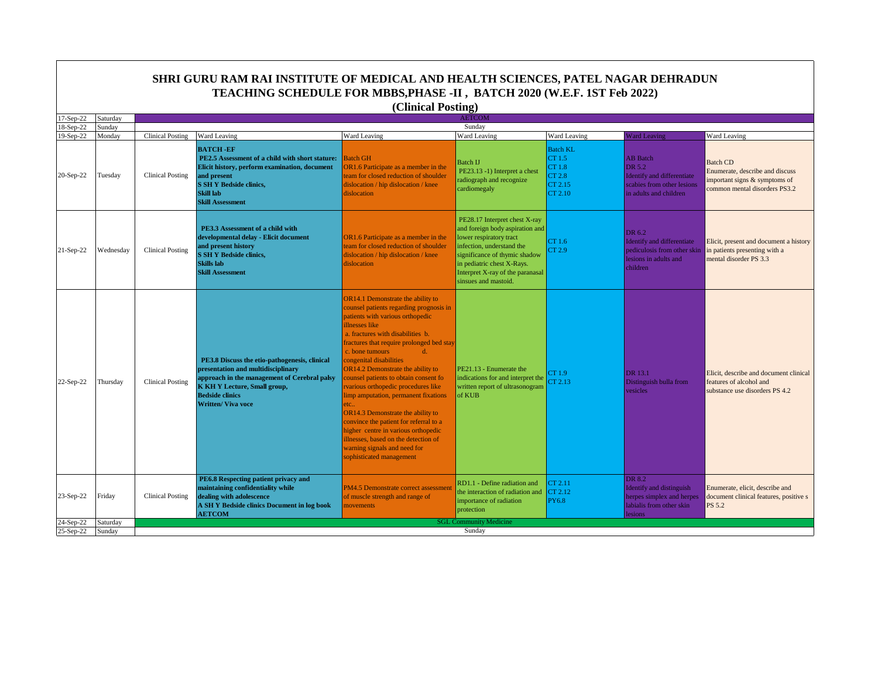# SHRI GURU RAM RAI INSTITUTE OF MEDICAL AND HEALTH SCIENCES, PATEL NAGAR DEHRADUN

## TEACHING SCHEDULE FOR MBBS,PHASE -II , BATCH 2020 (W.E.F. 1ST Feb 2022)

### (Clinical Posting)

| Date | Day | | | | | | | |
|---|---|---|---|---|---|---|---|---|
| 17-Sep-22 | Saturday | AETCOM | | | | | | |
| 18-Sep-22 | Sunday | Sunday | | | | | | |
| 19-Sep-22 | Monday | Clinical Posting | Ward Leaving | Ward Leaving | Ward Leaving | Ward Leaving | Ward Leaving | Ward Leaving |
| 20-Sep-22 | Tuesday | Clinical Posting | **BATCH -EF PE2.5 Assessment of a child with short stature: Elicit history, perform examination, document and present S SH Y Bedside clinics, Skill lab Skill Assessment** | Batch GH OR1.6 Participate as a member in the team for closed reduction of shoulder dislocation / hip dislocation / knee dislocation | Batch IJ PE23.13 -1) Interpret a chest radiograph and recognize cardiomegaly | Batch KL CT 1.5 CT 1.8 CT 2.8 CT 2.15 CT 2.10 | AB Batch DR 5.2 Identify and differentiate scabies from other lesions in adults and children | Batch CD Enumerate, describe and discuss important signs & symptoms of common mental disorders PS3.2 |
| 21-Sep-22 | Wednesday | Clinical Posting | **PE3.3 Assessment of a child with developmental delay - Elicit document and present history S SH Y Bedside clinics, Skills lab Skill Assessment** | OR1.6 Participate as a member in the team for closed reduction of shoulder dislocation / hip dislocation / knee dislocation | PE28.17 Interpret chest X-ray and foreign body aspiration and lower respiratory tract infection, understand the significance of thymic shadow in pediatric chest X-Rays. Interpret X-ray of the paranasal sinsues and mastoid. | CT 1.6 CT 2.9 | DR 6.2 Identify and differentiate pediculosis from other skin lesions in adults and children | Elicit, present and document a history in patients presenting with a mental disorder PS 3.3 |
| 22-Sep-22 | Thursday | Clinical Posting | **PE3.8 Discuss the etio-pathogenesis, clinical presentation and multidisciplinary approach in the management of Cerebral palsy K KH Y Lecture, Small group, Bedside clinics Written/ Viva voce** | OR14.1 Demonstrate the ability to counsel patients regarding prognosis in patients with various orthopedic illnesses like a. fractures with disabilities b. fractures that require prolonged bed stay c. bone tumours d. congenital disabilities OR14.2 Demonstrate the ability to counsel patients to obtain consent fo rvarious orthopedic procedures like limp amputation, permanent fixations etc.. OR14.3 Demonstrate the ability to convince the patient for referral to a higher centre in various orthopedic illnesses, based on the detection of warning signals and need for sophisticated management | PE21.13 - Enumerate the indications for and interpret the written report of ultrasonogram of KUB | CT 1.9 CT 2.13 | DR 13.1 Distinguish bulla from vesicles | Elicit, describe and document clinical features of alcohol and substance use disorders PS 4.2 |
| 23-Sep-22 | Friday | Clinical Posting | **PE6.8 Respecting patient privacy and maintaining confidentiality while dealing with adolescence A SH Y Bedside clinics Document in log book AETCOM** | PM4.5 Demonstrate correct assessment of muscle strength and range of movements | RD1.1 - Define radiation and the interaction of radiation and importance of radiation protection | CT 2.11 CT 2.12 PY6.8 | DR 8.2 Identify and distinguish herpes simplex and herpes labialis from other skin lesions | Enumerate, elicit, describe and document clinical features, positive s PS 5.2 |
| 24-Sep-22 | Saturday | SGL Community Medicine | | | | | | |
| 25-Sep-22 | Sunday | Sunday | | | | | | |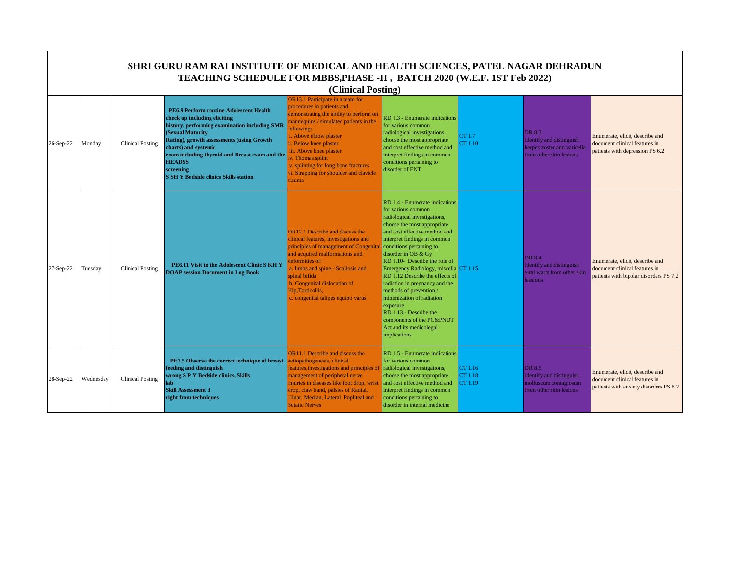# SHRI GURU RAM RAI INSTITUTE OF MEDICAL AND HEALTH SCIENCES, PATEL NAGAR DEHRADUN

## TEACHING SCHEDULE FOR MBBS,PHASE -II , BATCH 2020 (W.E.F. 1ST Feb 2022)

### (Clinical Posting)

| | | | | | | | | |
|---|---|---|---|---|---|---|---|---|
| 26-Sep-22 | Monday | Clinical Posting | **PE6.9 Perform routine Adolescent Health check up including eliciting history, performing examination including SMR (Sexual Maturity Rating), growth assessments (using Growth charts) and systemic exam including thyroid and Breast exam and the HEADSS screening S SH Y Bedside clinics Skills station** | OR13.1 Participate in a team for procedures in patients and demonstrating the ability to perform on mannequins / simulated patients in the following: i. Above elbow plaster ii. Below knee plaster iii. Above knee plaster iv. Thomas splint v. splinting for long bone fractures vi. Strapping for shoulder and clavicle trauma | RD 1.3 - Enumerate indications for various common radiological investigations, choose the most appropriate and cost effective method and interpret findings in common conditions pertaining to disorder of ENT | CT 1.7 CT 1.10 | DR 8.3 Identify and distinguish herpes zoster and varicella from other skin lesions | Enumerate, elicit, describe and document clinical features in patients with depression PS 6.2 |
| 27-Sep-22 | Tuesday | Clinical Posting | **PE6.11 Visit to the Adolescent Clinic S KH Y DOAP session Document in Log Book** | OR12.1 Describe and discuss the clinical features, investigations and principles of management of Congenital and acquired malformations and deformities of: a. limbs and spine - Scoliosis and spinal bifida b. Congenital dislocation of Hip,Torticollis, c. congenital talipes equino varus | RD 1.4 - Enumerate indications for various common radiological investigations, choose the most appropriate and cost effective method and interpret findings in common conditions pertaining to disorder in OB & Gy RD 1.10- Describe the role of Emergency Radiology, miscella RD 1.12 Describe the effects of radiation in pregnancy and the methods of prevention / minimization of radiation exposure RD 1.13 - Describe the components of the PC&PNDT Act and its medicolegal implications | CT 1.15 | DR 8.4 Identify and distinguish viral warts from other skin lessions | Enumerate, elicit, describe and document clinical features in patients with bipolar disorders PS 7.2 |
| 28-Sep-22 | Wednesday | Clinical Posting | **PE7.5 Observe the correct technique of breast feeding and distinguish wrong S P Y Bedside clinics, Skills lab Skill Assessment 3 right from techniques** | OR11.1 Describe and discuss the aetiopathogenesis, clinical features,investigations and principles of management of peripheral nerve injuries in diseases like foot drop, wrist drop, claw hand, palsies of Radial, Ulnar, Median, Lateral Popliteal and Sciatic Nerves | RD 1.5 - Enumerate indications for various common radiological investigations, choose the most appropriate and cost effective method and interpret findings in common conditions pertaining to disorder in internal medicine | CT 1.16 CT 1.18 CT 1.19 | DR 8.5 Identify and distinguish molluscum contagiosum from other skin lesions | Enumerate, elicit, describe and document clinical features in patients with anxiety disorders PS 8.2 |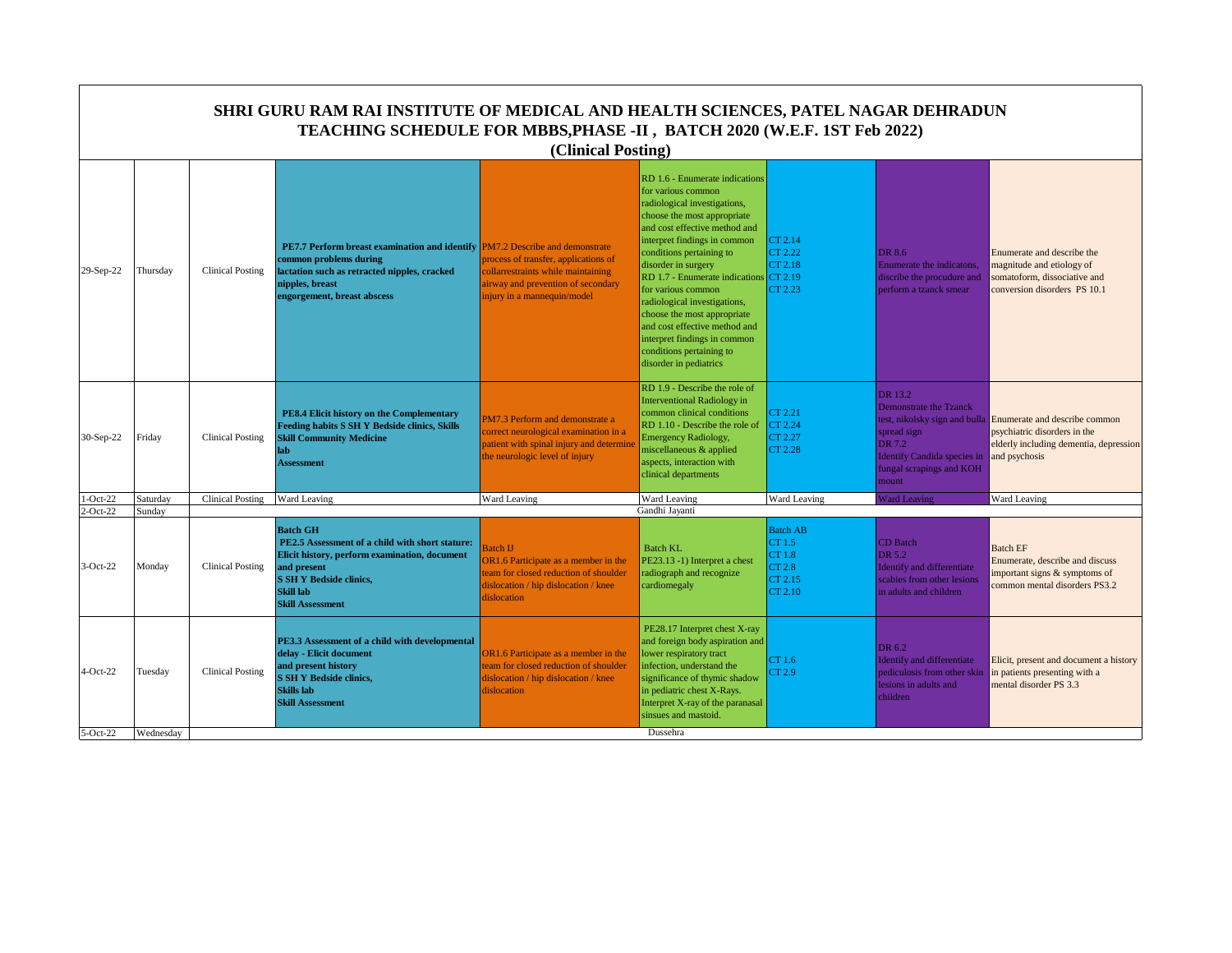# SHRI GURU RAM RAI INSTITUTE OF MEDICAL AND HEALTH SCIENCES, PATEL NAGAR DEHRADUN
## TEACHING SCHEDULE FOR MBBS,PHASE -II , BATCH 2020 (W.E.F. 1ST Feb 2022)
### (Clinical Posting)

| Date | Day | | | | | | | |
|---|---|---|---|---|---|---|---|---|
| 29-Sep-22 | Thursday | Clinical Posting | **PE7.7 Perform breast examination and identify common problems during lactation such as retracted nipples, cracked nipples, breast engorgement, breast abscess** | PM7.2 Describe and demonstrate process of transfer, applications of collarrestraints while maintaining airway and prevention of secondary injury in a mannequin/model | RD 1.6 - Enumerate indications for various common radiological investigations, choose the most appropriate and cost effective method and interpret findings in common conditions pertaining to disorder in surgery RD 1.7 - Enumerate indications for various common radiological investigations, choose the most appropriate and cost effective method and interpret findings in common conditions pertaining to disorder in pediatrics | CT 2.14 CT 2.22 CT 2.18 CT 2.19 CT 2.23 | DR 8.6 Enumerate the indicatons, discribe the procudure and perform a tzanck smear | Enumerate and describe the magnitude and etiology of somatoform, dissociative and conversion disorders PS 10.1 |
| 30-Sep-22 | Friday | Clinical Posting | **PE8.4 Elicit history on the Complementary Feeding habits S SH Y Bedside clinics, Skills Skill Community Medicine lab Assessment** | PM7.3 Perform and demonstrate a correct neurological examination in a patient with spinal injury and determine the neurologic level of injury | RD 1.9 - Describe the role of Interventional Radiology in common clinical conditions RD 1.10 - Describe the role of Emergency Radiology, miscellaneous & applied aspects, interaction with clinical departments | CT 2.21 CT 2.24 CT 2.27 CT 2.28 | DR 13.2 Demonstrate the Tzanck test, nikolsky sign and bulla spread sign DR 7.2 Identify Candida species in fungal scrapings and KOH mount | Enumerate and describe common psychiatric disorders in the elderly including dementia, depression and psychosis |
| 1-Oct-22 | Saturday | Clinical Posting | Ward Leaving | Ward Leaving | Ward Leaving | Ward Leaving | Ward Leaving | Ward Leaving |
| 2-Oct-22 | Sunday | | | | Gandhi Jayanti | | | |
| 3-Oct-22 | Monday | Clinical Posting | **Batch GH PE2.5 Assessment of a child with short stature: Elicit history, perform examination, document and present S SH Y Bedside clinics, Skill lab Skill Assessment** | Batch IJ OR1.6 Participate as a member in the team for closed reduction of shoulder dislocation / hip dislocation / knee dislocation | Batch KL PE23.13 -1) Interpret a chest radiograph and recognize cardiomegaly | Batch AB CT 1.5 CT 1.8 CT 2.8 CT 2.15 CT 2.10 | CD Batch DR 5.2 Identify and differentiate scabies from other lesions in adults and children | Batch EF Enumerate, describe and discuss important signs & symptoms of common mental disorders PS3.2 |
| 4-Oct-22 | Tuesday | Clinical Posting | **PE3.3 Assessment of a child with developmental delay - Elicit document and present history S SH Y Bedside clinics, Skills lab Skill Assessment** | OR1.6 Participate as a member in the team for closed reduction of shoulder dislocation / hip dislocation / knee dislocation | PE28.17 Interpret chest X-ray and foreign body aspiration and lower respiratory tract infection, understand the significance of thymic shadow in pediatric chest X-Rays. Interpret X-ray of the paranasal sinsues and mastoid. | CT 1.6 CT 2.9 | DR 6.2 Identify and differentiate pediculosis from other skin lesions in adults and children | Elicit, present and document a history in patients presenting with a mental disorder PS 3.3 |
| 5-Oct-22 | Wednesday | | | | Dussehra | | | |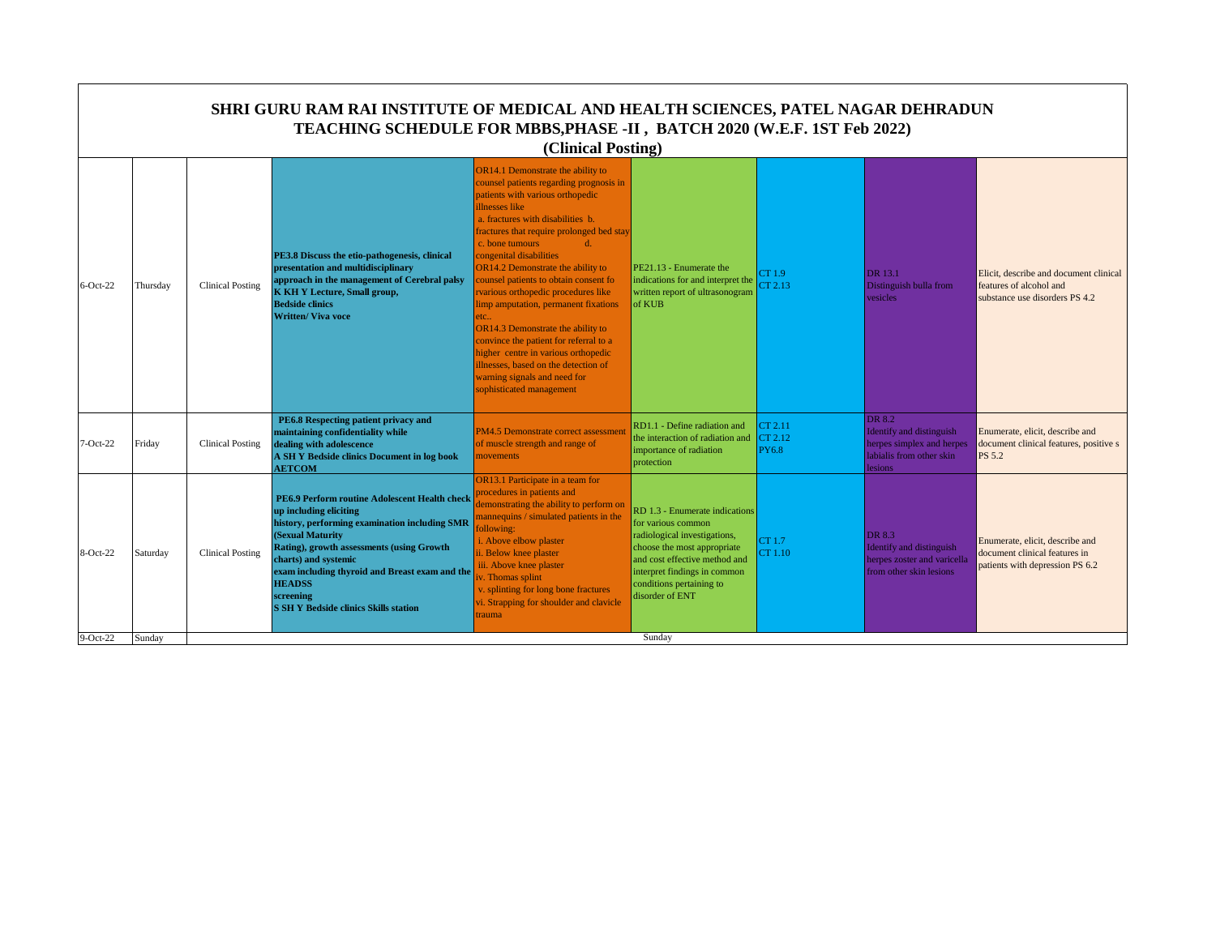# SHRI GURU RAM RAI INSTITUTE OF MEDICAL AND HEALTH SCIENCES, PATEL NAGAR DEHRADUN
## TEACHING SCHEDULE FOR MBBS,PHASE -II , BATCH 2020 (W.E.F. 1ST Feb 2022)
### (Clinical Posting)

| | | | | | | | | |
|---|---|---|---|---|---|---|---|---|
| 6-Oct-22 | Thursday | Clinical Posting | **PE3.8 Discuss the etio-pathogenesis, clinical presentation and multidisciplinary approach in the management of Cerebral palsy K KH Y Lecture, Small group, Bedside clinics Written/ Viva voce** | OR14.1 Demonstrate the ability to counsel patients regarding prognosis in patients with various orthopedic illnesses like a. fractures with disabilities b. fractures that require prolonged bed stay c. bone tumours d. congenital disabilities OR14.2 Demonstrate the ability to counsel patients to obtain consent fo rvarious orthopedic procedures like limp amputation, permanent fixations etc.. OR14.3 Demonstrate the ability to convince the patient for referral to a higher centre in various orthopedic illnesses, based on the detection of warning signals and need for sophisticated management | PE21.13 - Enumerate the indications for and interpret the written report of ultrasonogram of KUB | CT 1.9 CT 2.13 | DR 13.1 Distinguish bulla from vesicles | Elicit, describe and document clinical features of alcohol and substance use disorders PS 4.2 |
| 7-Oct-22 | Friday | Clinical Posting | **PE6.8 Respecting patient privacy and maintaining confidentiality while dealing with adolescence A SH Y Bedside clinics Document in log book AETCOM** | PM4.5 Demonstrate correct assessment of muscle strength and range of movements | RD1.1 - Define radiation and the interaction of radiation and importance of radiation protection | CT 2.11 CT 2.12 PY6.8 | DR 8.2 Identify and distinguish herpes simplex and herpes labialis from other skin lesions | Enumerate, elicit, describe and document clinical features, positive s PS 5.2 |
| 8-Oct-22 | Saturday | Clinical Posting | **PE6.9 Perform routine Adolescent Health check up including eliciting history, performing examination including SMR (Sexual Maturity Rating), growth assessments (using Growth charts) and systemic exam including thyroid and Breast exam and the HEADSS screening S SH Y Bedside clinics Skills station** | OR13.1 Participate in a team for procedures in patients and demonstrating the ability to perform on mannequins / simulated patients in the following: i. Above elbow plaster ii. Below knee plaster iii. Above knee plaster iv. Thomas splint v. splinting for long bone fractures vi. Strapping for shoulder and clavicle trauma | RD 1.3 - Enumerate indications for various common radiological investigations, choose the most appropriate and cost effective method and interpret findings in common conditions pertaining to disorder of ENT | CT 1.7 CT 1.10 | DR 8.3 Identify and distinguish herpes zoster and varicella from other skin lesions | Enumerate, elicit, describe and document clinical features in patients with depression PS 6.2 |
| 9-Oct-22 | Sunday | Sunday | | | | | | |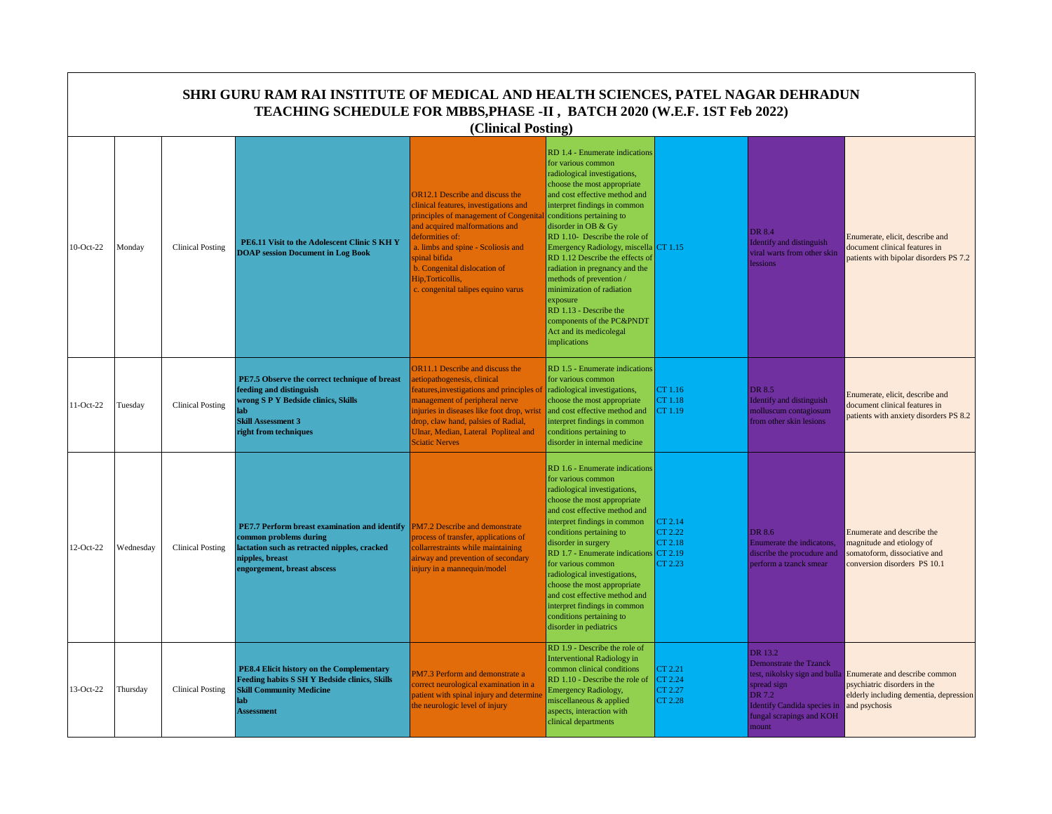# SHRI GURU RAM RAI INSTITUTE OF MEDICAL AND HEALTH SCIENCES, PATEL NAGAR DEHRADUN

## TEACHING SCHEDULE FOR MBBS,PHASE -II , BATCH 2020 (W.E.F. 1ST Feb 2022)

### (Clinical Posting)

| | | | | | | | | |
|---|---|---|---|---|---|---|---|---|
| 10-Oct-22 | Monday | Clinical Posting | **PE6.11 Visit to the Adolescent Clinic S KH Y DOAP session Document in Log Book** | OR12.1 Describe and discuss the clinical features, investigations and principles of management of Congenital and acquired malformations and deformities of: a. limbs and spine - Scoliosis and spinal bifida b. Congenital dislocation of Hip,Torticollis, c. congenital talipes equino varus | RD 1.4 - Enumerate indications for various common radiological investigations, choose the most appropriate and cost effective method and interpret findings in common conditions pertaining to disorder in OB & Gy RD 1.10- Describe the role of Emergency Radiology, miscella RD 1.12 Describe the effects of radiation in pregnancy and the methods of prevention / minimization of radiation exposure RD 1.13 - Describe the components of the PC&PNDT Act and its medicolegal implications | CT 1.15 | DR 8.4 Identify and distinguish viral warts from other skin lessions | Enumerate, elicit, describe and document clinical features in patients with bipolar disorders PS 7.2 |
| 11-Oct-22 | Tuesday | Clinical Posting | **PE7.5 Observe the correct technique of breast feeding and distinguish wrong S P Y Bedside clinics, Skills lab Skill Assessment 3 right from techniques** | OR11.1 Describe and discuss the aetiopathogenesis, clinical features,investigations and principles of management of peripheral nerve injuries in diseases like foot drop, wrist drop, claw hand, palsies of Radial, Ulnar, Median, Lateral Popliteal and Sciatic Nerves | RD 1.5 - Enumerate indications for various common radiological investigations, choose the most appropriate and cost effective method and interpret findings in common conditions pertaining to disorder in internal medicine | CT 1.16 CT 1.18 CT 1.19 | DR 8.5 Identify and distinguish molluscum contagiosum from other skin lesions | Enumerate, elicit, describe and document clinical features in patients with anxiety disorders PS 8.2 |
| 12-Oct-22 | Wednesday | Clinical Posting | **PE7.7 Perform breast examination and identify common problems during lactation such as retracted nipples, cracked nipples, breast engorgement, breast abscess** | PM7.2 Describe and demonstrate process of transfer, applications of collarrestraints while maintaining airway and prevention of secondary injury in a mannequin/model | RD 1.6 - Enumerate indications for various common radiological investigations, choose the most appropriate and cost effective method and interpret findings in common conditions pertaining to disorder in surgery RD 1.7 - Enumerate indications for various common radiological investigations, choose the most appropriate and cost effective method and interpret findings in common conditions pertaining to disorder in pediatrics | CT 2.14 CT 2.22 CT 2.18 CT 2.19 CT 2.23 | DR 8.6 Enumerate the indicatons, discribe the procudure and perform a tzanck smear | Enumerate and describe the magnitude and etiology of somatoform, dissociative and conversion disorders PS 10.1 |
| 13-Oct-22 | Thursday | Clinical Posting | **PE8.4 Elicit history on the Complementary Feeding habits S SH Y Bedside clinics, Skills Skill Community Medicine lab Assessment** | PM7.3 Perform and demonstrate a correct neurological examination in a patient with spinal injury and determine the neurologic level of injury | RD 1.9 - Describe the role of Interventional Radiology in common clinical conditions RD 1.10 - Describe the role of Emergency Radiology, miscellaneous & applied aspects, interaction with clinical departments | CT 2.21 CT 2.24 CT 2.27 CT 2.28 | DR 13.2 Demonstrate the Tzanck test, nikolsky sign and bulla spread sign DR 7.2 Identify Candida species in fungal scrapings and KOH mount | Enumerate and describe common psychiatric disorders in the elderly including dementia, depression and psychosis |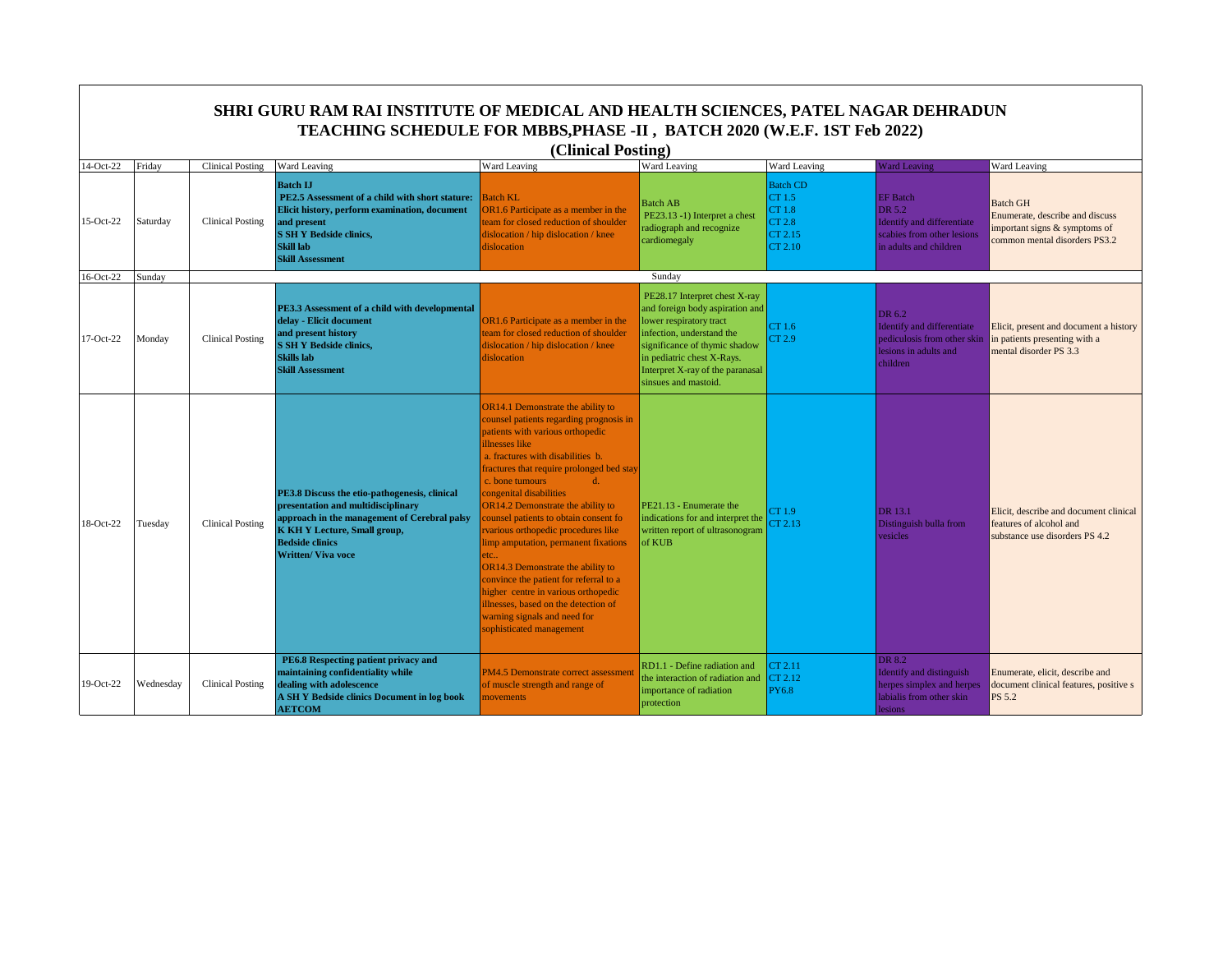# SHRI GURU RAM RAI INSTITUTE OF MEDICAL AND HEALTH SCIENCES, PATEL NAGAR DEHRADUN

## TEACHING SCHEDULE FOR MBBS,PHASE -II , BATCH 2020 (W.E.F. 1ST Feb 2022)

### (Clinical Posting)

| | | | | | | | | |
|---|---|---|---|---|---|---|---|---|
| 14-Oct-22 | Friday | Clinical Posting | Ward Leaving | Ward Leaving | Ward Leaving | Ward Leaving | Ward Leaving | Ward Leaving |
| 15-Oct-22 | Saturday | Clinical Posting | **Batch IJ** **PE2.5 Assessment of a child with short stature: Elicit history, perform examination, document and present** **S SH Y Bedside clinics,** **Skill lab** **Skill Assessment** | Batch KL OR1.6 Participate as a member in the team for closed reduction of shoulder dislocation / hip dislocation / knee dislocation | Batch AB PE23.13 -1) Interpret a chest radiograph and recognize cardiomegaly | Batch CD CT 1.5 CT 1.8 CT 2.8 CT 2.15 CT 2.10 | EF Batch DR 5.2 Identify and differentiate scabies from other lesions in adults and children | Batch GH Enumerate, describe and discuss important signs & symptoms of common mental disorders PS3.2 |
| 16-Oct-22 | Sunday | | | | Sunday | | | |
| 17-Oct-22 | Monday | Clinical Posting | **PE3.3 Assessment of a child with developmental delay - Elicit document and present history** **S SH Y Bedside clinics,** **Skills lab** **Skill Assessment** | OR1.6 Participate as a member in the team for closed reduction of shoulder dislocation / hip dislocation / knee dislocation | PE28.17 Interpret chest X-ray and foreign body aspiration and lower respiratory tract infection, understand the significance of thymic shadow in pediatric chest X-Rays. Interpret X-ray of the paranasal sinsues and mastoid. | CT 1.6 CT 2.9 | DR 6.2 Identify and differentiate pediculosis from other skin lesions in adults and children | Elicit, present and document a history in patients presenting with a mental disorder PS 3.3 |
| 18-Oct-22 | Tuesday | Clinical Posting | **PE3.8 Discuss the etio-pathogenesis, clinical presentation and multidisciplinary approach in the management of Cerebral palsy** **K KH Y Lecture, Small group,** **Bedside clinics** **Written/ Viva voce** | OR14.1 Demonstrate the ability to counsel patients regarding prognosis in patients with various orthopedic illnesses like a. fractures with disabilities b. fractures that require prolonged bed stay c. bone tumours d. congenital disabilities OR14.2 Demonstrate the ability to counsel patients to obtain consent fo rvarious orthopedic procedures like limp amputation, permanent fixations etc.. OR14.3 Demonstrate the ability to convince the patient for referral to a higher centre in various orthopedic illnesses, based on the detection of warning signals and need for sophisticated management | PE21.13 - Enumerate the indications for and interpret the written report of ultrasonogram of KUB | CT 1.9 CT 2.13 | DR 13.1 Distinguish bulla from vesicles | Elicit, describe and document clinical features of alcohol and substance use disorders PS 4.2 |
| 19-Oct-22 | Wednesday | Clinical Posting | **PE6.8 Respecting patient privacy and maintaining confidentiality while dealing with adolescence** **A SH Y Bedside clinics Document in log book** **AETCOM** | PM4.5 Demonstrate correct assessment of muscle strength and range of movements | RD1.1 - Define radiation and the interaction of radiation and importance of radiation protection | CT 2.11 CT 2.12 PY6.8 | DR 8.2 Identify and distinguish herpes simplex and herpes labialis from other skin lesions | Enumerate, elicit, describe and document clinical features, positive s PS 5.2 |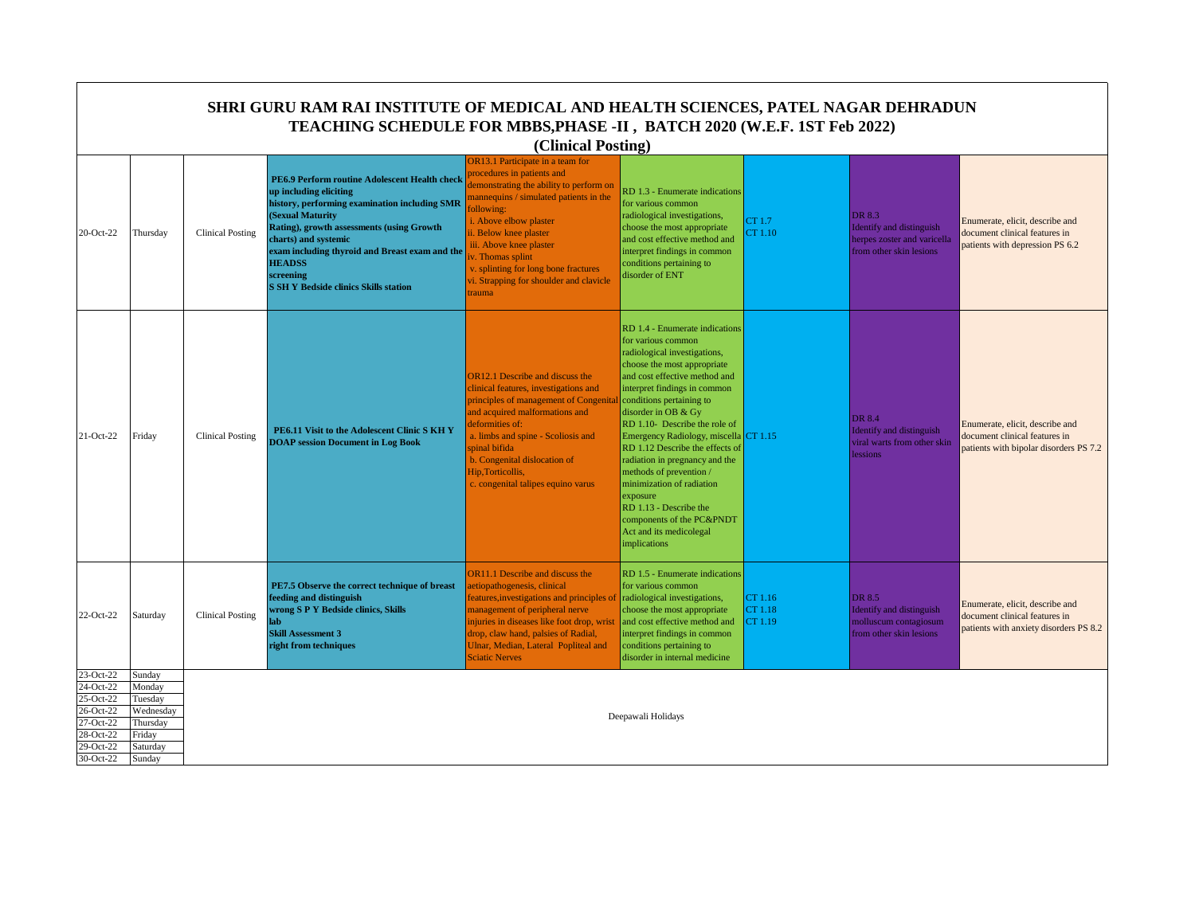# SHRI GURU RAM RAI INSTITUTE OF MEDICAL AND HEALTH SCIENCES, PATEL NAGAR DEHRADUN

## TEACHING SCHEDULE FOR MBBS,PHASE -II , BATCH 2020 (W.E.F. 1ST Feb 2022)

### (Clinical Posting)

| | | | | | | | | |
|---|---|---|---|---|---|---|---|---|
| 20-Oct-22 | Thursday | Clinical Posting | **PE6.9 Perform routine Adolescent Health check up including eliciting history, performing examination including SMR (Sexual Maturity Rating), growth assessments (using Growth charts) and systemic exam including thyroid and Breast exam and the HEADSS screening S SH Y Bedside clinics Skills station** | OR13.1 Participate in a team for procedures in patients and demonstrating the ability to perform on mannequins / simulated patients in the following: i. Above elbow plaster ii. Below knee plaster iii. Above knee plaster iv. Thomas splint v. splinting for long bone fractures vi. Strapping for shoulder and clavicle trauma | RD 1.3 - Enumerate indications for various common radiological investigations, choose the most appropriate and cost effective method and interpret findings in common conditions pertaining to disorder of ENT | CT 1.7 CT 1.10 | DR 8.3 Identify and distinguish herpes zoster and varicella from other skin lesions | Enumerate, elicit, describe and document clinical features in patients with depression PS 6.2 |
| 21-Oct-22 | Friday | Clinical Posting | **PE6.11 Visit to the Adolescent Clinic S KH Y DOAP session Document in Log Book** | OR12.1 Describe and discuss the clinical features, investigations and principles of management of Congenital and acquired malformations and deformities of: a. limbs and spine - Scoliosis and spinal bifida b. Congenital dislocation of Hip,Torticollis, c. congenital talipes equino varus | RD 1.4 - Enumerate indications for various common radiological investigations, choose the most appropriate and cost effective method and interpret findings in common conditions pertaining to disorder in OB & Gy RD 1.10- Describe the role of Emergency Radiology, miscella RD 1.12 Describe the effects of radiation in pregnancy and the methods of prevention / minimization of radiation exposure RD 1.13 - Describe the components of the PC&PNDT Act and its medicolegal implications | CT 1.15 | DR 8.4 Identify and distinguish viral warts from other skin lessions | Enumerate, elicit, describe and document clinical features in patients with bipolar disorders PS 7.2 |
| 22-Oct-22 | Saturday | Clinical Posting | **PE7.5 Observe the correct technique of breast feeding and distinguish wrong S P Y Bedside clinics, Skills lab Skill Assessment 3 right from techniques** | OR11.1 Describe and discuss the aetiopathogenesis, clinical features,investigations and principles of management of peripheral nerve injuries in diseases like foot drop, wrist drop, claw hand, palsies of Radial, Ulnar, Median, Lateral Popliteal and Sciatic Nerves | RD 1.5 - Enumerate indications for various common radiological investigations, choose the most appropriate and cost effective method and interpret findings in common conditions pertaining to disorder in internal medicine | CT 1.16 CT 1.18 CT 1.19 | DR 8.5 Identify and distinguish molluscum contagiosum from other skin lesions | Enumerate, elicit, describe and document clinical features in patients with anxiety disorders PS 8.2 |
| 23-Oct-22 | Sunday | Deepawali Holidays | | | | | | |
| 24-Oct-22 | Monday | | | | | | | |
| 25-Oct-22 | Tuesday | | | | | | | |
| 26-Oct-22 | Wednesday | | | | | | | |
| 27-Oct-22 | Thursday | | | | | | | |
| 28-Oct-22 | Friday | | | | | | | |
| 29-Oct-22 | Saturday | | | | | | | |
| 30-Oct-22 | Sunday | | | | | | | |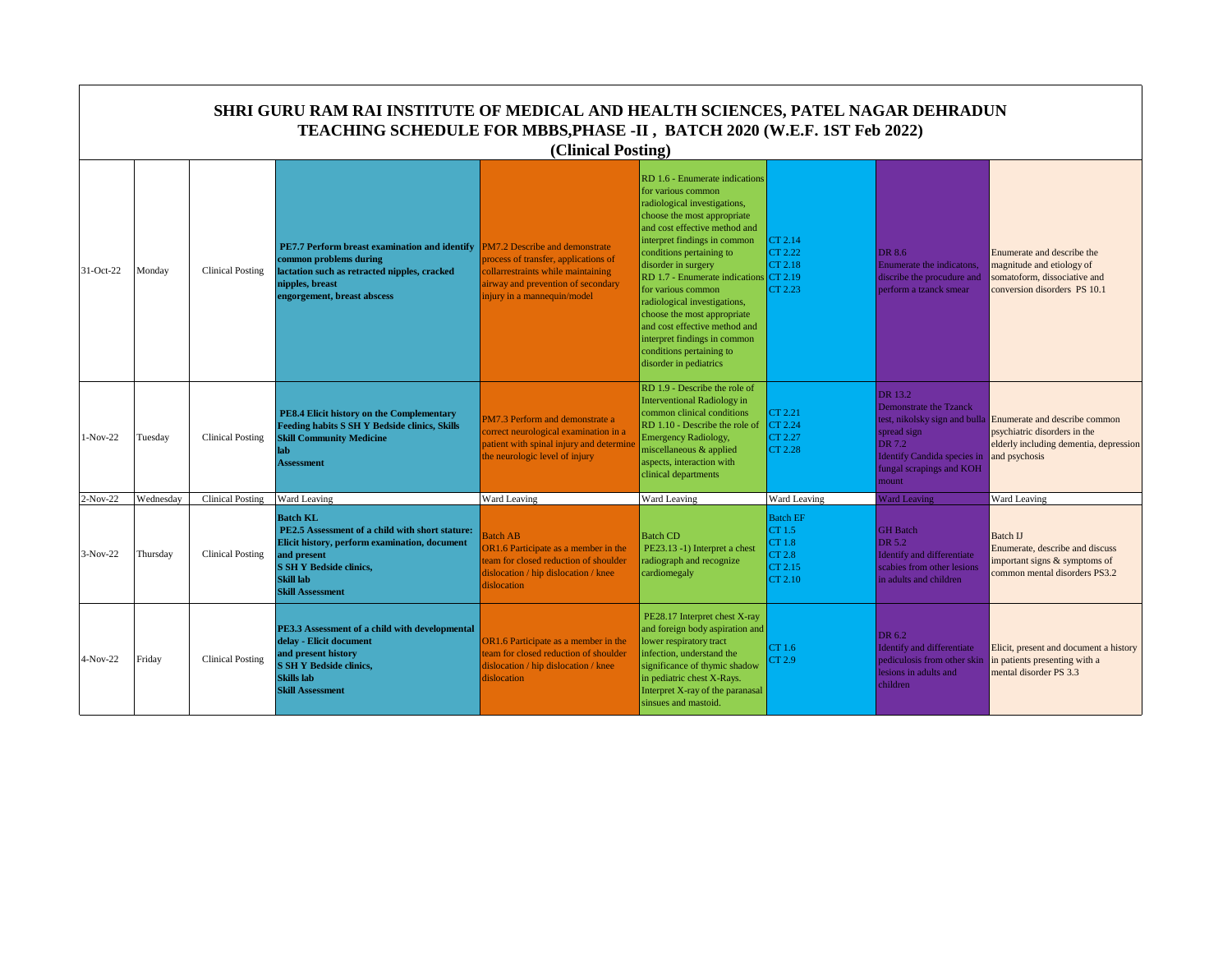# SHRI GURU RAM RAI INSTITUTE OF MEDICAL AND HEALTH SCIENCES, PATEL NAGAR DEHRADUN

## TEACHING SCHEDULE FOR MBBS,PHASE -II , BATCH 2020 (W.E.F. 1ST Feb 2022)

### (Clinical Posting)

| | | | | | | | | |
|---|---|---|---|---|---|---|---|---|
| 31-Oct-22 | Monday | Clinical Posting | **PE7.7 Perform breast examination and identify common problems during lactation such as retracted nipples, cracked nipples, breast engorgement, breast abscess** | PM7.2 Describe and demonstrate process of transfer, applications of collarrestraints while maintaining airway and prevention of secondary injury in a mannequin/model | RD 1.6 - Enumerate indications for various common radiological investigations, choose the most appropriate and cost effective method and interpret findings in common conditions pertaining to disorder in surgery RD 1.7 - Enumerate indications for various common radiological investigations, choose the most appropriate and cost effective method and interpret findings in common conditions pertaining to disorder in pediatrics | CT 2.14 CT 2.22 CT 2.18 CT 2.19 CT 2.23 | DR 8.6 Enumerate the indicatons, discribe the procudure and perform a tzanck smear | Enumerate and describe the magnitude and etiology of somatoform, dissociative and conversion disorders PS 10.1 |
| 1-Nov-22 | Tuesday | Clinical Posting | **PE8.4 Elicit history on the Complementary Feeding habits S SH Y Bedside clinics, Skills Skill Community Medicine lab Assessment** | PM7.3 Perform and demonstrate a correct neurological examination in a patient with spinal injury and determine the neurologic level of injury | RD 1.9 - Describe the role of Interventional Radiology in common clinical conditions RD 1.10 - Describe the role of Emergency Radiology, miscellaneous & applied aspects, interaction with clinical departments | CT 2.21 CT 2.24 CT 2.27 CT 2.28 | DR 13.2 Demonstrate the Tzanck test, nikolsky sign and bulla spread sign DR 7.2 Identify Candida species in fungal scrapings and KOH mount | Enumerate and describe common psychiatric disorders in the elderly including dementia, depression and psychosis |
| 2-Nov-22 | Wednesday | Clinical Posting | Ward Leaving | Ward Leaving | Ward Leaving | Ward Leaving | Ward Leaving | Ward Leaving |
| 3-Nov-22 | Thursday | Clinical Posting | **Batch KL PE2.5 Assessment of a child with short stature: Elicit history, perform examination, document and present S SH Y Bedside clinics, Skill lab Skill Assessment** | Batch AB OR1.6 Participate as a member in the team for closed reduction of shoulder dislocation / hip dislocation / knee dislocation | Batch CD PE23.13 -1) Interpret a chest radiograph and recognize cardiomegaly | Batch EF CT 1.5 CT 1.8 CT 2.8 CT 2.15 CT 2.10 | GH Batch DR 5.2 Identify and differentiate scabies from other lesions in adults and children | Batch IJ Enumerate, describe and discuss important signs & symptoms of common mental disorders PS3.2 |
| 4-Nov-22 | Friday | Clinical Posting | **PE3.3 Assessment of a child with developmental delay - Elicit document and present history S SH Y Bedside clinics, Skills lab Skill Assessment** | OR1.6 Participate as a member in the team for closed reduction of shoulder dislocation / hip dislocation / knee dislocation | PE28.17 Interpret chest X-ray and foreign body aspiration and lower respiratory tract infection, understand the significance of thymic shadow in pediatric chest X-Rays. Interpret X-ray of the paranasal sinsues and mastoid. | CT 1.6 CT 2.9 | DR 6.2 Identify and differentiate pediculosis from other skin lesions in adults and children | Elicit, present and document a history in patients presenting with a mental disorder PS 3.3 |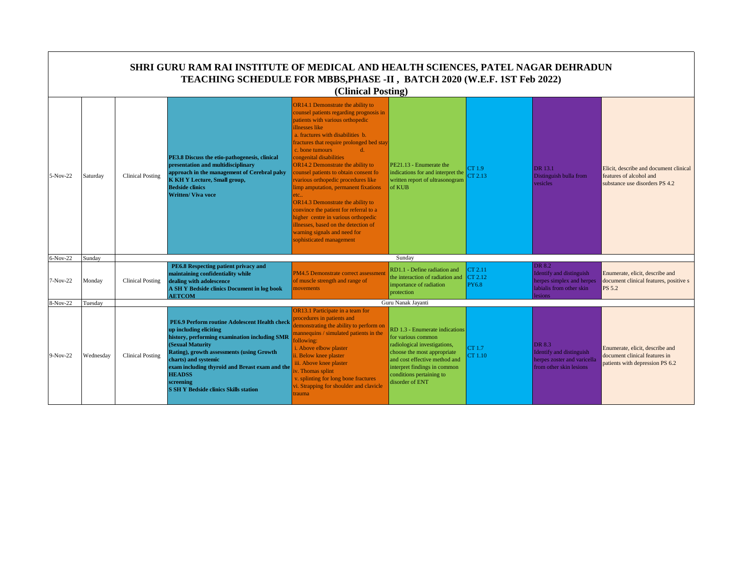# SHRI GURU RAM RAI INSTITUTE OF MEDICAL AND HEALTH SCIENCES, PATEL NAGAR DEHRADUN

## TEACHING SCHEDULE FOR MBBS,PHASE -II , BATCH 2020 (W.E.F. 1ST Feb 2022)

### (Clinical Posting)

| | | | | | | | | |
|---|---|---|---|---|---|---|---|---|
| 5-Nov-22 | Saturday | Clinical Posting | **PE3.8 Discuss the etio-pathogenesis, clinical presentation and multidisciplinary approach in the management of Cerebral palsy K KH Y Lecture, Small group, Bedside clinics Written/ Viva voce** | OR14.1 Demonstrate the ability to counsel patients regarding prognosis in patients with various orthopedic illnesses like a. fractures with disabilities b. fractures that require prolonged bed stay c. bone tumours d. congenital disabilities OR14.2 Demonstrate the ability to counsel patients to obtain consent fo rvarious orthopedic procedures like limp amputation, permanent fixations etc.. OR14.3 Demonstrate the ability to convince the patient for referral to a higher centre in various orthopedic illnesses, based on the detection of warning signals and need for sophisticated management | PE21.13 - Enumerate the indications for and interpret the written report of ultrasonogram of KUB | CT 1.9 CT 2.13 | DR 13.1 Distinguish bulla from vesicles | Elicit, describe and document clinical features of alcohol and substance use disorders PS 4.2 |
| 6-Nov-22 | Sunday | Sunday | | | | | | |
| 7-Nov-22 | Monday | Clinical Posting | **PE6.8 Respecting patient privacy and maintaining confidentiality while dealing with adolescence A SH Y Bedside clinics Document in log book AETCOM** | PM4.5 Demonstrate correct assessment of muscle strength and range of movements | RD1.1 - Define radiation and the interaction of radiation and importance of radiation protection | CT 2.11 CT 2.12 PY6.8 | DR 8.2 Identify and distinguish herpes simplex and herpes labialis from other skin lesions | Enumerate, elicit, describe and document clinical features, positive s PS 5.2 |
| 8-Nov-22 | Tuesday | Guru Nanak Jayanti | | | | | | |
| 9-Nov-22 | Wednesday | Clinical Posting | **PE6.9 Perform routine Adolescent Health check up including eliciting history, performing examination including SMR (Sexual Maturity Rating), growth assessments (using Growth charts) and systemic exam including thyroid and Breast exam and the HEADSS screening S SH Y Bedside clinics Skills station** | OR13.1 Participate in a team for procedures in patients and demonstrating the ability to perform on mannequins / simulated patients in the following: i. Above elbow plaster ii. Below knee plaster iii. Above knee plaster iv. Thomas splint v. splinting for long bone fractures vi. Strapping for shoulder and clavicle trauma | RD 1.3 - Enumerate indications for various common radiological investigations, choose the most appropriate and cost effective method and interpret findings in common conditions pertaining to disorder of ENT | CT 1.7 CT 1.10 | DR 8.3 Identify and distinguish herpes zoster and varicella from other skin lesions | Enumerate, elicit, describe and document clinical features in patients with depression PS 6.2 |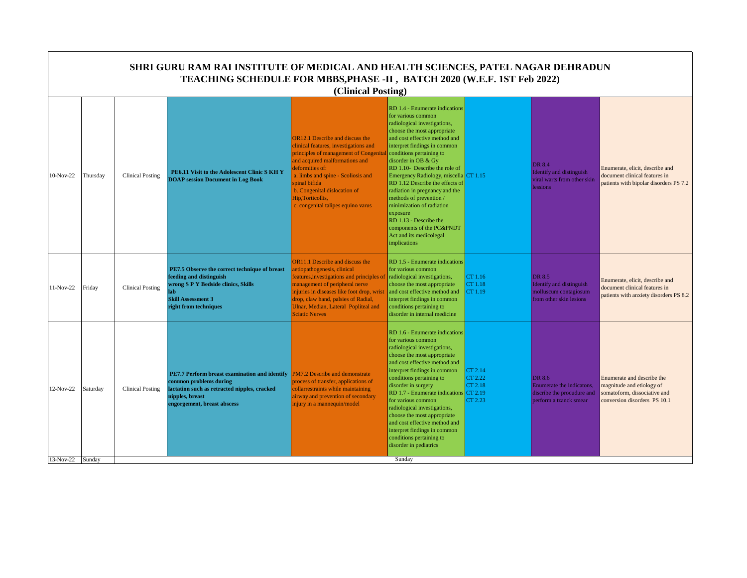# SHRI GURU RAM RAI INSTITUTE OF MEDICAL AND HEALTH SCIENCES, PATEL NAGAR DEHRADUN

## TEACHING SCHEDULE FOR MBBS,PHASE -II , BATCH 2020 (W.E.F. 1ST Feb 2022)

### (Clinical Posting)

| | | | | | | | | |
|---|---|---|---|---|---|---|---|---|
| 10-Nov-22 | Thursday | Clinical Posting | **PE6.11 Visit to the Adolescent Clinic S KH Y DOAP session Document in Log Book** | OR12.1 Describe and discuss the clinical features, investigations and principles of management of Congenital and acquired malformations and deformities of: a. limbs and spine - Scoliosis and spinal bifida b. Congenital dislocation of Hip,Torticollis, c. congenital talipes equino varus | RD 1.4 - Enumerate indications for various common radiological investigations, choose the most appropriate and cost effective method and interpret findings in common conditions pertaining to disorder in OB & Gy RD 1.10- Describe the role of Emergency Radiology, miscella RD 1.12 Describe the effects of radiation in pregnancy and the methods of prevention / minimization of radiation exposure RD 1.13 - Describe the components of the PC&PNDT Act and its medicolegal implications | CT 1.15 | DR 8.4 Identify and distinguish viral warts from other skin lessions | Enumerate, elicit, describe and document clinical features in patients with bipolar disorders PS 7.2 |
| 11-Nov-22 | Friday | Clinical Posting | **PE7.5 Observe the correct technique of breast feeding and distinguish wrong S P Y Bedside clinics, Skills lab Skill Assessment 3 right from techniques** | OR11.1 Describe and discuss the aetiopathogenesis, clinical features,investigations and principles of management of peripheral nerve injuries in diseases like foot drop, wrist drop, claw hand, palsies of Radial, Ulnar, Median, Lateral Popliteal and Sciatic Nerves | RD 1.5 - Enumerate indications for various common radiological investigations, choose the most appropriate and cost effective method and interpret findings in common conditions pertaining to disorder in internal medicine | CT 1.16 CT 1.18 CT 1.19 | DR 8.5 Identify and distinguish molluscum contagiosum from other skin lesions | Enumerate, elicit, describe and document clinical features in patients with anxiety disorders PS 8.2 |
| 12-Nov-22 | Saturday | Clinical Posting | **PE7.7 Perform breast examination and identify common problems during lactation such as retracted nipples, cracked nipples, breast engorgement, breast abscess** | PM7.2 Describe and demonstrate process of transfer, applications of collarrestraints while maintaining airway and prevention of secondary injury in a mannequin/model | RD 1.6 - Enumerate indications for various common radiological investigations, choose the most appropriate and cost effective method and interpret findings in common conditions pertaining to disorder in surgery RD 1.7 - Enumerate indications for various common radiological investigations, choose the most appropriate and cost effective method and interpret findings in common conditions pertaining to disorder in pediatrics | CT 2.14 CT 2.22 CT 2.18 CT 2.19 CT 2.23 | DR 8.6 Enumerate the indicatons, discribe the procudure and perform a tzanck smear | Enumerate and describe the magnitude and etiology of somatoform, dissociative and conversion disorders PS 10.1 |
| 13-Nov-22 | Sunday | | | | Sunday | | | |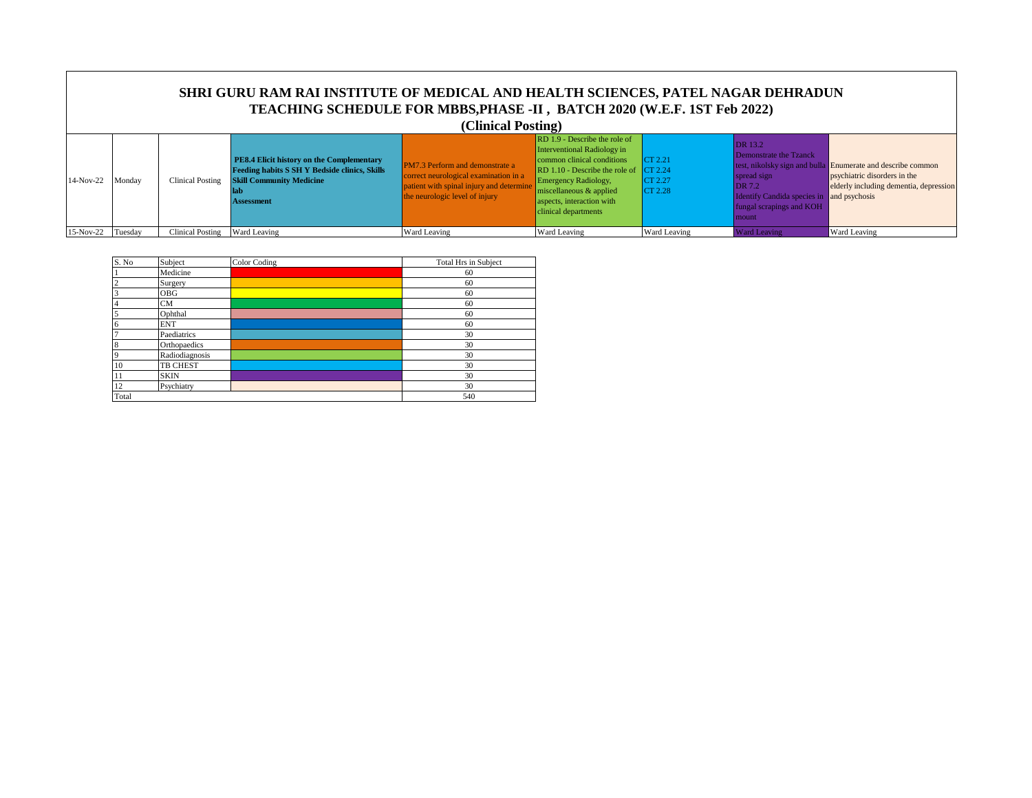# SHRI GURU RAM RAI INSTITUTE OF MEDICAL AND HEALTH SCIENCES, PATEL NAGAR DEHRADUN

## TEACHING SCHEDULE FOR MBBS,PHASE -II , BATCH 2020 (W.E.F. 1ST Feb 2022)

### (Clinical Posting)

| | | | | | | | | | |
|---|---|---|---|---|---|---|---|---|---|
| 14-Nov-22 | Monday | Clinical Posting | **PE8.4 Elicit history on the Complementary Feeding habits S SH Y Bedside clinics, Skills Skill Community Medicine lab Assessment** | PM7.3 Perform and demonstrate a correct neurological examination in a patient with spinal injury and determine the neurologic level of injury | RD 1.9 - Describe the role of Interventional Radiology in common clinical conditions RD 1.10 - Describe the role of Emergency Radiology, miscellaneous & applied aspects, interaction with clinical departments | CT 2.21 CT 2.24 CT 2.27 CT 2.28 | DR 13.2 Demonstrate the Tzanck test, nikolsky sign and bulla spread sign DR 7.2 Identify Candida species in fungal scrapings and KOH mount | Enumerate and describe common psychiatric disorders in the elderly including dementia, depression and psychosis |
| 15-Nov-22 | Tuesday | Clinical Posting | Ward Leaving | Ward Leaving | Ward Leaving | Ward Leaving | Ward Leaving | Ward Leaving |

| S. No | Subject | Color Coding | Total Hrs in Subject |
|---|---|---|---|
| 1 | Medicine | | 60 |
| 2 | Surgery | | 60 |
| 3 | OBG | | 60 |
| 4 | CM | | 60 |
| 5 | Ophthal | | 60 |
| 6 | ENT | | 60 |
| 7 | Paediatrics | | 30 |
| 8 | Orthopaedics | | 30 |
| 9 | Radiodiagnosis | | 30 |
| 10 | TB CHEST | | 30 |
| 11 | SKIN | | 30 |
| 12 | Psychiatry | | 30 |
| Total | | | 540 |